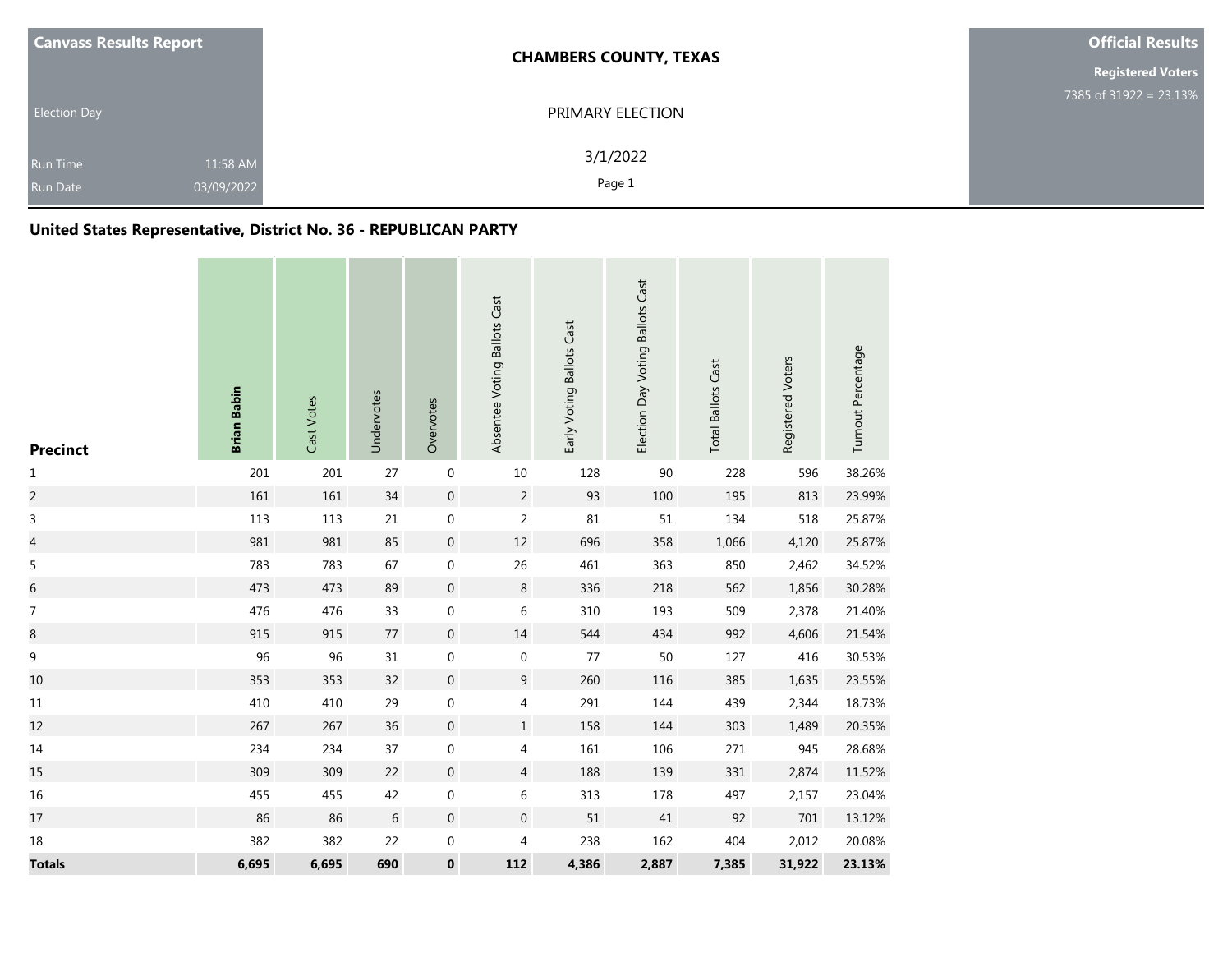| Canvass Results Report | | CHAMBERS COUNTY, TEXAS | Official Results |
|---|---|---|---|
| Election Day | | PRIMARY ELECTION | Registered Voters |
| Run Time | 11:58 AM | 3/1/2022 | 7385 of 31922 = 23.13% |
| Run Date | 03/09/2022 | Page 1 | |

## United States Representative, District No. 36 - REPUBLICAN PARTY

| Precinct | **Brian Babin** | Cast Votes | Undervotes | Overvotes | Absentee Voting Ballots Cast | Early Voting Ballots Cast | Election Day Voting Ballots Cast | Total Ballots Cast | Registered Voters | Turnout Percentage |
|---|---|---|---|---|---|---|---|---|---|---|
| 1 | 201 | 201 | 27 | 0 | 10 | 128 | 90 | 228 | 596 | 38.26% |
| 2 | 161 | 161 | 34 | 0 | 2 | 93 | 100 | 195 | 813 | 23.99% |
| 3 | 113 | 113 | 21 | 0 | 2 | 81 | 51 | 134 | 518 | 25.87% |
| 4 | 981 | 981 | 85 | 0 | 12 | 696 | 358 | 1,066 | 4,120 | 25.87% |
| 5 | 783 | 783 | 67 | 0 | 26 | 461 | 363 | 850 | 2,462 | 34.52% |
| 6 | 473 | 473 | 89 | 0 | 8 | 336 | 218 | 562 | 1,856 | 30.28% |
| 7 | 476 | 476 | 33 | 0 | 6 | 310 | 193 | 509 | 2,378 | 21.40% |
| 8 | 915 | 915 | 77 | 0 | 14 | 544 | 434 | 992 | 4,606 | 21.54% |
| 9 | 96 | 96 | 31 | 0 | 0 | 77 | 50 | 127 | 416 | 30.53% |
| 10 | 353 | 353 | 32 | 0 | 9 | 260 | 116 | 385 | 1,635 | 23.55% |
| 11 | 410 | 410 | 29 | 0 | 4 | 291 | 144 | 439 | 2,344 | 18.73% |
| 12 | 267 | 267 | 36 | 0 | 1 | 158 | 144 | 303 | 1,489 | 20.35% |
| 14 | 234 | 234 | 37 | 0 | 4 | 161 | 106 | 271 | 945 | 28.68% |
| 15 | 309 | 309 | 22 | 0 | 4 | 188 | 139 | 331 | 2,874 | 11.52% |
| 16 | 455 | 455 | 42 | 0 | 6 | 313 | 178 | 497 | 2,157 | 23.04% |
| 17 | 86 | 86 | 6 | 0 | 0 | 51 | 41 | 92 | 701 | 13.12% |
| 18 | 382 | 382 | 22 | 0 | 4 | 238 | 162 | 404 | 2,012 | 20.08% |
| **Totals** | **6,695** | **6,695** | **690** | **0** | **112** | **4,386** | **2,887** | **7,385** | **31,922** | **23.13%** |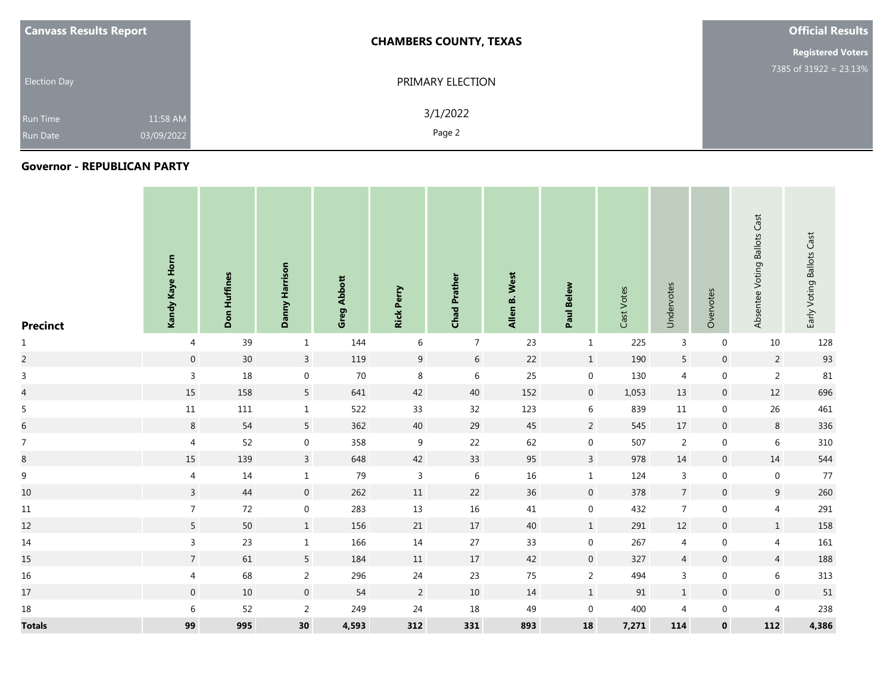**Canvass Results Report**

Election Day

Run Time 11:58 AM

Run Date 03/09/2022

**CHAMBERS COUNTY, TEXAS**

PRIMARY ELECTION

3/1/2022

**Official Results**

**Registered Voters**

7385 of 31922 = 23.13%

## Governor - REPUBLICAN PARTY

| Precinct | Kandy Kaye Horn | Don Huffines | Danny Harrison | Greg Abbott | Rick Perry | Chad Prather | Allen B. West | Paul Belew | Cast Votes | Undervotes | Overvotes | Absentee Voting Ballots Cast | Early Voting Ballots Cast |
|---|---|---|---|---|---|---|---|---|---|---|---|---|---|
| 1 | 4 | 39 | 1 | 144 | 6 | 7 | 23 | 1 | 225 | 3 | 0 | 10 | 128 |
| 2 | 0 | 30 | 3 | 119 | 9 | 6 | 22 | 1 | 190 | 5 | 0 | 2 | 93 |
| 3 | 3 | 18 | 0 | 70 | 8 | 6 | 25 | 0 | 130 | 4 | 0 | 2 | 81 |
| 4 | 15 | 158 | 5 | 641 | 42 | 40 | 152 | 0 | 1,053 | 13 | 0 | 12 | 696 |
| 5 | 11 | 111 | 1 | 522 | 33 | 32 | 123 | 6 | 839 | 11 | 0 | 26 | 461 |
| 6 | 8 | 54 | 5 | 362 | 40 | 29 | 45 | 2 | 545 | 17 | 0 | 8 | 336 |
| 7 | 4 | 52 | 0 | 358 | 9 | 22 | 62 | 0 | 507 | 2 | 0 | 6 | 310 |
| 8 | 15 | 139 | 3 | 648 | 42 | 33 | 95 | 3 | 978 | 14 | 0 | 14 | 544 |
| 9 | 4 | 14 | 1 | 79 | 3 | 6 | 16 | 1 | 124 | 3 | 0 | 0 | 77 |
| 10 | 3 | 44 | 0 | 262 | 11 | 22 | 36 | 0 | 378 | 7 | 0 | 9 | 260 |
| 11 | 7 | 72 | 0 | 283 | 13 | 16 | 41 | 0 | 432 | 7 | 0 | 4 | 291 |
| 12 | 5 | 50 | 1 | 156 | 21 | 17 | 40 | 1 | 291 | 12 | 0 | 1 | 158 |
| 14 | 3 | 23 | 1 | 166 | 14 | 27 | 33 | 0 | 267 | 4 | 0 | 4 | 161 |
| 15 | 7 | 61 | 5 | 184 | 11 | 17 | 42 | 0 | 327 | 4 | 0 | 4 | 188 |
| 16 | 4 | 68 | 2 | 296 | 24 | 23 | 75 | 2 | 494 | 3 | 0 | 6 | 313 |
| 17 | 0 | 10 | 0 | 54 | 2 | 10 | 14 | 1 | 91 | 1 | 0 | 0 | 51 |
| 18 | 6 | 52 | 2 | 249 | 24 | 18 | 49 | 0 | 400 | 4 | 0 | 4 | 238 |
| **Totals** | **99** | **995** | **30** | **4,593** | **312** | **331** | **893** | **18** | **7,271** | **114** | **0** | **112** | **4,386** |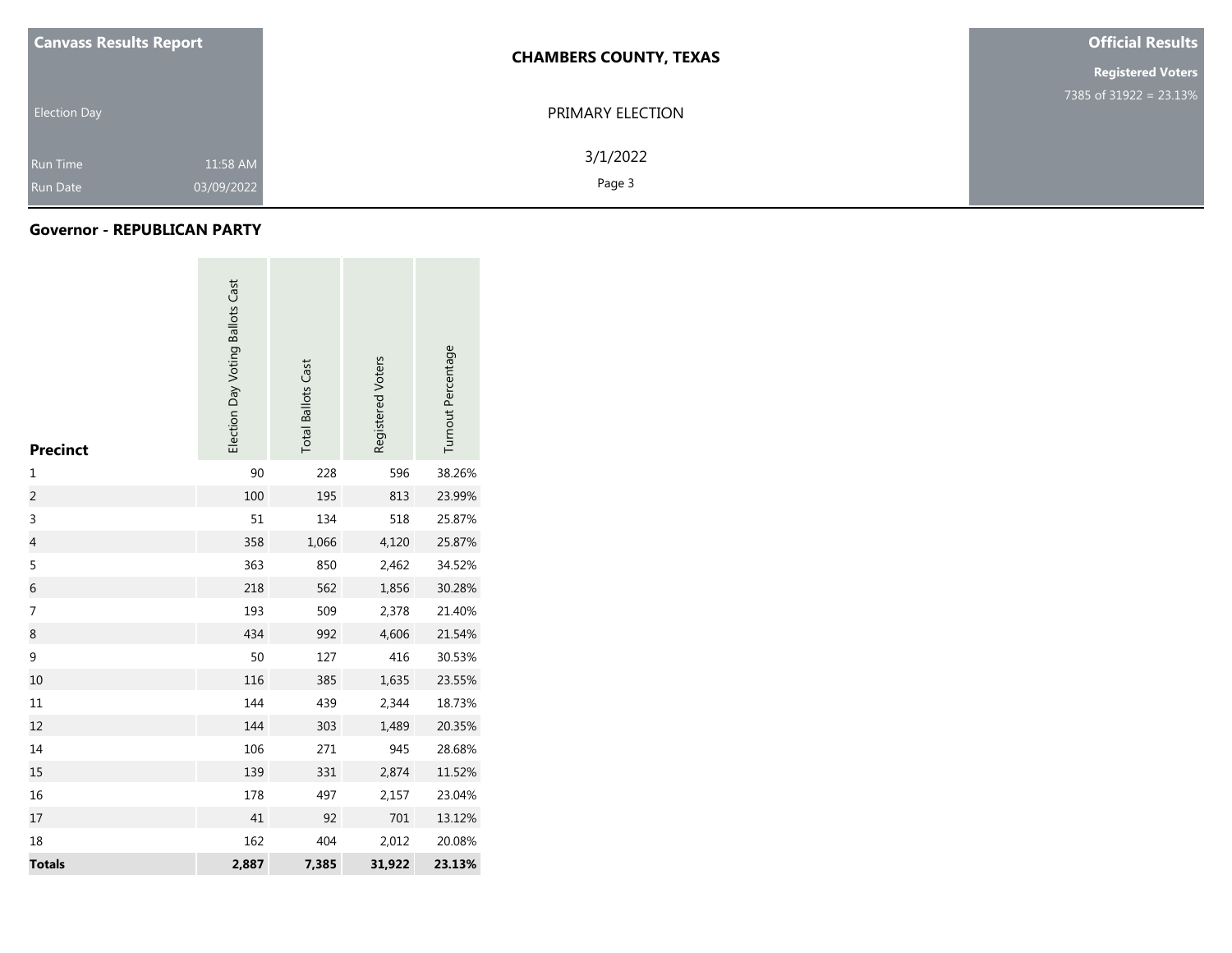| Canvass Results Report | CHAMBERS COUNTY, TEXAS | Official Results |
|---|---|---|
| Election Day | PRIMARY ELECTION | Registered Voters 7385 of 31922 = 23.13% |
| Run Time 11:58 AM | 3/1/2022 | |
| Run Date 03/09/2022 | | |

## Governor - REPUBLICAN PARTY

| Precinct | Election Day Voting Ballots Cast | Total Ballots Cast | Registered Voters | Turnout Percentage |
|---|---|---|---|---|
| 1 | 90 | 228 | 596 | 38.26% |
| 2 | 100 | 195 | 813 | 23.99% |
| 3 | 51 | 134 | 518 | 25.87% |
| 4 | 358 | 1,066 | 4,120 | 25.87% |
| 5 | 363 | 850 | 2,462 | 34.52% |
| 6 | 218 | 562 | 1,856 | 30.28% |
| 7 | 193 | 509 | 2,378 | 21.40% |
| 8 | 434 | 992 | 4,606 | 21.54% |
| 9 | 50 | 127 | 416 | 30.53% |
| 10 | 116 | 385 | 1,635 | 23.55% |
| 11 | 144 | 439 | 2,344 | 18.73% |
| 12 | 144 | 303 | 1,489 | 20.35% |
| 14 | 106 | 271 | 945 | 28.68% |
| 15 | 139 | 331 | 2,874 | 11.52% |
| 16 | 178 | 497 | 2,157 | 23.04% |
| 17 | 41 | 92 | 701 | 13.12% |
| 18 | 162 | 404 | 2,012 | 20.08% |
| **Totals** | **2,887** | **7,385** | **31,922** | **23.13%** |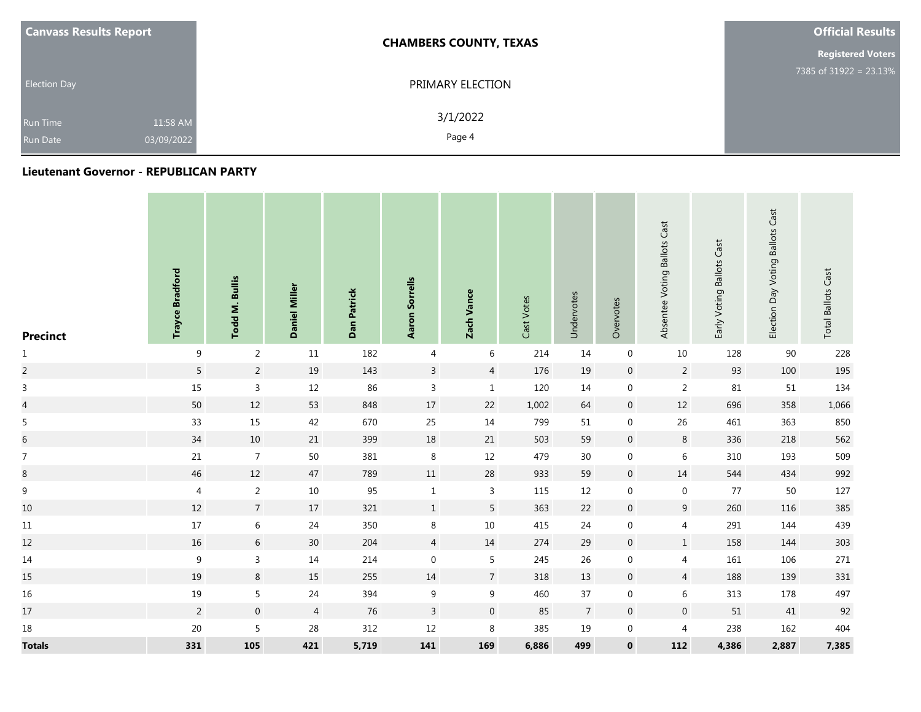| Canvass Results Report | CHAMBERS COUNTY, TEXAS | Official Results |
| --- | --- | --- |
| Election Day | PRIMARY ELECTION | Registered Voters |
| Run Time 11:58 AM | 3/1/2022 | 7385 of 31922 = 23.13% |
| Run Date 03/09/2022 | | |

## Lieutenant Governor - REPUBLICAN PARTY

| Precinct | Trayce Bradford | Todd M. Bullis | Daniel Miller | Dan Patrick | Aaron Sorrells | Zach Vance | Cast Votes | Undervotes | Overvotes | Absentee Voting Ballots Cast | Early Voting Ballots Cast | Election Day Voting Ballots Cast | Total Ballots Cast |
| --- | --- | --- | --- | --- | --- | --- | --- | --- | --- | --- | --- | --- | --- |
| 1 | 9 | 2 | 11 | 182 | 4 | 6 | 214 | 14 | 0 | 10 | 128 | 90 | 228 |
| 2 | 5 | 2 | 19 | 143 | 3 | 4 | 176 | 19 | 0 | 2 | 93 | 100 | 195 |
| 3 | 15 | 3 | 12 | 86 | 3 | 1 | 120 | 14 | 0 | 2 | 81 | 51 | 134 |
| 4 | 50 | 12 | 53 | 848 | 17 | 22 | 1,002 | 64 | 0 | 12 | 696 | 358 | 1,066 |
| 5 | 33 | 15 | 42 | 670 | 25 | 14 | 799 | 51 | 0 | 26 | 461 | 363 | 850 |
| 6 | 34 | 10 | 21 | 399 | 18 | 21 | 503 | 59 | 0 | 8 | 336 | 218 | 562 |
| 7 | 21 | 7 | 50 | 381 | 8 | 12 | 479 | 30 | 0 | 6 | 310 | 193 | 509 |
| 8 | 46 | 12 | 47 | 789 | 11 | 28 | 933 | 59 | 0 | 14 | 544 | 434 | 992 |
| 9 | 4 | 2 | 10 | 95 | 1 | 3 | 115 | 12 | 0 | 0 | 77 | 50 | 127 |
| 10 | 12 | 7 | 17 | 321 | 1 | 5 | 363 | 22 | 0 | 9 | 260 | 116 | 385 |
| 11 | 17 | 6 | 24 | 350 | 8 | 10 | 415 | 24 | 0 | 4 | 291 | 144 | 439 |
| 12 | 16 | 6 | 30 | 204 | 4 | 14 | 274 | 29 | 0 | 1 | 158 | 144 | 303 |
| 14 | 9 | 3 | 14 | 214 | 0 | 5 | 245 | 26 | 0 | 4 | 161 | 106 | 271 |
| 15 | 19 | 8 | 15 | 255 | 14 | 7 | 318 | 13 | 0 | 4 | 188 | 139 | 331 |
| 16 | 19 | 5 | 24 | 394 | 9 | 9 | 460 | 37 | 0 | 6 | 313 | 178 | 497 |
| 17 | 2 | 0 | 4 | 76 | 3 | 0 | 85 | 7 | 0 | 0 | 51 | 41 | 92 |
| 18 | 20 | 5 | 28 | 312 | 12 | 8 | 385 | 19 | 0 | 4 | 238 | 162 | 404 |
| **Totals** | **331** | **105** | **421** | **5,719** | **141** | **169** | **6,886** | **499** | **0** | **112** | **4,386** | **2,887** | **7,385** |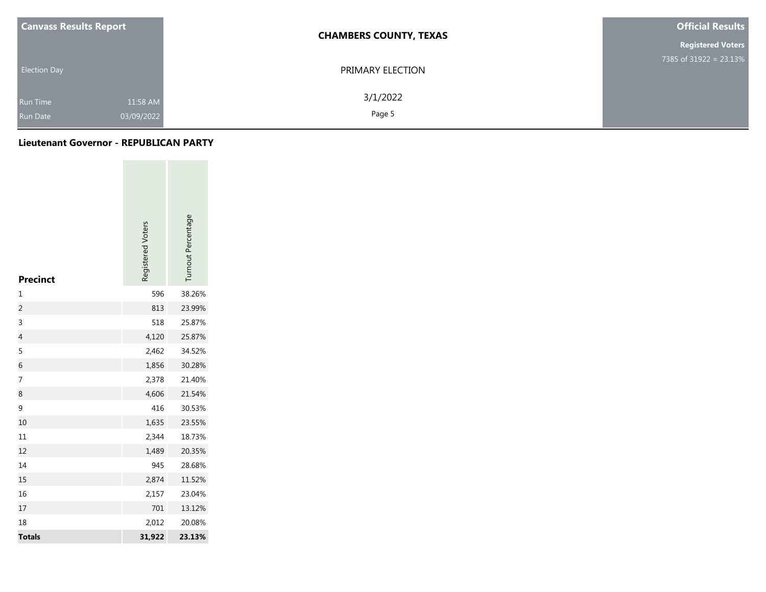| Canvass Results Report | CHAMBERS COUNTY, TEXAS | Official Results |
|---|---|---|
| Election Day | PRIMARY ELECTION | Registered Voters |
| Run Time 11:58 AM | 3/1/2022 | 7385 of 31922 = 23.13% |
| Run Date 03/09/2022 | | |

## Lieutenant Governor - REPUBLICAN PARTY

| Precinct | Registered Voters | Turnout Percentage |
|---|---|---|
| 1 | 596 | 38.26% |
| 2 | 813 | 23.99% |
| 3 | 518 | 25.87% |
| 4 | 4,120 | 25.87% |
| 5 | 2,462 | 34.52% |
| 6 | 1,856 | 30.28% |
| 7 | 2,378 | 21.40% |
| 8 | 4,606 | 21.54% |
| 9 | 416 | 30.53% |
| 10 | 1,635 | 23.55% |
| 11 | 2,344 | 18.73% |
| 12 | 1,489 | 20.35% |
| 14 | 945 | 28.68% |
| 15 | 2,874 | 11.52% |
| 16 | 2,157 | 23.04% |
| 17 | 701 | 13.12% |
| 18 | 2,012 | 20.08% |
| **Totals** | **31,922** | **23.13%** |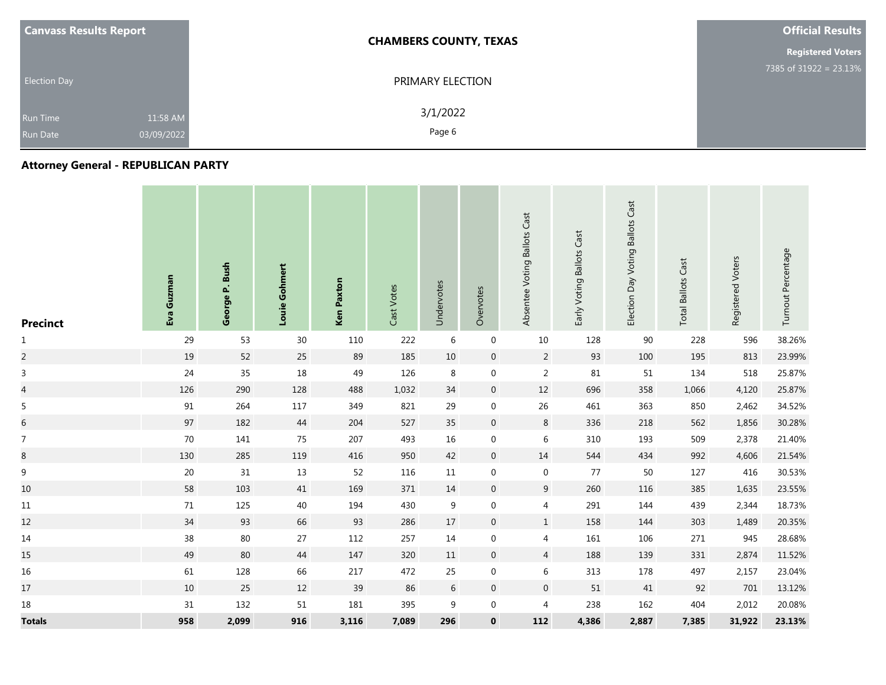Canvass Results Report

Election Day

Run Time 11:58 AM

Run Date 03/09/2022

**CHAMBERS COUNTY, TEXAS**

PRIMARY ELECTION

3/1/2022

**Official Results**

**Registered Voters**

7385 of 31922 = 23.13%

## Attorney General - REPUBLICAN PARTY

| Precinct | Eva Guzman | George P. Bush | Louie Gohmert | Ken Paxton | Cast Votes | Undervotes | Overvotes | Absentee Voting Ballots Cast | Early Voting Ballots Cast | Election Day Voting Ballots Cast | Total Ballots Cast | Registered Voters | Turnout Percentage |
|---|---|---|---|---|---|---|---|---|---|---|---|---|---|
| 1 | 29 | 53 | 30 | 110 | 222 | 6 | 0 | 10 | 128 | 90 | 228 | 596 | 38.26% |
| 2 | 19 | 52 | 25 | 89 | 185 | 10 | 0 | 2 | 93 | 100 | 195 | 813 | 23.99% |
| 3 | 24 | 35 | 18 | 49 | 126 | 8 | 0 | 2 | 81 | 51 | 134 | 518 | 25.87% |
| 4 | 126 | 290 | 128 | 488 | 1,032 | 34 | 0 | 12 | 696 | 358 | 1,066 | 4,120 | 25.87% |
| 5 | 91 | 264 | 117 | 349 | 821 | 29 | 0 | 26 | 461 | 363 | 850 | 2,462 | 34.52% |
| 6 | 97 | 182 | 44 | 204 | 527 | 35 | 0 | 8 | 336 | 218 | 562 | 1,856 | 30.28% |
| 7 | 70 | 141 | 75 | 207 | 493 | 16 | 0 | 6 | 310 | 193 | 509 | 2,378 | 21.40% |
| 8 | 130 | 285 | 119 | 416 | 950 | 42 | 0 | 14 | 544 | 434 | 992 | 4,606 | 21.54% |
| 9 | 20 | 31 | 13 | 52 | 116 | 11 | 0 | 0 | 77 | 50 | 127 | 416 | 30.53% |
| 10 | 58 | 103 | 41 | 169 | 371 | 14 | 0 | 9 | 260 | 116 | 385 | 1,635 | 23.55% |
| 11 | 71 | 125 | 40 | 194 | 430 | 9 | 0 | 4 | 291 | 144 | 439 | 2,344 | 18.73% |
| 12 | 34 | 93 | 66 | 93 | 286 | 17 | 0 | 1 | 158 | 144 | 303 | 1,489 | 20.35% |
| 14 | 38 | 80 | 27 | 112 | 257 | 14 | 0 | 4 | 161 | 106 | 271 | 945 | 28.68% |
| 15 | 49 | 80 | 44 | 147 | 320 | 11 | 0 | 4 | 188 | 139 | 331 | 2,874 | 11.52% |
| 16 | 61 | 128 | 66 | 217 | 472 | 25 | 0 | 6 | 313 | 178 | 497 | 2,157 | 23.04% |
| 17 | 10 | 25 | 12 | 39 | 86 | 6 | 0 | 0 | 51 | 41 | 92 | 701 | 13.12% |
| 18 | 31 | 132 | 51 | 181 | 395 | 9 | 0 | 4 | 238 | 162 | 404 | 2,012 | 20.08% |
| **Totals** | **958** | **2,099** | **916** | **3,116** | **7,089** | **296** | **0** | **112** | **4,386** | **2,887** | **7,385** | **31,922** | **23.13%** |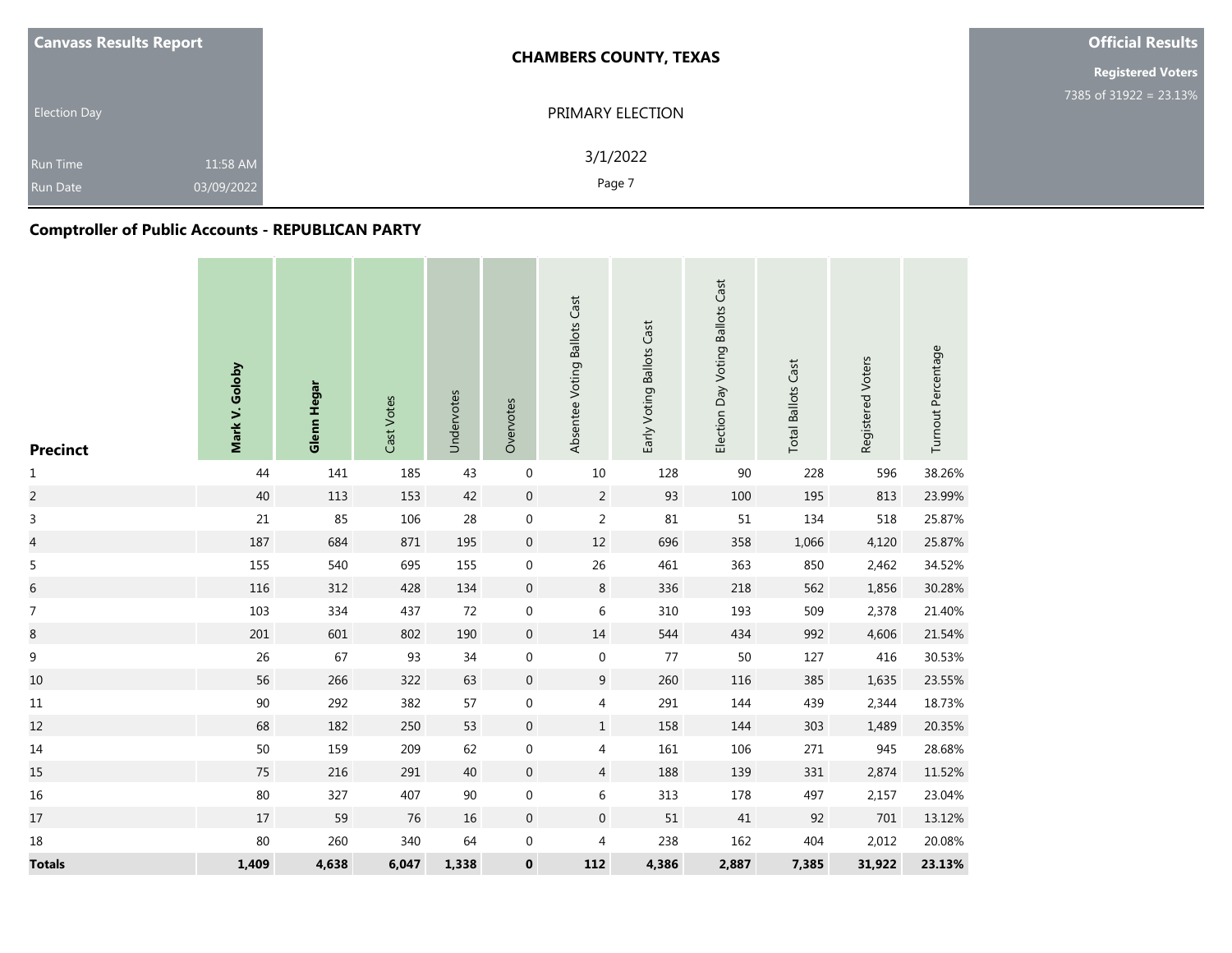**Canvass Results Report**

Election Day

Run Time 11:58 AM
Run Date 03/09/2022

**CHAMBERS COUNTY, TEXAS**

PRIMARY ELECTION

3/1/2022

**Official Results**

**Registered Voters**
7385 of 31922 = 23.13%

## Comptroller of Public Accounts - REPUBLICAN PARTY

| Precinct | Mark V. Goloby | Glenn Hegar | Cast Votes | Undervotes | Overvotes | Absentee Voting Ballots Cast | Early Voting Ballots Cast | Election Day Voting Ballots Cast | Total Ballots Cast | Registered Voters | Turnout Percentage |
|---|---|---|---|---|---|---|---|---|---|---|---|
| 1 | 44 | 141 | 185 | 43 | 0 | 10 | 128 | 90 | 228 | 596 | 38.26% |
| 2 | 40 | 113 | 153 | 42 | 0 | 2 | 93 | 100 | 195 | 813 | 23.99% |
| 3 | 21 | 85 | 106 | 28 | 0 | 2 | 81 | 51 | 134 | 518 | 25.87% |
| 4 | 187 | 684 | 871 | 195 | 0 | 12 | 696 | 358 | 1,066 | 4,120 | 25.87% |
| 5 | 155 | 540 | 695 | 155 | 0 | 26 | 461 | 363 | 850 | 2,462 | 34.52% |
| 6 | 116 | 312 | 428 | 134 | 0 | 8 | 336 | 218 | 562 | 1,856 | 30.28% |
| 7 | 103 | 334 | 437 | 72 | 0 | 6 | 310 | 193 | 509 | 2,378 | 21.40% |
| 8 | 201 | 601 | 802 | 190 | 0 | 14 | 544 | 434 | 992 | 4,606 | 21.54% |
| 9 | 26 | 67 | 93 | 34 | 0 | 0 | 77 | 50 | 127 | 416 | 30.53% |
| 10 | 56 | 266 | 322 | 63 | 0 | 9 | 260 | 116 | 385 | 1,635 | 23.55% |
| 11 | 90 | 292 | 382 | 57 | 0 | 4 | 291 | 144 | 439 | 2,344 | 18.73% |
| 12 | 68 | 182 | 250 | 53 | 0 | 1 | 158 | 144 | 303 | 1,489 | 20.35% |
| 14 | 50 | 159 | 209 | 62 | 0 | 4 | 161 | 106 | 271 | 945 | 28.68% |
| 15 | 75 | 216 | 291 | 40 | 0 | 4 | 188 | 139 | 331 | 2,874 | 11.52% |
| 16 | 80 | 327 | 407 | 90 | 0 | 6 | 313 | 178 | 497 | 2,157 | 23.04% |
| 17 | 17 | 59 | 76 | 16 | 0 | 0 | 51 | 41 | 92 | 701 | 13.12% |
| 18 | 80 | 260 | 340 | 64 | 0 | 4 | 238 | 162 | 404 | 2,012 | 20.08% |
| **Totals** | **1,409** | **4,638** | **6,047** | **1,338** | **0** | **112** | **4,386** | **2,887** | **7,385** | **31,922** | **23.13%** |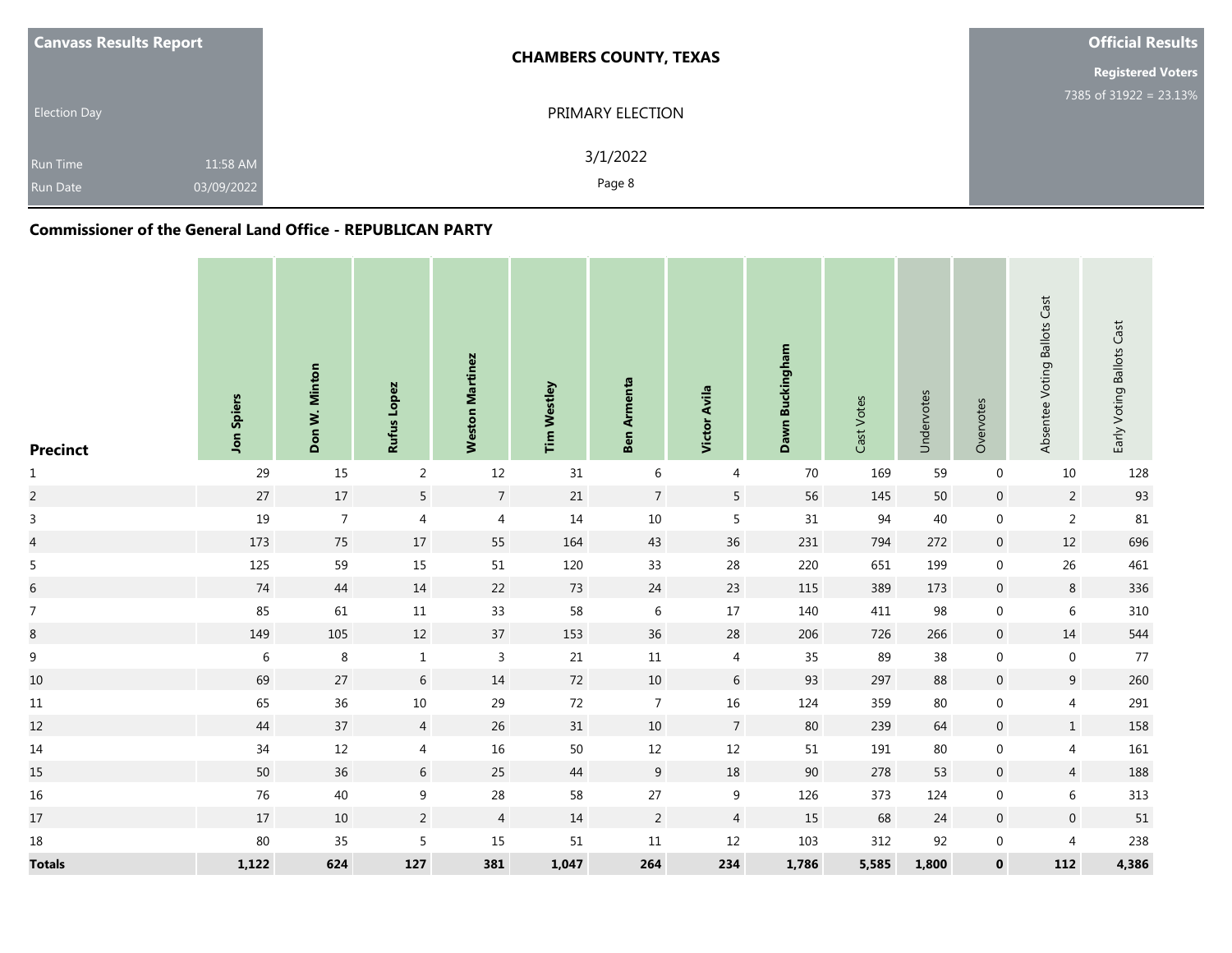**Canvass Results Report**

Election Day

Run Time 11:58 AM

Run Date 03/09/2022

**CHAMBERS COUNTY, TEXAS**

PRIMARY ELECTION

3/1/2022

**Official Results**

**Registered Voters**

7385 of 31922 = 23.13%

## Commissioner of the General Land Office - REPUBLICAN PARTY

| Precinct | Jon Spiers | Don W. Minton | Rufus Lopez | Weston Martinez | Tim Westley | Ben Armenta | Victor Avila | Dawn Buckingham | Cast Votes | Undervotes | Overvotes | Absentee Voting Ballots Cast | Early Voting Ballots Cast |
|---|---|---|---|---|---|---|---|---|---|---|---|---|---|
| 1 | 29 | 15 | 2 | 12 | 31 | 6 | 4 | 70 | 169 | 59 | 0 | 10 | 128 |
| 2 | 27 | 17 | 5 | 7 | 21 | 7 | 5 | 56 | 145 | 50 | 0 | 2 | 93 |
| 3 | 19 | 7 | 4 | 4 | 14 | 10 | 5 | 31 | 94 | 40 | 0 | 2 | 81 |
| 4 | 173 | 75 | 17 | 55 | 164 | 43 | 36 | 231 | 794 | 272 | 0 | 12 | 696 |
| 5 | 125 | 59 | 15 | 51 | 120 | 33 | 28 | 220 | 651 | 199 | 0 | 26 | 461 |
| 6 | 74 | 44 | 14 | 22 | 73 | 24 | 23 | 115 | 389 | 173 | 0 | 8 | 336 |
| 7 | 85 | 61 | 11 | 33 | 58 | 6 | 17 | 140 | 411 | 98 | 0 | 6 | 310 |
| 8 | 149 | 105 | 12 | 37 | 153 | 36 | 28 | 206 | 726 | 266 | 0 | 14 | 544 |
| 9 | 6 | 8 | 1 | 3 | 21 | 11 | 4 | 35 | 89 | 38 | 0 | 0 | 77 |
| 10 | 69 | 27 | 6 | 14 | 72 | 10 | 6 | 93 | 297 | 88 | 0 | 9 | 260 |
| 11 | 65 | 36 | 10 | 29 | 72 | 7 | 16 | 124 | 359 | 80 | 0 | 4 | 291 |
| 12 | 44 | 37 | 4 | 26 | 31 | 10 | 7 | 80 | 239 | 64 | 0 | 1 | 158 |
| 14 | 34 | 12 | 4 | 16 | 50 | 12 | 12 | 51 | 191 | 80 | 0 | 4 | 161 |
| 15 | 50 | 36 | 6 | 25 | 44 | 9 | 18 | 90 | 278 | 53 | 0 | 4 | 188 |
| 16 | 76 | 40 | 9 | 28 | 58 | 27 | 9 | 126 | 373 | 124 | 0 | 6 | 313 |
| 17 | 17 | 10 | 2 | 4 | 14 | 2 | 4 | 15 | 68 | 24 | 0 | 0 | 51 |
| 18 | 80 | 35 | 5 | 15 | 51 | 11 | 12 | 103 | 312 | 92 | 0 | 4 | 238 |
| **Totals** | **1,122** | **624** | **127** | **381** | **1,047** | **264** | **234** | **1,786** | **5,585** | **1,800** | **0** | **112** | **4,386** |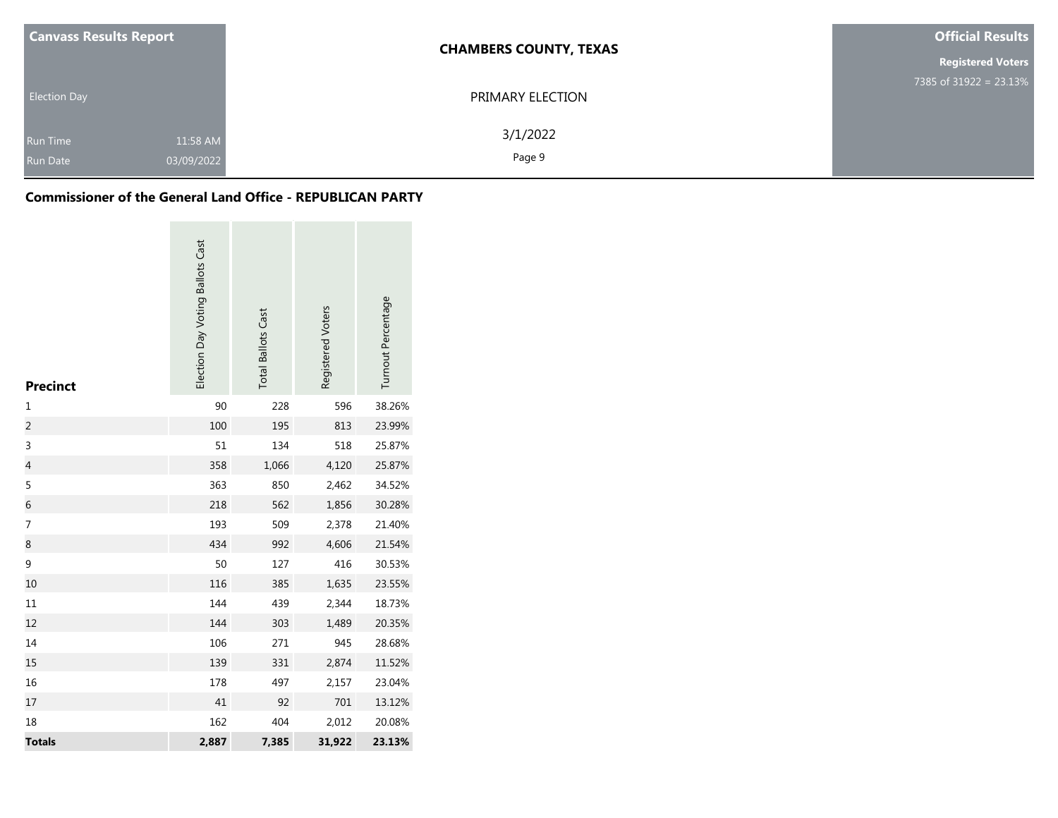| Canvass Results Report | | CHAMBERS COUNTY, TEXAS | Official Results |
|---|---|---|---|
| | | | Registered Voters |
| | | | 7385 of 31922 = 23.13% |
| Election Day | | PRIMARY ELECTION | |
| Run Time | 11:58 AM | 3/1/2022 | |
| Run Date | 03/09/2022 | | |

## Commissioner of the General Land Office - REPUBLICAN PARTY

| Precinct | Election Day Voting Ballots Cast | Total Ballots Cast | Registered Voters | Turnout Percentage |
|---|---|---|---|---|
| 1 | 90 | 228 | 596 | 38.26% |
| 2 | 100 | 195 | 813 | 23.99% |
| 3 | 51 | 134 | 518 | 25.87% |
| 4 | 358 | 1,066 | 4,120 | 25.87% |
| 5 | 363 | 850 | 2,462 | 34.52% |
| 6 | 218 | 562 | 1,856 | 30.28% |
| 7 | 193 | 509 | 2,378 | 21.40% |
| 8 | 434 | 992 | 4,606 | 21.54% |
| 9 | 50 | 127 | 416 | 30.53% |
| 10 | 116 | 385 | 1,635 | 23.55% |
| 11 | 144 | 439 | 2,344 | 18.73% |
| 12 | 144 | 303 | 1,489 | 20.35% |
| 14 | 106 | 271 | 945 | 28.68% |
| 15 | 139 | 331 | 2,874 | 11.52% |
| 16 | 178 | 497 | 2,157 | 23.04% |
| 17 | 41 | 92 | 701 | 13.12% |
| 18 | 162 | 404 | 2,012 | 20.08% |
| **Totals** | **2,887** | **7,385** | **31,922** | **23.13%** |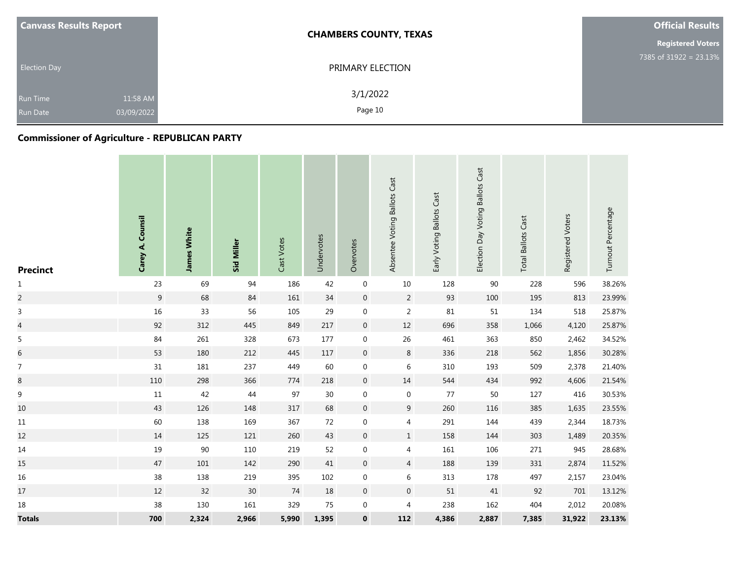**Canvass Results Report**

Election Day

Run Time 11:58 AM

Run Date 03/09/2022

**CHAMBERS COUNTY, TEXAS**

PRIMARY ELECTION

3/1/2022

**Official Results**

**Registered Voters**

7385 of 31922 = 23.13%

## Commissioner of Agriculture - REPUBLICAN PARTY

| Precinct | Carey A. Counsil | James White | Sid Miller | Cast Votes | Undervotes | Overvotes | Absentee Voting Ballots Cast | Early Voting Ballots Cast | Election Day Voting Ballots Cast | Total Ballots Cast | Registered Voters | Turnout Percentage |
|---|---|---|---|---|---|---|---|---|---|---|---|---|
| 1 | 23 | 69 | 94 | 186 | 42 | 0 | 10 | 128 | 90 | 228 | 596 | 38.26% |
| 2 | 9 | 68 | 84 | 161 | 34 | 0 | 2 | 93 | 100 | 195 | 813 | 23.99% |
| 3 | 16 | 33 | 56 | 105 | 29 | 0 | 2 | 81 | 51 | 134 | 518 | 25.87% |
| 4 | 92 | 312 | 445 | 849 | 217 | 0 | 12 | 696 | 358 | 1,066 | 4,120 | 25.87% |
| 5 | 84 | 261 | 328 | 673 | 177 | 0 | 26 | 461 | 363 | 850 | 2,462 | 34.52% |
| 6 | 53 | 180 | 212 | 445 | 117 | 0 | 8 | 336 | 218 | 562 | 1,856 | 30.28% |
| 7 | 31 | 181 | 237 | 449 | 60 | 0 | 6 | 310 | 193 | 509 | 2,378 | 21.40% |
| 8 | 110 | 298 | 366 | 774 | 218 | 0 | 14 | 544 | 434 | 992 | 4,606 | 21.54% |
| 9 | 11 | 42 | 44 | 97 | 30 | 0 | 0 | 77 | 50 | 127 | 416 | 30.53% |
| 10 | 43 | 126 | 148 | 317 | 68 | 0 | 9 | 260 | 116 | 385 | 1,635 | 23.55% |
| 11 | 60 | 138 | 169 | 367 | 72 | 0 | 4 | 291 | 144 | 439 | 2,344 | 18.73% |
| 12 | 14 | 125 | 121 | 260 | 43 | 0 | 1 | 158 | 144 | 303 | 1,489 | 20.35% |
| 14 | 19 | 90 | 110 | 219 | 52 | 0 | 4 | 161 | 106 | 271 | 945 | 28.68% |
| 15 | 47 | 101 | 142 | 290 | 41 | 0 | 4 | 188 | 139 | 331 | 2,874 | 11.52% |
| 16 | 38 | 138 | 219 | 395 | 102 | 0 | 6 | 313 | 178 | 497 | 2,157 | 23.04% |
| 17 | 12 | 32 | 30 | 74 | 18 | 0 | 0 | 51 | 41 | 92 | 701 | 13.12% |
| 18 | 38 | 130 | 161 | 329 | 75 | 0 | 4 | 238 | 162 | 404 | 2,012 | 20.08% |
| **Totals** | **700** | **2,324** | **2,966** | **5,990** | **1,395** | **0** | **112** | **4,386** | **2,887** | **7,385** | **31,922** | **23.13%** |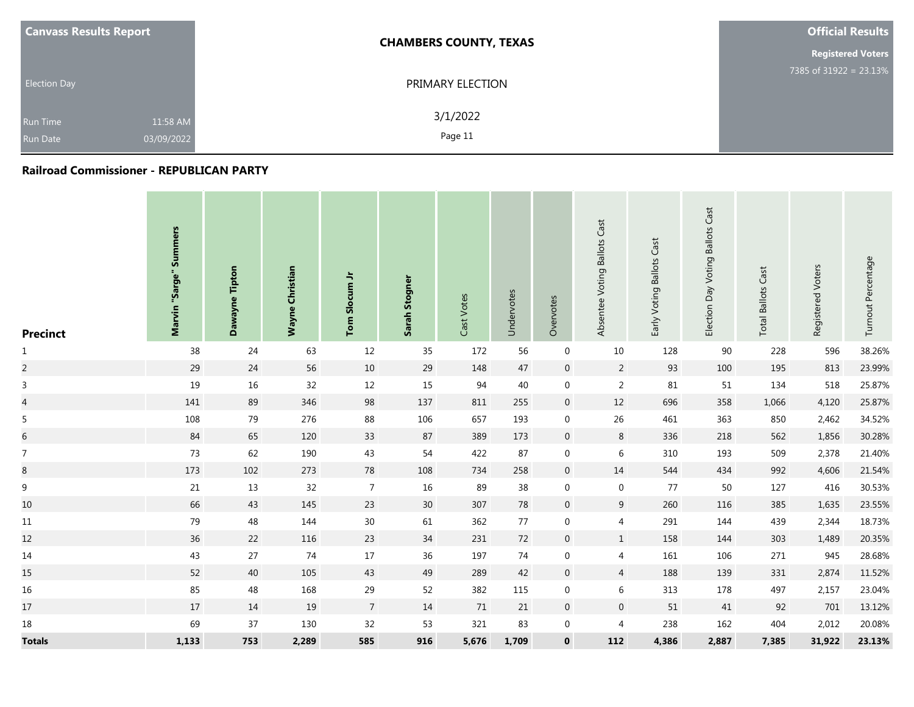Canvass Results Report

Election Day

Run Time 11:58 AM
Run Date 03/09/2022

**CHAMBERS COUNTY, TEXAS**

PRIMARY ELECTION

3/1/2022

**Official Results**

**Registered Voters**
7385 of 31922 = 23.13%

### Railroad Commissioner - REPUBLICAN PARTY

| Precinct | Marvin "Sarge" Summers | Dawayne Tipton | Wayne Christian | Tom Slocum Jr | Sarah Stogner | Cast Votes | Undervotes | Overvotes | Absentee Voting Ballots Cast | Early Voting Ballots Cast | Election Day Voting Ballots Cast | Total Ballots Cast | Registered Voters | Turnout Percentage |
|---|---|---|---|---|---|---|---|---|---|---|---|---|---|---|
| 1 | 38 | 24 | 63 | 12 | 35 | 172 | 56 | 0 | 10 | 128 | 90 | 228 | 596 | 38.26% |
| 2 | 29 | 24 | 56 | 10 | 29 | 148 | 47 | 0 | 2 | 93 | 100 | 195 | 813 | 23.99% |
| 3 | 19 | 16 | 32 | 12 | 15 | 94 | 40 | 0 | 2 | 81 | 51 | 134 | 518 | 25.87% |
| 4 | 141 | 89 | 346 | 98 | 137 | 811 | 255 | 0 | 12 | 696 | 358 | 1,066 | 4,120 | 25.87% |
| 5 | 108 | 79 | 276 | 88 | 106 | 657 | 193 | 0 | 26 | 461 | 363 | 850 | 2,462 | 34.52% |
| 6 | 84 | 65 | 120 | 33 | 87 | 389 | 173 | 0 | 8 | 336 | 218 | 562 | 1,856 | 30.28% |
| 7 | 73 | 62 | 190 | 43 | 54 | 422 | 87 | 0 | 6 | 310 | 193 | 509 | 2,378 | 21.40% |
| 8 | 173 | 102 | 273 | 78 | 108 | 734 | 258 | 0 | 14 | 544 | 434 | 992 | 4,606 | 21.54% |
| 9 | 21 | 13 | 32 | 7 | 16 | 89 | 38 | 0 | 0 | 77 | 50 | 127 | 416 | 30.53% |
| 10 | 66 | 43 | 145 | 23 | 30 | 307 | 78 | 0 | 9 | 260 | 116 | 385 | 1,635 | 23.55% |
| 11 | 79 | 48 | 144 | 30 | 61 | 362 | 77 | 0 | 4 | 291 | 144 | 439 | 2,344 | 18.73% |
| 12 | 36 | 22 | 116 | 23 | 34 | 231 | 72 | 0 | 1 | 158 | 144 | 303 | 1,489 | 20.35% |
| 14 | 43 | 27 | 74 | 17 | 36 | 197 | 74 | 0 | 4 | 161 | 106 | 271 | 945 | 28.68% |
| 15 | 52 | 40 | 105 | 43 | 49 | 289 | 42 | 0 | 4 | 188 | 139 | 331 | 2,874 | 11.52% |
| 16 | 85 | 48 | 168 | 29 | 52 | 382 | 115 | 0 | 6 | 313 | 178 | 497 | 2,157 | 23.04% |
| 17 | 17 | 14 | 19 | 7 | 14 | 71 | 21 | 0 | 0 | 51 | 41 | 92 | 701 | 13.12% |
| 18 | 69 | 37 | 130 | 32 | 53 | 321 | 83 | 0 | 4 | 238 | 162 | 404 | 2,012 | 20.08% |
| **Totals** | **1,133** | **753** | **2,289** | **585** | **916** | **5,676** | **1,709** | **0** | **112** | **4,386** | **2,887** | **7,385** | **31,922** | **23.13%** |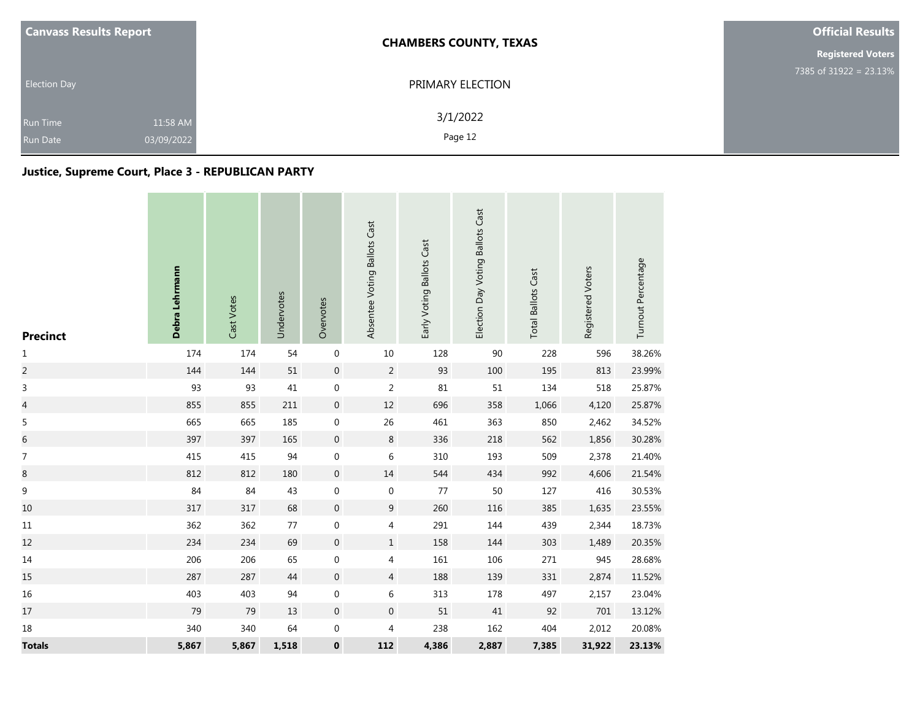| Canvass Results Report | CHAMBERS COUNTY, TEXAS | Official Results |
|---|---|---|
| Election Day | PRIMARY ELECTION | Registered Voters 7385 of 31922 = 23.13% |
| Run Time 11:58 AM | 3/1/2022 | |
| Run Date 03/09/2022 | | |

## Justice, Supreme Court, Place 3 - REPUBLICAN PARTY

| Precinct | **Debra Lehrmann** | Cast Votes | Undervotes | Overvotes | Absentee Voting Ballots Cast | Early Voting Ballots Cast | Election Day Voting Ballots Cast | Total Ballots Cast | Registered Voters | Turnout Percentage |
|---|---|---|---|---|---|---|---|---|---|---|
| 1 | 174 | 174 | 54 | 0 | 10 | 128 | 90 | 228 | 596 | 38.26% |
| 2 | 144 | 144 | 51 | 0 | 2 | 93 | 100 | 195 | 813 | 23.99% |
| 3 | 93 | 93 | 41 | 0 | 2 | 81 | 51 | 134 | 518 | 25.87% |
| 4 | 855 | 855 | 211 | 0 | 12 | 696 | 358 | 1,066 | 4,120 | 25.87% |
| 5 | 665 | 665 | 185 | 0 | 26 | 461 | 363 | 850 | 2,462 | 34.52% |
| 6 | 397 | 397 | 165 | 0 | 8 | 336 | 218 | 562 | 1,856 | 30.28% |
| 7 | 415 | 415 | 94 | 0 | 6 | 310 | 193 | 509 | 2,378 | 21.40% |
| 8 | 812 | 812 | 180 | 0 | 14 | 544 | 434 | 992 | 4,606 | 21.54% |
| 9 | 84 | 84 | 43 | 0 | 0 | 77 | 50 | 127 | 416 | 30.53% |
| 10 | 317 | 317 | 68 | 0 | 9 | 260 | 116 | 385 | 1,635 | 23.55% |
| 11 | 362 | 362 | 77 | 0 | 4 | 291 | 144 | 439 | 2,344 | 18.73% |
| 12 | 234 | 234 | 69 | 0 | 1 | 158 | 144 | 303 | 1,489 | 20.35% |
| 14 | 206 | 206 | 65 | 0 | 4 | 161 | 106 | 271 | 945 | 28.68% |
| 15 | 287 | 287 | 44 | 0 | 4 | 188 | 139 | 331 | 2,874 | 11.52% |
| 16 | 403 | 403 | 94 | 0 | 6 | 313 | 178 | 497 | 2,157 | 23.04% |
| 17 | 79 | 79 | 13 | 0 | 0 | 51 | 41 | 92 | 701 | 13.12% |
| 18 | 340 | 340 | 64 | 0 | 4 | 238 | 162 | 404 | 2,012 | 20.08% |
| **Totals** | **5,867** | **5,867** | **1,518** | **0** | **112** | **4,386** | **2,887** | **7,385** | **31,922** | **23.13%** |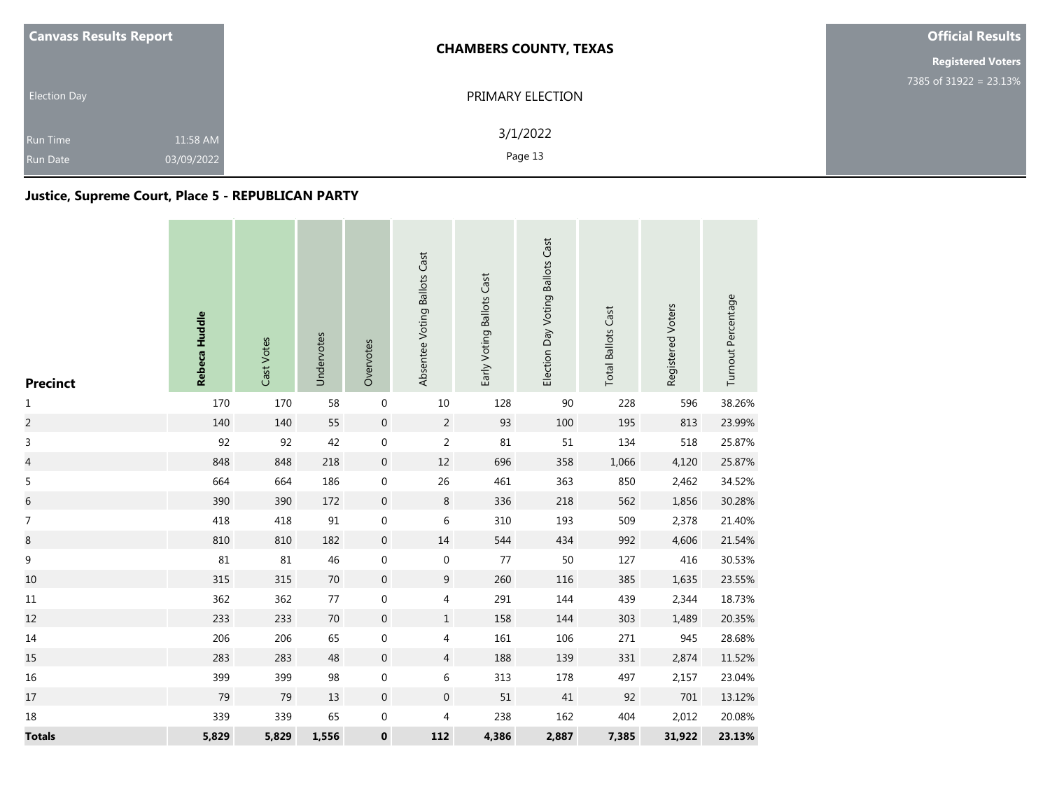Canvass Results Report

Election Day

Run Time 11:58 AM

Run Date 03/09/2022

**CHAMBERS COUNTY, TEXAS**

PRIMARY ELECTION

3/1/2022

**Official Results**

**Registered Voters**

7385 of 31922 = 23.13%

## Justice, Supreme Court, Place 5 - REPUBLICAN PARTY

| Precinct | Rebeca Huddle | Cast Votes | Undervotes | Overvotes | Absentee Voting Ballots Cast | Early Voting Ballots Cast | Election Day Voting Ballots Cast | Total Ballots Cast | Registered Voters | Turnout Percentage |
|---|---|---|---|---|---|---|---|---|---|---|
| 1 | 170 | 170 | 58 | 0 | 10 | 128 | 90 | 228 | 596 | 38.26% |
| 2 | 140 | 140 | 55 | 0 | 2 | 93 | 100 | 195 | 813 | 23.99% |
| 3 | 92 | 92 | 42 | 0 | 2 | 81 | 51 | 134 | 518 | 25.87% |
| 4 | 848 | 848 | 218 | 0 | 12 | 696 | 358 | 1,066 | 4,120 | 25.87% |
| 5 | 664 | 664 | 186 | 0 | 26 | 461 | 363 | 850 | 2,462 | 34.52% |
| 6 | 390 | 390 | 172 | 0 | 8 | 336 | 218 | 562 | 1,856 | 30.28% |
| 7 | 418 | 418 | 91 | 0 | 6 | 310 | 193 | 509 | 2,378 | 21.40% |
| 8 | 810 | 810 | 182 | 0 | 14 | 544 | 434 | 992 | 4,606 | 21.54% |
| 9 | 81 | 81 | 46 | 0 | 0 | 77 | 50 | 127 | 416 | 30.53% |
| 10 | 315 | 315 | 70 | 0 | 9 | 260 | 116 | 385 | 1,635 | 23.55% |
| 11 | 362 | 362 | 77 | 0 | 4 | 291 | 144 | 439 | 2,344 | 18.73% |
| 12 | 233 | 233 | 70 | 0 | 1 | 158 | 144 | 303 | 1,489 | 20.35% |
| 14 | 206 | 206 | 65 | 0 | 4 | 161 | 106 | 271 | 945 | 28.68% |
| 15 | 283 | 283 | 48 | 0 | 4 | 188 | 139 | 331 | 2,874 | 11.52% |
| 16 | 399 | 399 | 98 | 0 | 6 | 313 | 178 | 497 | 2,157 | 23.04% |
| 17 | 79 | 79 | 13 | 0 | 0 | 51 | 41 | 92 | 701 | 13.12% |
| 18 | 339 | 339 | 65 | 0 | 4 | 238 | 162 | 404 | 2,012 | 20.08% |
| **Totals** | **5,829** | **5,829** | **1,556** | **0** | **112** | **4,386** | **2,887** | **7,385** | **31,922** | **23.13%** |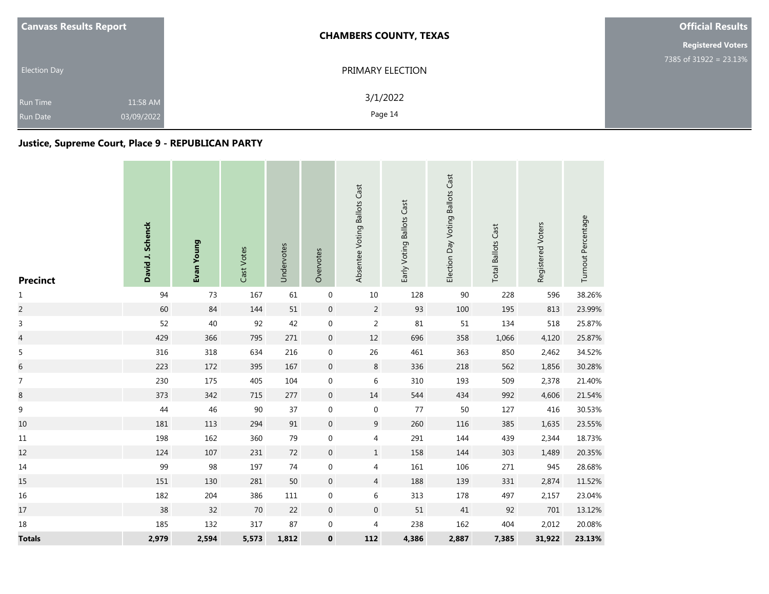| Canvass Results Report | CHAMBERS COUNTY, TEXAS | Official Results |
| --- | --- | --- |
| Election Day | PRIMARY ELECTION | Registered Voters 7385 of 31922 = 23.13% |
| Run Time 11:58 AM | 3/1/2022 | |
| Run Date 03/09/2022 | | |

### Justice, Supreme Court, Place 9 - REPUBLICAN PARTY

| Precinct | David J. Schenck | Evan Young | Cast Votes | Undervotes | Overvotes | Absentee Voting Ballots Cast | Early Voting Ballots Cast | Election Day Voting Ballots Cast | Total Ballots Cast | Registered Voters | Turnout Percentage |
| --- | --- | --- | --- | --- | --- | --- | --- | --- | --- | --- | --- |
| 1 | 94 | 73 | 167 | 61 | 0 | 10 | 128 | 90 | 228 | 596 | 38.26% |
| 2 | 60 | 84 | 144 | 51 | 0 | 2 | 93 | 100 | 195 | 813 | 23.99% |
| 3 | 52 | 40 | 92 | 42 | 0 | 2 | 81 | 51 | 134 | 518 | 25.87% |
| 4 | 429 | 366 | 795 | 271 | 0 | 12 | 696 | 358 | 1,066 | 4,120 | 25.87% |
| 5 | 316 | 318 | 634 | 216 | 0 | 26 | 461 | 363 | 850 | 2,462 | 34.52% |
| 6 | 223 | 172 | 395 | 167 | 0 | 8 | 336 | 218 | 562 | 1,856 | 30.28% |
| 7 | 230 | 175 | 405 | 104 | 0 | 6 | 310 | 193 | 509 | 2,378 | 21.40% |
| 8 | 373 | 342 | 715 | 277 | 0 | 14 | 544 | 434 | 992 | 4,606 | 21.54% |
| 9 | 44 | 46 | 90 | 37 | 0 | 0 | 77 | 50 | 127 | 416 | 30.53% |
| 10 | 181 | 113 | 294 | 91 | 0 | 9 | 260 | 116 | 385 | 1,635 | 23.55% |
| 11 | 198 | 162 | 360 | 79 | 0 | 4 | 291 | 144 | 439 | 2,344 | 18.73% |
| 12 | 124 | 107 | 231 | 72 | 0 | 1 | 158 | 144 | 303 | 1,489 | 20.35% |
| 14 | 99 | 98 | 197 | 74 | 0 | 4 | 161 | 106 | 271 | 945 | 28.68% |
| 15 | 151 | 130 | 281 | 50 | 0 | 4 | 188 | 139 | 331 | 2,874 | 11.52% |
| 16 | 182 | 204 | 386 | 111 | 0 | 6 | 313 | 178 | 497 | 2,157 | 23.04% |
| 17 | 38 | 32 | 70 | 22 | 0 | 0 | 51 | 41 | 92 | 701 | 13.12% |
| 18 | 185 | 132 | 317 | 87 | 0 | 4 | 238 | 162 | 404 | 2,012 | 20.08% |
| **Totals** | **2,979** | **2,594** | **5,573** | **1,812** | **0** | **112** | **4,386** | **2,887** | **7,385** | **31,922** | **23.13%** |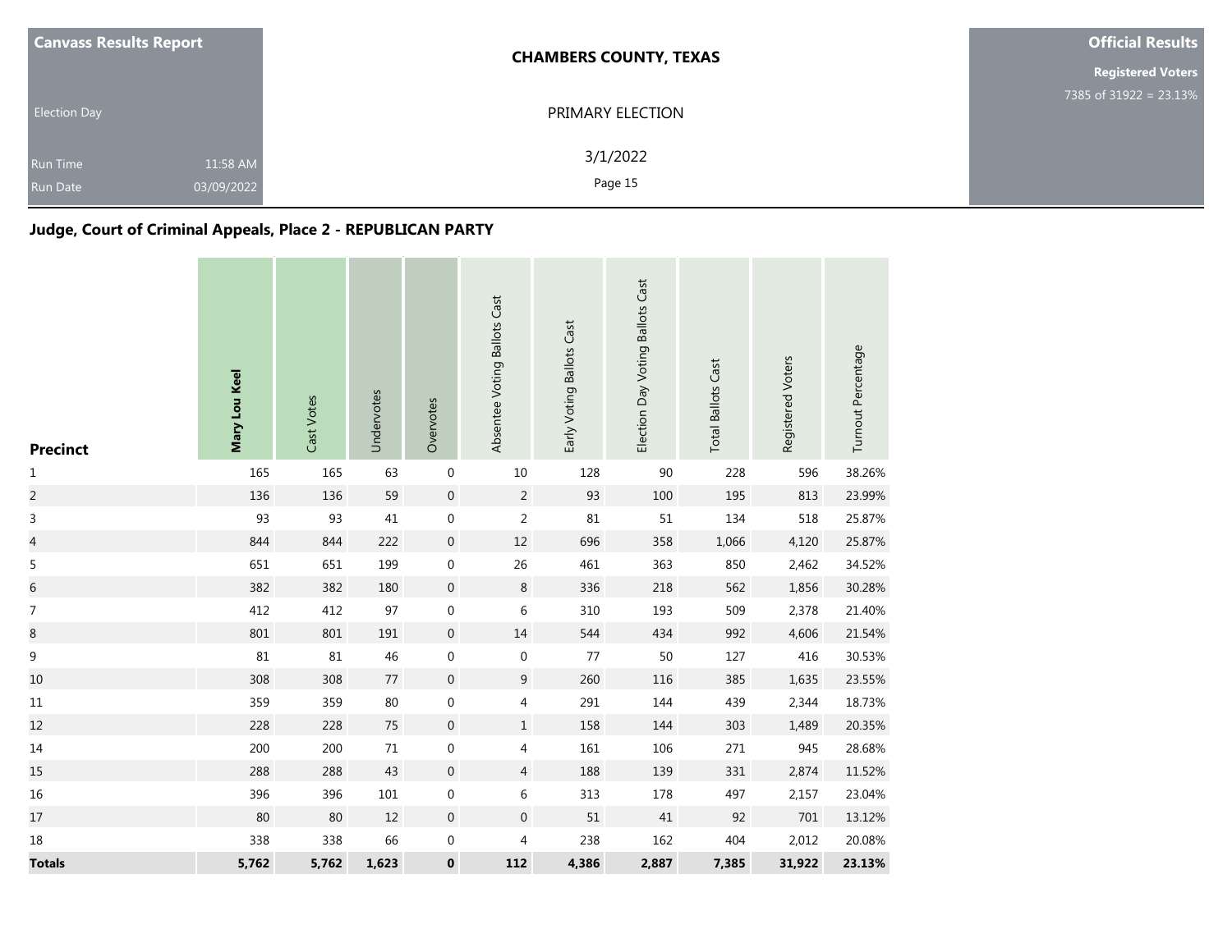| Canvass Results Report | | CHAMBERS COUNTY, TEXAS | Official Results |
|---|---|---|---|
| | | | Registered Voters |
| | | | 7385 of 31922 = 23.13% |
| Election Day | | PRIMARY ELECTION | |
| Run Time | 11:58 AM | 3/1/2022 | |
| Run Date | 03/09/2022 | Page 15 | |

## Judge, Court of Criminal Appeals, Place 2 - REPUBLICAN PARTY

| Precinct | **Mary Lou Keel** | Cast Votes | Undervotes | Overvotes | Absentee Voting Ballots Cast | Early Voting Ballots Cast | Election Day Voting Ballots Cast | Total Ballots Cast | Registered Voters | Turnout Percentage |
|---|---|---|---|---|---|---|---|---|---|---|
| 1 | 165 | 165 | 63 | 0 | 10 | 128 | 90 | 228 | 596 | 38.26% |
| 2 | 136 | 136 | 59 | 0 | 2 | 93 | 100 | 195 | 813 | 23.99% |
| 3 | 93 | 93 | 41 | 0 | 2 | 81 | 51 | 134 | 518 | 25.87% |
| 4 | 844 | 844 | 222 | 0 | 12 | 696 | 358 | 1,066 | 4,120 | 25.87% |
| 5 | 651 | 651 | 199 | 0 | 26 | 461 | 363 | 850 | 2,462 | 34.52% |
| 6 | 382 | 382 | 180 | 0 | 8 | 336 | 218 | 562 | 1,856 | 30.28% |
| 7 | 412 | 412 | 97 | 0 | 6 | 310 | 193 | 509 | 2,378 | 21.40% |
| 8 | 801 | 801 | 191 | 0 | 14 | 544 | 434 | 992 | 4,606 | 21.54% |
| 9 | 81 | 81 | 46 | 0 | 0 | 77 | 50 | 127 | 416 | 30.53% |
| 10 | 308 | 308 | 77 | 0 | 9 | 260 | 116 | 385 | 1,635 | 23.55% |
| 11 | 359 | 359 | 80 | 0 | 4 | 291 | 144 | 439 | 2,344 | 18.73% |
| 12 | 228 | 228 | 75 | 0 | 1 | 158 | 144 | 303 | 1,489 | 20.35% |
| 14 | 200 | 200 | 71 | 0 | 4 | 161 | 106 | 271 | 945 | 28.68% |
| 15 | 288 | 288 | 43 | 0 | 4 | 188 | 139 | 331 | 2,874 | 11.52% |
| 16 | 396 | 396 | 101 | 0 | 6 | 313 | 178 | 497 | 2,157 | 23.04% |
| 17 | 80 | 80 | 12 | 0 | 0 | 51 | 41 | 92 | 701 | 13.12% |
| 18 | 338 | 338 | 66 | 0 | 4 | 238 | 162 | 404 | 2,012 | 20.08% |
| **Totals** | **5,762** | **5,762** | **1,623** | **0** | **112** | **4,386** | **2,887** | **7,385** | **31,922** | **23.13%** |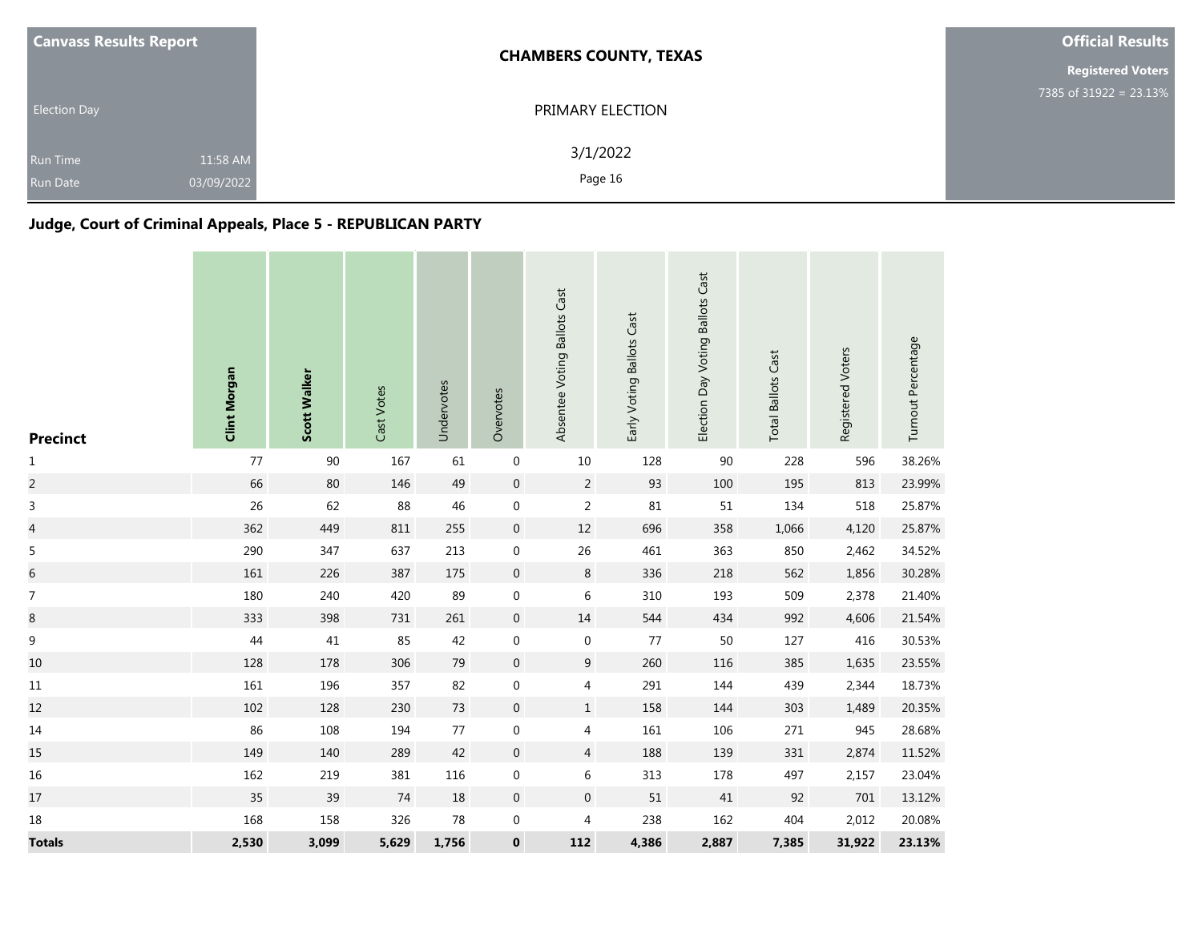| Canvass Results Report | CHAMBERS COUNTY, TEXAS | Official Results |
|---|---|---|
| Election Day | PRIMARY ELECTION | Registered Voters |
| Run Time 11:58 AM | 3/1/2022 | 7385 of 31922 = 23.13% |
| Run Date 03/09/2022 | | |

## Judge, Court of Criminal Appeals, Place 5 - REPUBLICAN PARTY

| Precinct | Clint Morgan | Scott Walker | Cast Votes | Undervotes | Overvotes | Absentee Voting Ballots Cast | Early Voting Ballots Cast | Election Day Voting Ballots Cast | Total Ballots Cast | Registered Voters | Turnout Percentage |
|---|---|---|---|---|---|---|---|---|---|---|---|
| 1 | 77 | 90 | 167 | 61 | 0 | 10 | 128 | 90 | 228 | 596 | 38.26% |
| 2 | 66 | 80 | 146 | 49 | 0 | 2 | 93 | 100 | 195 | 813 | 23.99% |
| 3 | 26 | 62 | 88 | 46 | 0 | 2 | 81 | 51 | 134 | 518 | 25.87% |
| 4 | 362 | 449 | 811 | 255 | 0 | 12 | 696 | 358 | 1,066 | 4,120 | 25.87% |
| 5 | 290 | 347 | 637 | 213 | 0 | 26 | 461 | 363 | 850 | 2,462 | 34.52% |
| 6 | 161 | 226 | 387 | 175 | 0 | 8 | 336 | 218 | 562 | 1,856 | 30.28% |
| 7 | 180 | 240 | 420 | 89 | 0 | 6 | 310 | 193 | 509 | 2,378 | 21.40% |
| 8 | 333 | 398 | 731 | 261 | 0 | 14 | 544 | 434 | 992 | 4,606 | 21.54% |
| 9 | 44 | 41 | 85 | 42 | 0 | 0 | 77 | 50 | 127 | 416 | 30.53% |
| 10 | 128 | 178 | 306 | 79 | 0 | 9 | 260 | 116 | 385 | 1,635 | 23.55% |
| 11 | 161 | 196 | 357 | 82 | 0 | 4 | 291 | 144 | 439 | 2,344 | 18.73% |
| 12 | 102 | 128 | 230 | 73 | 0 | 1 | 158 | 144 | 303 | 1,489 | 20.35% |
| 14 | 86 | 108 | 194 | 77 | 0 | 4 | 161 | 106 | 271 | 945 | 28.68% |
| 15 | 149 | 140 | 289 | 42 | 0 | 4 | 188 | 139 | 331 | 2,874 | 11.52% |
| 16 | 162 | 219 | 381 | 116 | 0 | 6 | 313 | 178 | 497 | 2,157 | 23.04% |
| 17 | 35 | 39 | 74 | 18 | 0 | 0 | 51 | 41 | 92 | 701 | 13.12% |
| 18 | 168 | 158 | 326 | 78 | 0 | 4 | 238 | 162 | 404 | 2,012 | 20.08% |
| **Totals** | **2,530** | **3,099** | **5,629** | **1,756** | **0** | **112** | **4,386** | **2,887** | **7,385** | **31,922** | **23.13%** |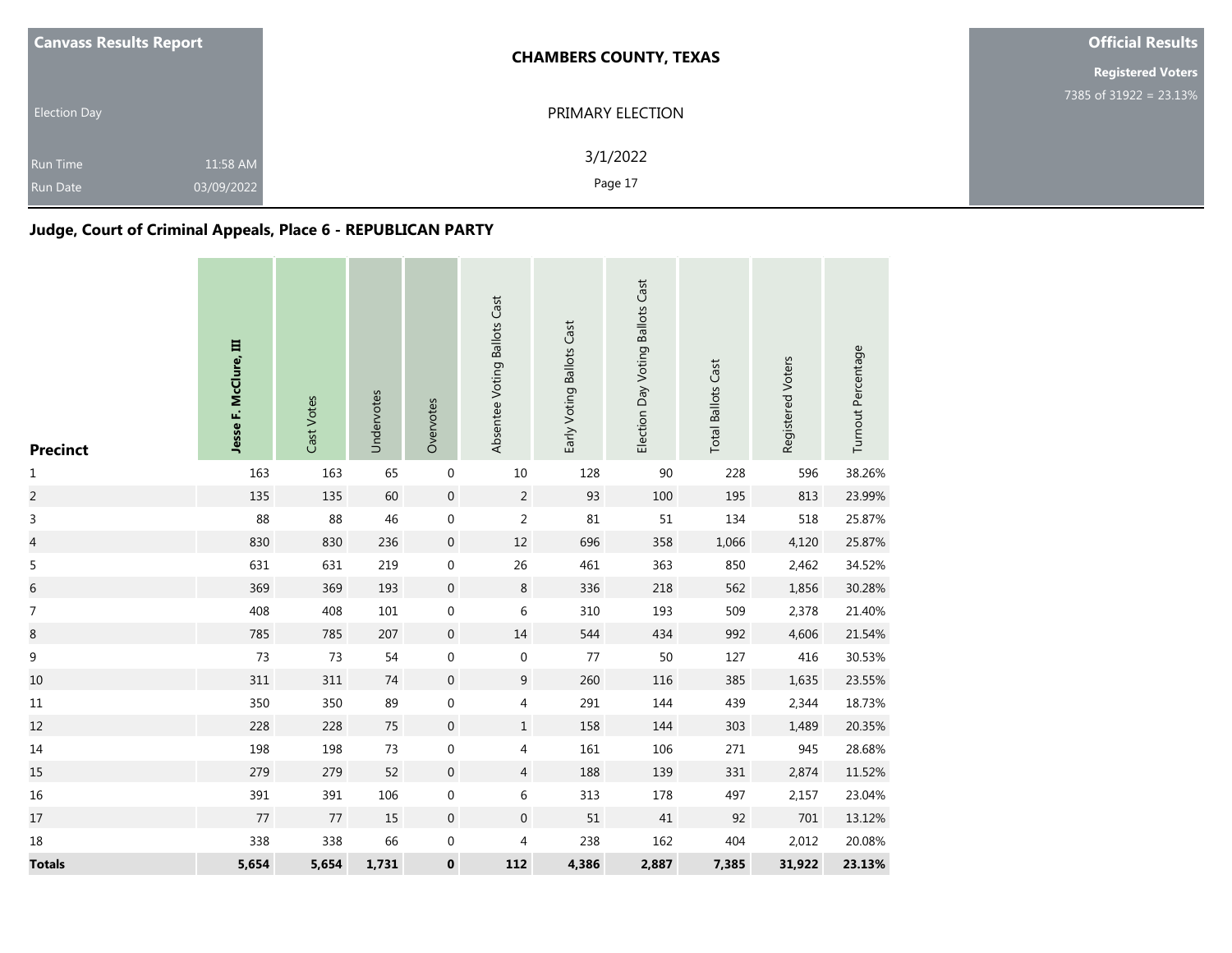**Canvass Results Report**

Election Day

Run Time 11:58 AM

Run Date 03/09/2022

**CHAMBERS COUNTY, TEXAS**

PRIMARY ELECTION

3/1/2022

**Official Results**

**Registered Voters**

7385 of 31922 = 23.13%

## Judge, Court of Criminal Appeals, Place 6 - REPUBLICAN PARTY

| Precinct | Jesse F. McClure, III | Cast Votes | Undervotes | Overvotes | Absentee Voting Ballots Cast | Early Voting Ballots Cast | Election Day Voting Ballots Cast | Total Ballots Cast | Registered Voters | Turnout Percentage |
|---|---|---|---|---|---|---|---|---|---|---|
| 1 | 163 | 163 | 65 | 0 | 10 | 128 | 90 | 228 | 596 | 38.26% |
| 2 | 135 | 135 | 60 | 0 | 2 | 93 | 100 | 195 | 813 | 23.99% |
| 3 | 88 | 88 | 46 | 0 | 2 | 81 | 51 | 134 | 518 | 25.87% |
| 4 | 830 | 830 | 236 | 0 | 12 | 696 | 358 | 1,066 | 4,120 | 25.87% |
| 5 | 631 | 631 | 219 | 0 | 26 | 461 | 363 | 850 | 2,462 | 34.52% |
| 6 | 369 | 369 | 193 | 0 | 8 | 336 | 218 | 562 | 1,856 | 30.28% |
| 7 | 408 | 408 | 101 | 0 | 6 | 310 | 193 | 509 | 2,378 | 21.40% |
| 8 | 785 | 785 | 207 | 0 | 14 | 544 | 434 | 992 | 4,606 | 21.54% |
| 9 | 73 | 73 | 54 | 0 | 0 | 77 | 50 | 127 | 416 | 30.53% |
| 10 | 311 | 311 | 74 | 0 | 9 | 260 | 116 | 385 | 1,635 | 23.55% |
| 11 | 350 | 350 | 89 | 0 | 4 | 291 | 144 | 439 | 2,344 | 18.73% |
| 12 | 228 | 228 | 75 | 0 | 1 | 158 | 144 | 303 | 1,489 | 20.35% |
| 14 | 198 | 198 | 73 | 0 | 4 | 161 | 106 | 271 | 945 | 28.68% |
| 15 | 279 | 279 | 52 | 0 | 4 | 188 | 139 | 331 | 2,874 | 11.52% |
| 16 | 391 | 391 | 106 | 0 | 6 | 313 | 178 | 497 | 2,157 | 23.04% |
| 17 | 77 | 77 | 15 | 0 | 0 | 51 | 41 | 92 | 701 | 13.12% |
| 18 | 338 | 338 | 66 | 0 | 4 | 238 | 162 | 404 | 2,012 | 20.08% |
| **Totals** | **5,654** | **5,654** | **1,731** | **0** | **112** | **4,386** | **2,887** | **7,385** | **31,922** | **23.13%** |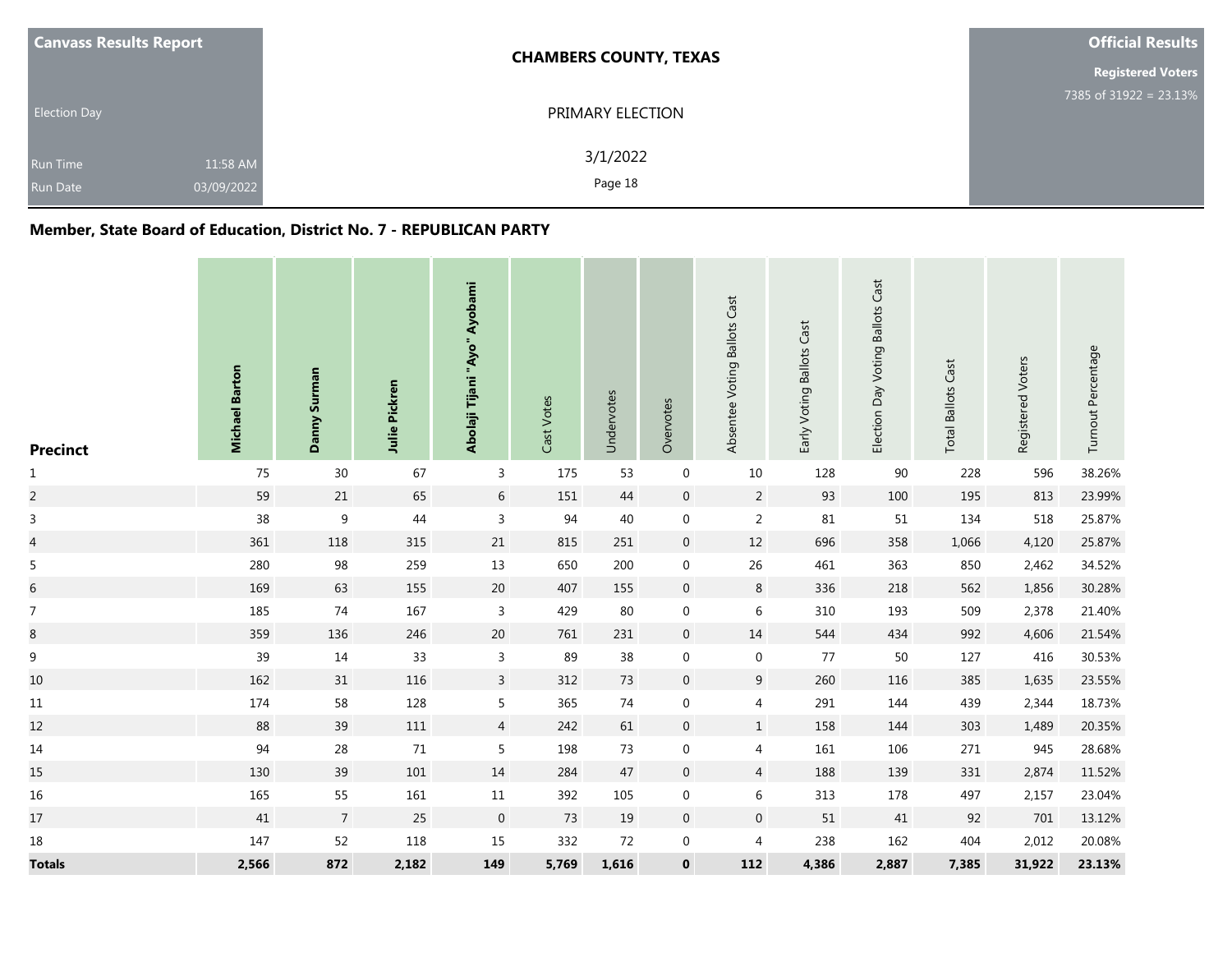**Canvass Results Report**

Election Day

Run Time 11:58 AM

Run Date 03/09/2022

**CHAMBERS COUNTY, TEXAS**

PRIMARY ELECTION

3/1/2022

**Official Results**

**Registered Voters**

7385 of 31922 = 23.13%

## Member, State Board of Education, District No. 7 - REPUBLICAN PARTY

| Precinct | Michael Barton | Danny Surman | Julie Pickren | Abolaji Tijani "Ayo" Ayobami | Cast Votes | Undervotes | Overvotes | Absentee Voting Ballots Cast | Early Voting Ballots Cast | Election Day Voting Ballots Cast | Total Ballots Cast | Registered Voters | Turnout Percentage |
|---|---|---|---|---|---|---|---|---|---|---|---|---|---|
| 1 | 75 | 30 | 67 | 3 | 175 | 53 | 0 | 10 | 128 | 90 | 228 | 596 | 38.26% |
| 2 | 59 | 21 | 65 | 6 | 151 | 44 | 0 | 2 | 93 | 100 | 195 | 813 | 23.99% |
| 3 | 38 | 9 | 44 | 3 | 94 | 40 | 0 | 2 | 81 | 51 | 134 | 518 | 25.87% |
| 4 | 361 | 118 | 315 | 21 | 815 | 251 | 0 | 12 | 696 | 358 | 1,066 | 4,120 | 25.87% |
| 5 | 280 | 98 | 259 | 13 | 650 | 200 | 0 | 26 | 461 | 363 | 850 | 2,462 | 34.52% |
| 6 | 169 | 63 | 155 | 20 | 407 | 155 | 0 | 8 | 336 | 218 | 562 | 1,856 | 30.28% |
| 7 | 185 | 74 | 167 | 3 | 429 | 80 | 0 | 6 | 310 | 193 | 509 | 2,378 | 21.40% |
| 8 | 359 | 136 | 246 | 20 | 761 | 231 | 0 | 14 | 544 | 434 | 992 | 4,606 | 21.54% |
| 9 | 39 | 14 | 33 | 3 | 89 | 38 | 0 | 0 | 77 | 50 | 127 | 416 | 30.53% |
| 10 | 162 | 31 | 116 | 3 | 312 | 73 | 0 | 9 | 260 | 116 | 385 | 1,635 | 23.55% |
| 11 | 174 | 58 | 128 | 5 | 365 | 74 | 0 | 4 | 291 | 144 | 439 | 2,344 | 18.73% |
| 12 | 88 | 39 | 111 | 4 | 242 | 61 | 0 | 1 | 158 | 144 | 303 | 1,489 | 20.35% |
| 14 | 94 | 28 | 71 | 5 | 198 | 73 | 0 | 4 | 161 | 106 | 271 | 945 | 28.68% |
| 15 | 130 | 39 | 101 | 14 | 284 | 47 | 0 | 4 | 188 | 139 | 331 | 2,874 | 11.52% |
| 16 | 165 | 55 | 161 | 11 | 392 | 105 | 0 | 6 | 313 | 178 | 497 | 2,157 | 23.04% |
| 17 | 41 | 7 | 25 | 0 | 73 | 19 | 0 | 0 | 51 | 41 | 92 | 701 | 13.12% |
| 18 | 147 | 52 | 118 | 15 | 332 | 72 | 0 | 4 | 238 | 162 | 404 | 2,012 | 20.08% |
| **Totals** | **2,566** | **872** | **2,182** | **149** | **5,769** | **1,616** | **0** | **112** | **4,386** | **2,887** | **7,385** | **31,922** | **23.13%** |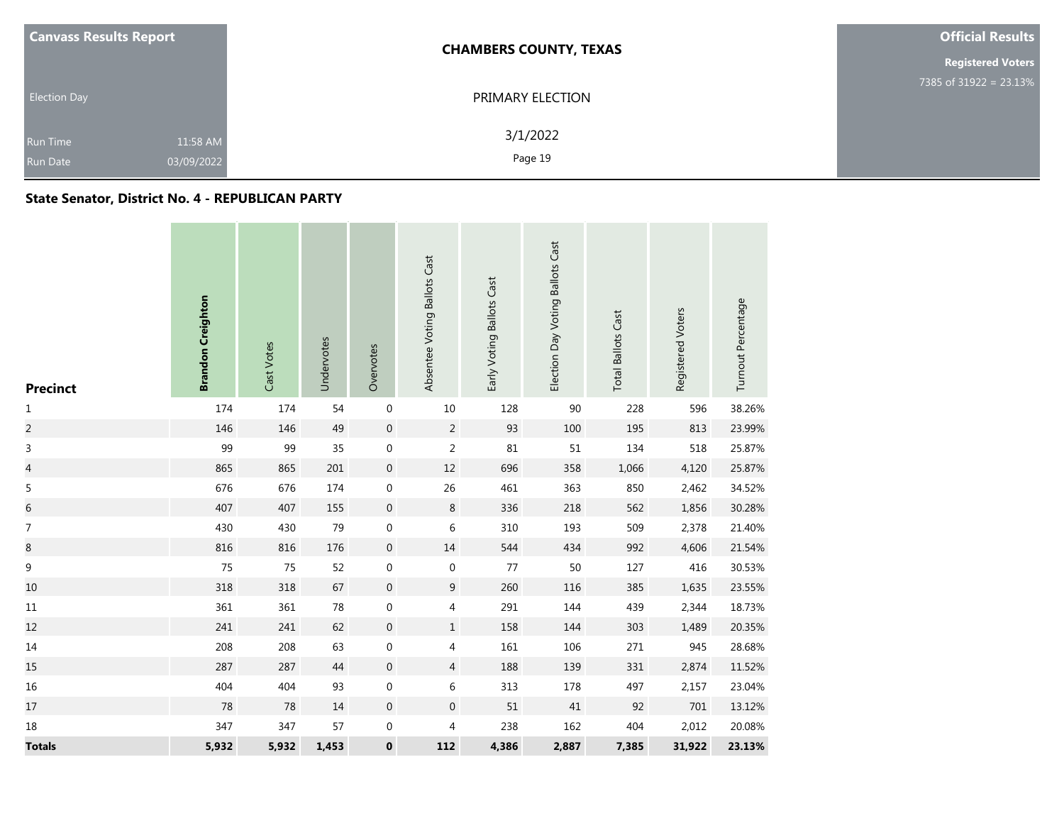| Canvass Results Report | CHAMBERS COUNTY, TEXAS | Official Results |
|---|---|---|
| Election Day | PRIMARY ELECTION | Registered Voters 7385 of 31922 = 23.13% |
| Run Time 11:58 AM | 3/1/2022 | |
| Run Date 03/09/2022 | | |

## State Senator, District No. 4 - REPUBLICAN PARTY

| Precinct | **Brandon Creighton** | Cast Votes | Undervotes | Overvotes | Absentee Voting Ballots Cast | Early Voting Ballots Cast | Election Day Voting Ballots Cast | Total Ballots Cast | Registered Voters | Turnout Percentage |
|---|---|---|---|---|---|---|---|---|---|---|
| 1 | 174 | 174 | 54 | 0 | 10 | 128 | 90 | 228 | 596 | 38.26% |
| 2 | 146 | 146 | 49 | 0 | 2 | 93 | 100 | 195 | 813 | 23.99% |
| 3 | 99 | 99 | 35 | 0 | 2 | 81 | 51 | 134 | 518 | 25.87% |
| 4 | 865 | 865 | 201 | 0 | 12 | 696 | 358 | 1,066 | 4,120 | 25.87% |
| 5 | 676 | 676 | 174 | 0 | 26 | 461 | 363 | 850 | 2,462 | 34.52% |
| 6 | 407 | 407 | 155 | 0 | 8 | 336 | 218 | 562 | 1,856 | 30.28% |
| 7 | 430 | 430 | 79 | 0 | 6 | 310 | 193 | 509 | 2,378 | 21.40% |
| 8 | 816 | 816 | 176 | 0 | 14 | 544 | 434 | 992 | 4,606 | 21.54% |
| 9 | 75 | 75 | 52 | 0 | 0 | 77 | 50 | 127 | 416 | 30.53% |
| 10 | 318 | 318 | 67 | 0 | 9 | 260 | 116 | 385 | 1,635 | 23.55% |
| 11 | 361 | 361 | 78 | 0 | 4 | 291 | 144 | 439 | 2,344 | 18.73% |
| 12 | 241 | 241 | 62 | 0 | 1 | 158 | 144 | 303 | 1,489 | 20.35% |
| 14 | 208 | 208 | 63 | 0 | 4 | 161 | 106 | 271 | 945 | 28.68% |
| 15 | 287 | 287 | 44 | 0 | 4 | 188 | 139 | 331 | 2,874 | 11.52% |
| 16 | 404 | 404 | 93 | 0 | 6 | 313 | 178 | 497 | 2,157 | 23.04% |
| 17 | 78 | 78 | 14 | 0 | 0 | 51 | 41 | 92 | 701 | 13.12% |
| 18 | 347 | 347 | 57 | 0 | 4 | 238 | 162 | 404 | 2,012 | 20.08% |
| **Totals** | **5,932** | **5,932** | **1,453** | **0** | **112** | **4,386** | **2,887** | **7,385** | **31,922** | **23.13%** |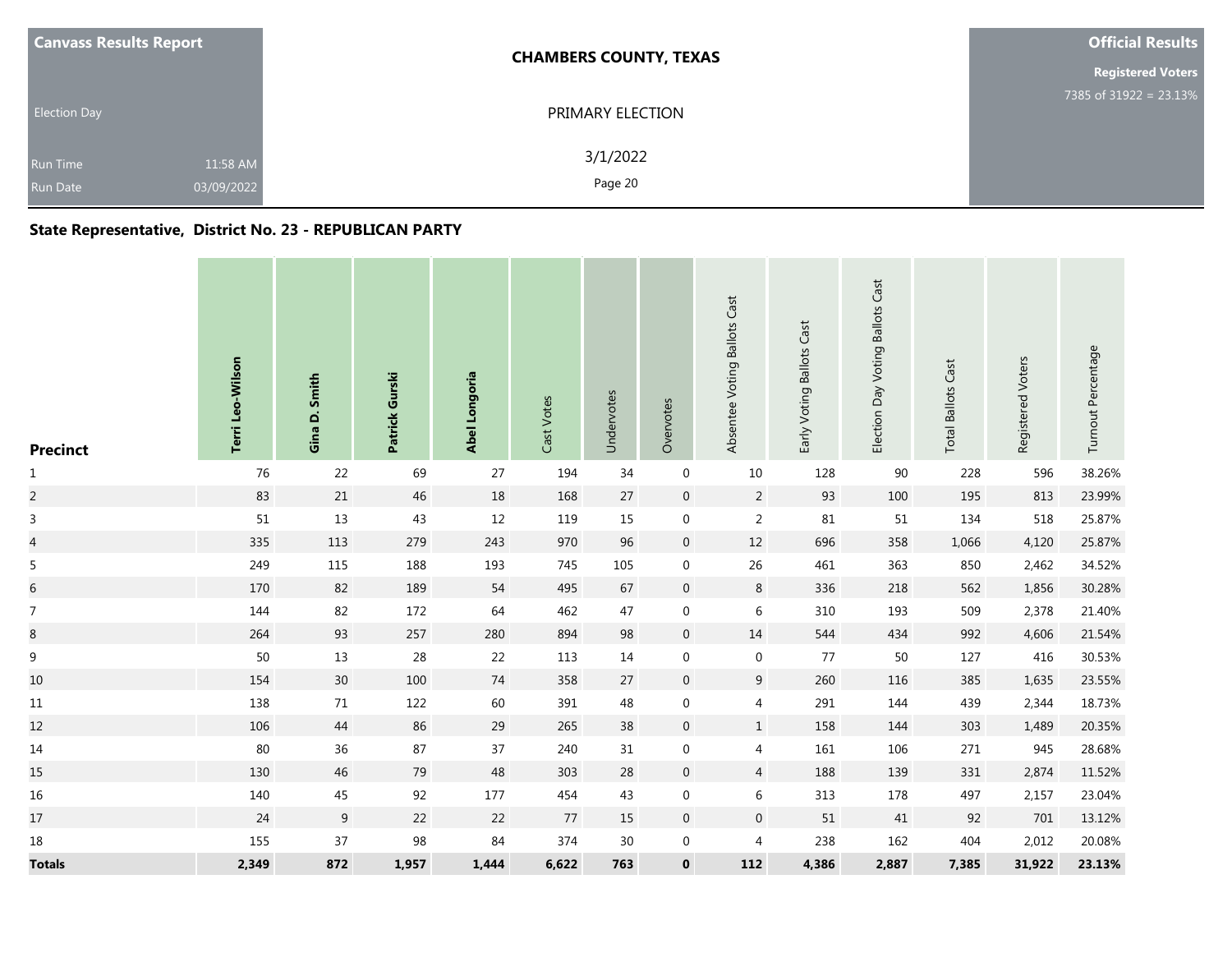| Canvass Results Report | CHAMBERS COUNTY, TEXAS | Official Results |
|---|---|---|
| Election Day | PRIMARY ELECTION | Registered Voters 7385 of 31922 = 23.13% |
| Run Time 11:58 AM | 3/1/2022 | |
| Run Date 03/09/2022 | Page 20 | |

## State Representative, District No. 23 - REPUBLICAN PARTY

| Precinct | Terri Leo-Wilson | Gina D. Smith | Patrick Gurski | Abel Longoria | Cast Votes | Undervotes | Overvotes | Absentee Voting Ballots Cast | Early Voting Ballots Cast | Election Day Voting Ballots Cast | Total Ballots Cast | Registered Voters | Turnout Percentage |
|---|---|---|---|---|---|---|---|---|---|---|---|---|---|
| 1 | 76 | 22 | 69 | 27 | 194 | 34 | 0 | 10 | 128 | 90 | 228 | 596 | 38.26% |
| 2 | 83 | 21 | 46 | 18 | 168 | 27 | 0 | 2 | 93 | 100 | 195 | 813 | 23.99% |
| 3 | 51 | 13 | 43 | 12 | 119 | 15 | 0 | 2 | 81 | 51 | 134 | 518 | 25.87% |
| 4 | 335 | 113 | 279 | 243 | 970 | 96 | 0 | 12 | 696 | 358 | 1,066 | 4,120 | 25.87% |
| 5 | 249 | 115 | 188 | 193 | 745 | 105 | 0 | 26 | 461 | 363 | 850 | 2,462 | 34.52% |
| 6 | 170 | 82 | 189 | 54 | 495 | 67 | 0 | 8 | 336 | 218 | 562 | 1,856 | 30.28% |
| 7 | 144 | 82 | 172 | 64 | 462 | 47 | 0 | 6 | 310 | 193 | 509 | 2,378 | 21.40% |
| 8 | 264 | 93 | 257 | 280 | 894 | 98 | 0 | 14 | 544 | 434 | 992 | 4,606 | 21.54% |
| 9 | 50 | 13 | 28 | 22 | 113 | 14 | 0 | 0 | 77 | 50 | 127 | 416 | 30.53% |
| 10 | 154 | 30 | 100 | 74 | 358 | 27 | 0 | 9 | 260 | 116 | 385 | 1,635 | 23.55% |
| 11 | 138 | 71 | 122 | 60 | 391 | 48 | 0 | 4 | 291 | 144 | 439 | 2,344 | 18.73% |
| 12 | 106 | 44 | 86 | 29 | 265 | 38 | 0 | 1 | 158 | 144 | 303 | 1,489 | 20.35% |
| 14 | 80 | 36 | 87 | 37 | 240 | 31 | 0 | 4 | 161 | 106 | 271 | 945 | 28.68% |
| 15 | 130 | 46 | 79 | 48 | 303 | 28 | 0 | 4 | 188 | 139 | 331 | 2,874 | 11.52% |
| 16 | 140 | 45 | 92 | 177 | 454 | 43 | 0 | 6 | 313 | 178 | 497 | 2,157 | 23.04% |
| 17 | 24 | 9 | 22 | 22 | 77 | 15 | 0 | 0 | 51 | 41 | 92 | 701 | 13.12% |
| 18 | 155 | 37 | 98 | 84 | 374 | 30 | 0 | 4 | 238 | 162 | 404 | 2,012 | 20.08% |
| **Totals** | **2,349** | **872** | **1,957** | **1,444** | **6,622** | **763** | **0** | **112** | **4,386** | **2,887** | **7,385** | **31,922** | **23.13%** |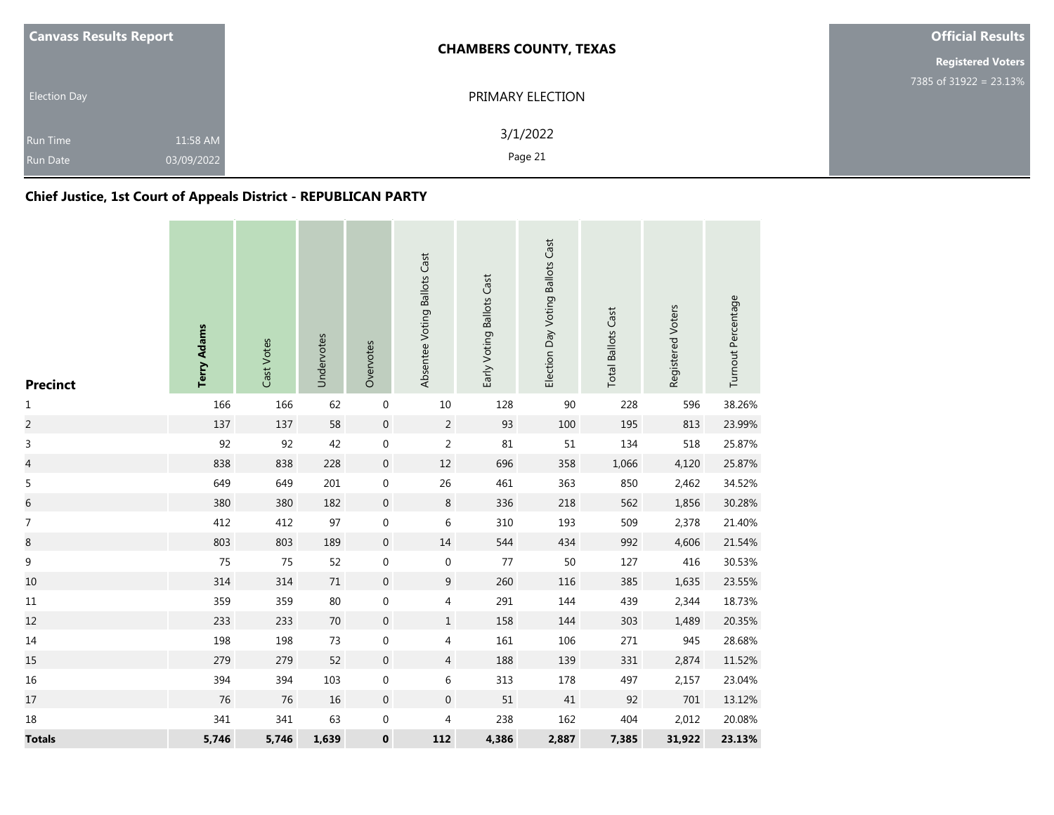| Canvass Results Report | CHAMBERS COUNTY, TEXAS | Official Results |
|---|---|---|
| Election Day | PRIMARY ELECTION | Registered Voters 7385 of 31922 = 23.13% |
| Run Time 11:58 AM | 3/1/2022 | |
| Run Date 03/09/2022 | Page 21 | |

## Chief Justice, 1st Court of Appeals District - REPUBLICAN PARTY

| Precinct | Terry Adams | Cast Votes | Undervotes | Overvotes | Absentee Voting Ballots Cast | Early Voting Ballots Cast | Election Day Voting Ballots Cast | Total Ballots Cast | Registered Voters | Turnout Percentage |
|---|---|---|---|---|---|---|---|---|---|---|
| 1 | 166 | 166 | 62 | 0 | 10 | 128 | 90 | 228 | 596 | 38.26% |
| 2 | 137 | 137 | 58 | 0 | 2 | 93 | 100 | 195 | 813 | 23.99% |
| 3 | 92 | 92 | 42 | 0 | 2 | 81 | 51 | 134 | 518 | 25.87% |
| 4 | 838 | 838 | 228 | 0 | 12 | 696 | 358 | 1,066 | 4,120 | 25.87% |
| 5 | 649 | 649 | 201 | 0 | 26 | 461 | 363 | 850 | 2,462 | 34.52% |
| 6 | 380 | 380 | 182 | 0 | 8 | 336 | 218 | 562 | 1,856 | 30.28% |
| 7 | 412 | 412 | 97 | 0 | 6 | 310 | 193 | 509 | 2,378 | 21.40% |
| 8 | 803 | 803 | 189 | 0 | 14 | 544 | 434 | 992 | 4,606 | 21.54% |
| 9 | 75 | 75 | 52 | 0 | 0 | 77 | 50 | 127 | 416 | 30.53% |
| 10 | 314 | 314 | 71 | 0 | 9 | 260 | 116 | 385 | 1,635 | 23.55% |
| 11 | 359 | 359 | 80 | 0 | 4 | 291 | 144 | 439 | 2,344 | 18.73% |
| 12 | 233 | 233 | 70 | 0 | 1 | 158 | 144 | 303 | 1,489 | 20.35% |
| 14 | 198 | 198 | 73 | 0 | 4 | 161 | 106 | 271 | 945 | 28.68% |
| 15 | 279 | 279 | 52 | 0 | 4 | 188 | 139 | 331 | 2,874 | 11.52% |
| 16 | 394 | 394 | 103 | 0 | 6 | 313 | 178 | 497 | 2,157 | 23.04% |
| 17 | 76 | 76 | 16 | 0 | 0 | 51 | 41 | 92 | 701 | 13.12% |
| 18 | 341 | 341 | 63 | 0 | 4 | 238 | 162 | 404 | 2,012 | 20.08% |
| **Totals** | **5,746** | **5,746** | **1,639** | **0** | **112** | **4,386** | **2,887** | **7,385** | **31,922** | **23.13%** |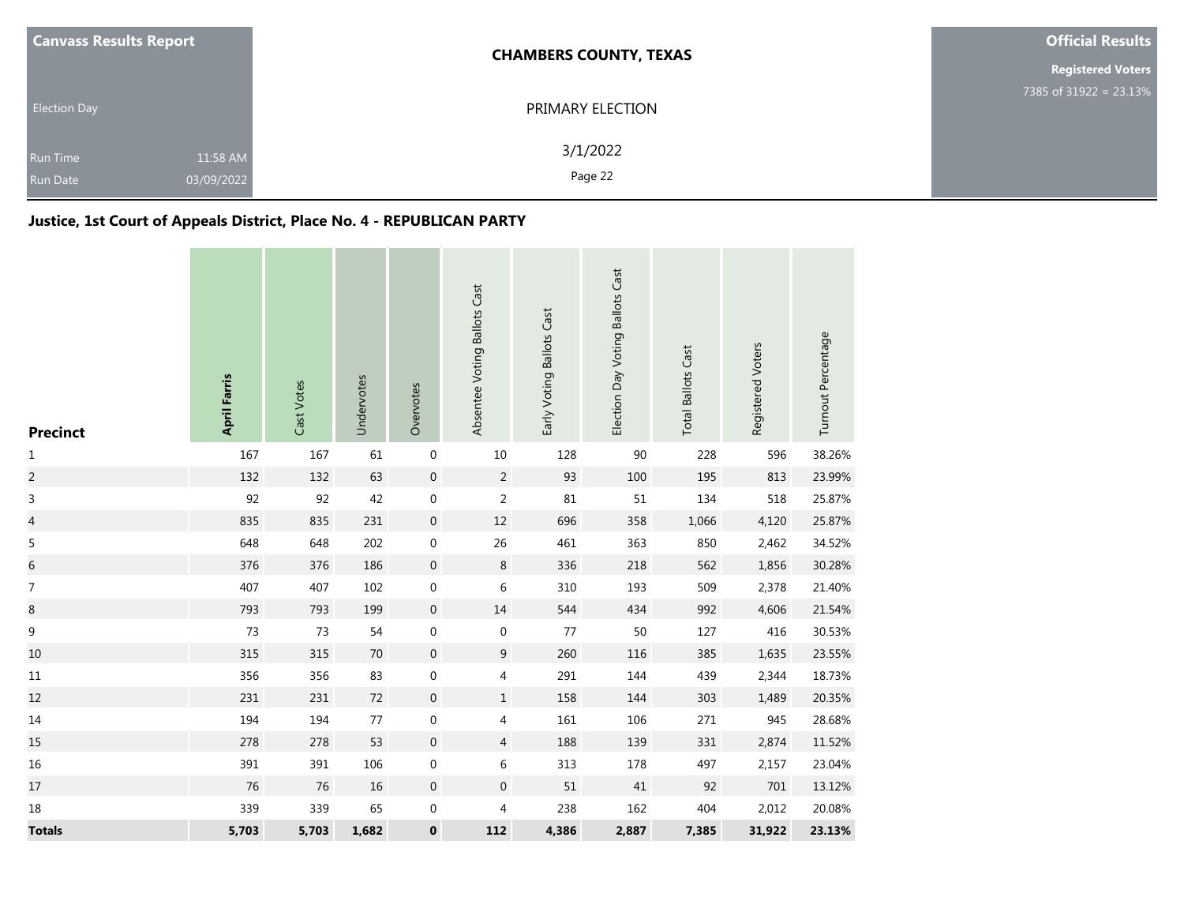**Canvass Results Report**

Election Day

Run Time 11:58 AM

Run Date 03/09/2022

**CHAMBERS COUNTY, TEXAS**

PRIMARY ELECTION

3/1/2022

Page 22

**Official Results**

**Registered Voters**

7385 of 31922 = 23.13%

## Justice, 1st Court of Appeals District, Place No. 4 - REPUBLICAN PARTY

| Precinct | April Farris | Cast Votes | Undervotes | Overvotes | Absentee Voting Ballots Cast | Early Voting Ballots Cast | Election Day Voting Ballots Cast | Total Ballots Cast | Registered Voters | Turnout Percentage |
|---|---|---|---|---|---|---|---|---|---|---|
| 1 | 167 | 167 | 61 | 0 | 10 | 128 | 90 | 228 | 596 | 38.26% |
| 2 | 132 | 132 | 63 | 0 | 2 | 93 | 100 | 195 | 813 | 23.99% |
| 3 | 92 | 92 | 42 | 0 | 2 | 81 | 51 | 134 | 518 | 25.87% |
| 4 | 835 | 835 | 231 | 0 | 12 | 696 | 358 | 1,066 | 4,120 | 25.87% |
| 5 | 648 | 648 | 202 | 0 | 26 | 461 | 363 | 850 | 2,462 | 34.52% |
| 6 | 376 | 376 | 186 | 0 | 8 | 336 | 218 | 562 | 1,856 | 30.28% |
| 7 | 407 | 407 | 102 | 0 | 6 | 310 | 193 | 509 | 2,378 | 21.40% |
| 8 | 793 | 793 | 199 | 0 | 14 | 544 | 434 | 992 | 4,606 | 21.54% |
| 9 | 73 | 73 | 54 | 0 | 0 | 77 | 50 | 127 | 416 | 30.53% |
| 10 | 315 | 315 | 70 | 0 | 9 | 260 | 116 | 385 | 1,635 | 23.55% |
| 11 | 356 | 356 | 83 | 0 | 4 | 291 | 144 | 439 | 2,344 | 18.73% |
| 12 | 231 | 231 | 72 | 0 | 1 | 158 | 144 | 303 | 1,489 | 20.35% |
| 14 | 194 | 194 | 77 | 0 | 4 | 161 | 106 | 271 | 945 | 28.68% |
| 15 | 278 | 278 | 53 | 0 | 4 | 188 | 139 | 331 | 2,874 | 11.52% |
| 16 | 391 | 391 | 106 | 0 | 6 | 313 | 178 | 497 | 2,157 | 23.04% |
| 17 | 76 | 76 | 16 | 0 | 0 | 51 | 41 | 92 | 701 | 13.12% |
| 18 | 339 | 339 | 65 | 0 | 4 | 238 | 162 | 404 | 2,012 | 20.08% |
| **Totals** | **5,703** | **5,703** | **1,682** | **0** | **112** | **4,386** | **2,887** | **7,385** | **31,922** | **23.13%** |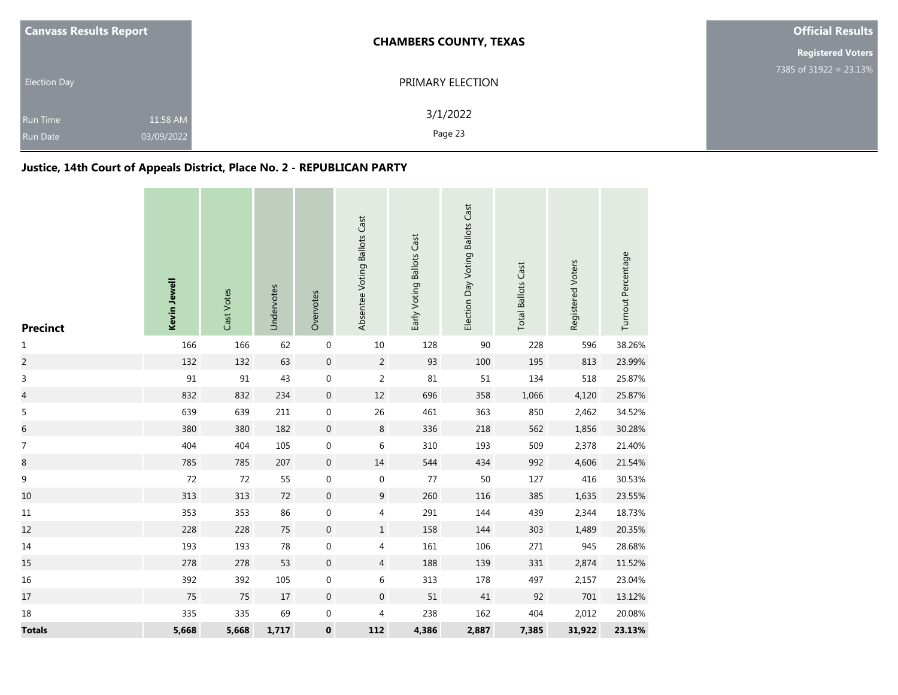**Canvass Results Report**

Election Day

Run Time 11:58 AM
Run Date 03/09/2022

**CHAMBERS COUNTY, TEXAS**

PRIMARY ELECTION

3/1/2022

**Official Results**

**Registered Voters**
7385 of 31922 = 23.13%

## Justice, 14th Court of Appeals District, Place No. 2 - REPUBLICAN PARTY

| Precinct | Kevin Jewell | Cast Votes | Undervotes | Overvotes | Absentee Voting Ballots Cast | Early Voting Ballots Cast | Election Day Voting Ballots Cast | Total Ballots Cast | Registered Voters | Turnout Percentage |
|---|---|---|---|---|---|---|---|---|---|---|
| 1 | 166 | 166 | 62 | 0 | 10 | 128 | 90 | 228 | 596 | 38.26% |
| 2 | 132 | 132 | 63 | 0 | 2 | 93 | 100 | 195 | 813 | 23.99% |
| 3 | 91 | 91 | 43 | 0 | 2 | 81 | 51 | 134 | 518 | 25.87% |
| 4 | 832 | 832 | 234 | 0 | 12 | 696 | 358 | 1,066 | 4,120 | 25.87% |
| 5 | 639 | 639 | 211 | 0 | 26 | 461 | 363 | 850 | 2,462 | 34.52% |
| 6 | 380 | 380 | 182 | 0 | 8 | 336 | 218 | 562 | 1,856 | 30.28% |
| 7 | 404 | 404 | 105 | 0 | 6 | 310 | 193 | 509 | 2,378 | 21.40% |
| 8 | 785 | 785 | 207 | 0 | 14 | 544 | 434 | 992 | 4,606 | 21.54% |
| 9 | 72 | 72 | 55 | 0 | 0 | 77 | 50 | 127 | 416 | 30.53% |
| 10 | 313 | 313 | 72 | 0 | 9 | 260 | 116 | 385 | 1,635 | 23.55% |
| 11 | 353 | 353 | 86 | 0 | 4 | 291 | 144 | 439 | 2,344 | 18.73% |
| 12 | 228 | 228 | 75 | 0 | 1 | 158 | 144 | 303 | 1,489 | 20.35% |
| 14 | 193 | 193 | 78 | 0 | 4 | 161 | 106 | 271 | 945 | 28.68% |
| 15 | 278 | 278 | 53 | 0 | 4 | 188 | 139 | 331 | 2,874 | 11.52% |
| 16 | 392 | 392 | 105 | 0 | 6 | 313 | 178 | 497 | 2,157 | 23.04% |
| 17 | 75 | 75 | 17 | 0 | 0 | 51 | 41 | 92 | 701 | 13.12% |
| 18 | 335 | 335 | 69 | 0 | 4 | 238 | 162 | 404 | 2,012 | 20.08% |
| **Totals** | **5,668** | **5,668** | **1,717** | **0** | **112** | **4,386** | **2,887** | **7,385** | **31,922** | **23.13%** |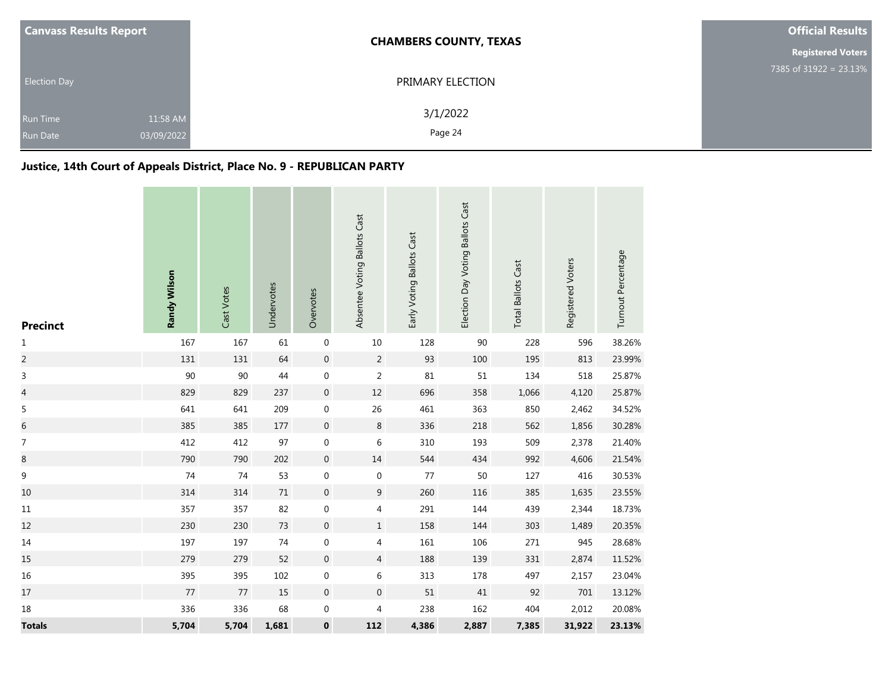**Canvass Results Report**

Election Day

Run Time 11:58 AM
Run Date 03/09/2022

**CHAMBERS COUNTY, TEXAS**

PRIMARY ELECTION

3/1/2022

**Official Results**

**Registered Voters**
7385 of 31922 = 23.13%

## Justice, 14th Court of Appeals District, Place No. 9 - REPUBLICAN PARTY

| Precinct | **Randy Wilson** | Cast Votes | Undervotes | Overvotes | Absentee Voting Ballots Cast | Early Voting Ballots Cast | Election Day Voting Ballots Cast | Total Ballots Cast | Registered Voters | Turnout Percentage |
|---|---|---|---|---|---|---|---|---|---|---|
| 1 | 167 | 167 | 61 | 0 | 10 | 128 | 90 | 228 | 596 | 38.26% |
| 2 | 131 | 131 | 64 | 0 | 2 | 93 | 100 | 195 | 813 | 23.99% |
| 3 | 90 | 90 | 44 | 0 | 2 | 81 | 51 | 134 | 518 | 25.87% |
| 4 | 829 | 829 | 237 | 0 | 12 | 696 | 358 | 1,066 | 4,120 | 25.87% |
| 5 | 641 | 641 | 209 | 0 | 26 | 461 | 363 | 850 | 2,462 | 34.52% |
| 6 | 385 | 385 | 177 | 0 | 8 | 336 | 218 | 562 | 1,856 | 30.28% |
| 7 | 412 | 412 | 97 | 0 | 6 | 310 | 193 | 509 | 2,378 | 21.40% |
| 8 | 790 | 790 | 202 | 0 | 14 | 544 | 434 | 992 | 4,606 | 21.54% |
| 9 | 74 | 74 | 53 | 0 | 0 | 77 | 50 | 127 | 416 | 30.53% |
| 10 | 314 | 314 | 71 | 0 | 9 | 260 | 116 | 385 | 1,635 | 23.55% |
| 11 | 357 | 357 | 82 | 0 | 4 | 291 | 144 | 439 | 2,344 | 18.73% |
| 12 | 230 | 230 | 73 | 0 | 1 | 158 | 144 | 303 | 1,489 | 20.35% |
| 14 | 197 | 197 | 74 | 0 | 4 | 161 | 106 | 271 | 945 | 28.68% |
| 15 | 279 | 279 | 52 | 0 | 4 | 188 | 139 | 331 | 2,874 | 11.52% |
| 16 | 395 | 395 | 102 | 0 | 6 | 313 | 178 | 497 | 2,157 | 23.04% |
| 17 | 77 | 77 | 15 | 0 | 0 | 51 | 41 | 92 | 701 | 13.12% |
| 18 | 336 | 336 | 68 | 0 | 4 | 238 | 162 | 404 | 2,012 | 20.08% |
| **Totals** | **5,704** | **5,704** | **1,681** | **0** | **112** | **4,386** | **2,887** | **7,385** | **31,922** | **23.13%** |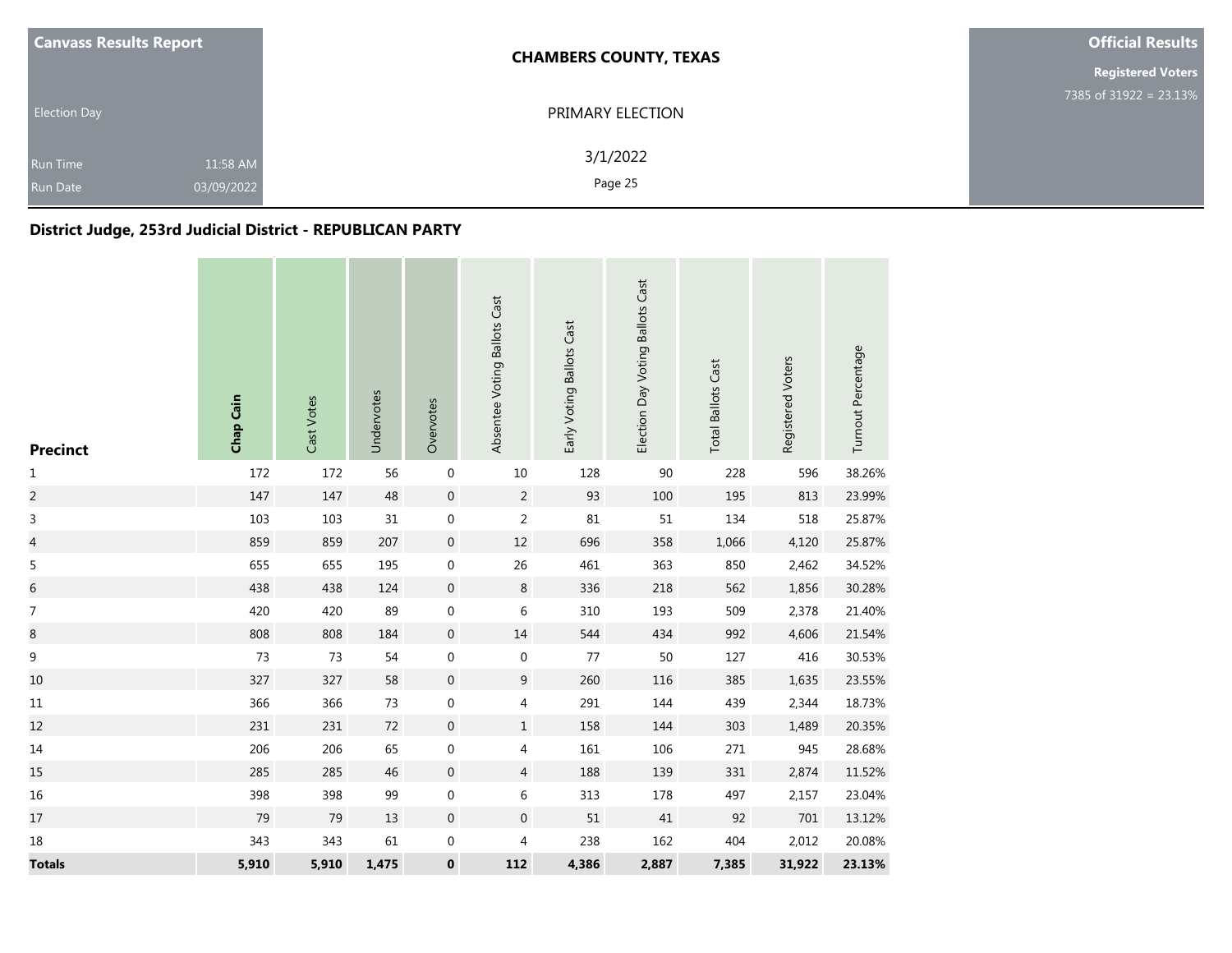**Canvass Results Report**

Election Day

Run Time 11:58 AM

Run Date 03/09/2022

**CHAMBERS COUNTY, TEXAS**

PRIMARY ELECTION

3/1/2022

**Official Results**

**Registered Voters**

7385 of 31922 = 23.13%

## District Judge, 253rd Judicial District - REPUBLICAN PARTY

| Precinct | Chap Cain | Cast Votes | Undervotes | Overvotes | Absentee Voting Ballots Cast | Early Voting Ballots Cast | Election Day Voting Ballots Cast | Total Ballots Cast | Registered Voters | Turnout Percentage |
|---|---|---|---|---|---|---|---|---|---|---|
| 1 | 172 | 172 | 56 | 0 | 10 | 128 | 90 | 228 | 596 | 38.26% |
| 2 | 147 | 147 | 48 | 0 | 2 | 93 | 100 | 195 | 813 | 23.99% |
| 3 | 103 | 103 | 31 | 0 | 2 | 81 | 51 | 134 | 518 | 25.87% |
| 4 | 859 | 859 | 207 | 0 | 12 | 696 | 358 | 1,066 | 4,120 | 25.87% |
| 5 | 655 | 655 | 195 | 0 | 26 | 461 | 363 | 850 | 2,462 | 34.52% |
| 6 | 438 | 438 | 124 | 0 | 8 | 336 | 218 | 562 | 1,856 | 30.28% |
| 7 | 420 | 420 | 89 | 0 | 6 | 310 | 193 | 509 | 2,378 | 21.40% |
| 8 | 808 | 808 | 184 | 0 | 14 | 544 | 434 | 992 | 4,606 | 21.54% |
| 9 | 73 | 73 | 54 | 0 | 0 | 77 | 50 | 127 | 416 | 30.53% |
| 10 | 327 | 327 | 58 | 0 | 9 | 260 | 116 | 385 | 1,635 | 23.55% |
| 11 | 366 | 366 | 73 | 0 | 4 | 291 | 144 | 439 | 2,344 | 18.73% |
| 12 | 231 | 231 | 72 | 0 | 1 | 158 | 144 | 303 | 1,489 | 20.35% |
| 14 | 206 | 206 | 65 | 0 | 4 | 161 | 106 | 271 | 945 | 28.68% |
| 15 | 285 | 285 | 46 | 0 | 4 | 188 | 139 | 331 | 2,874 | 11.52% |
| 16 | 398 | 398 | 99 | 0 | 6 | 313 | 178 | 497 | 2,157 | 23.04% |
| 17 | 79 | 79 | 13 | 0 | 0 | 51 | 41 | 92 | 701 | 13.12% |
| 18 | 343 | 343 | 61 | 0 | 4 | 238 | 162 | 404 | 2,012 | 20.08% |
| **Totals** | **5,910** | **5,910** | **1,475** | **0** | **112** | **4,386** | **2,887** | **7,385** | **31,922** | **23.13%** |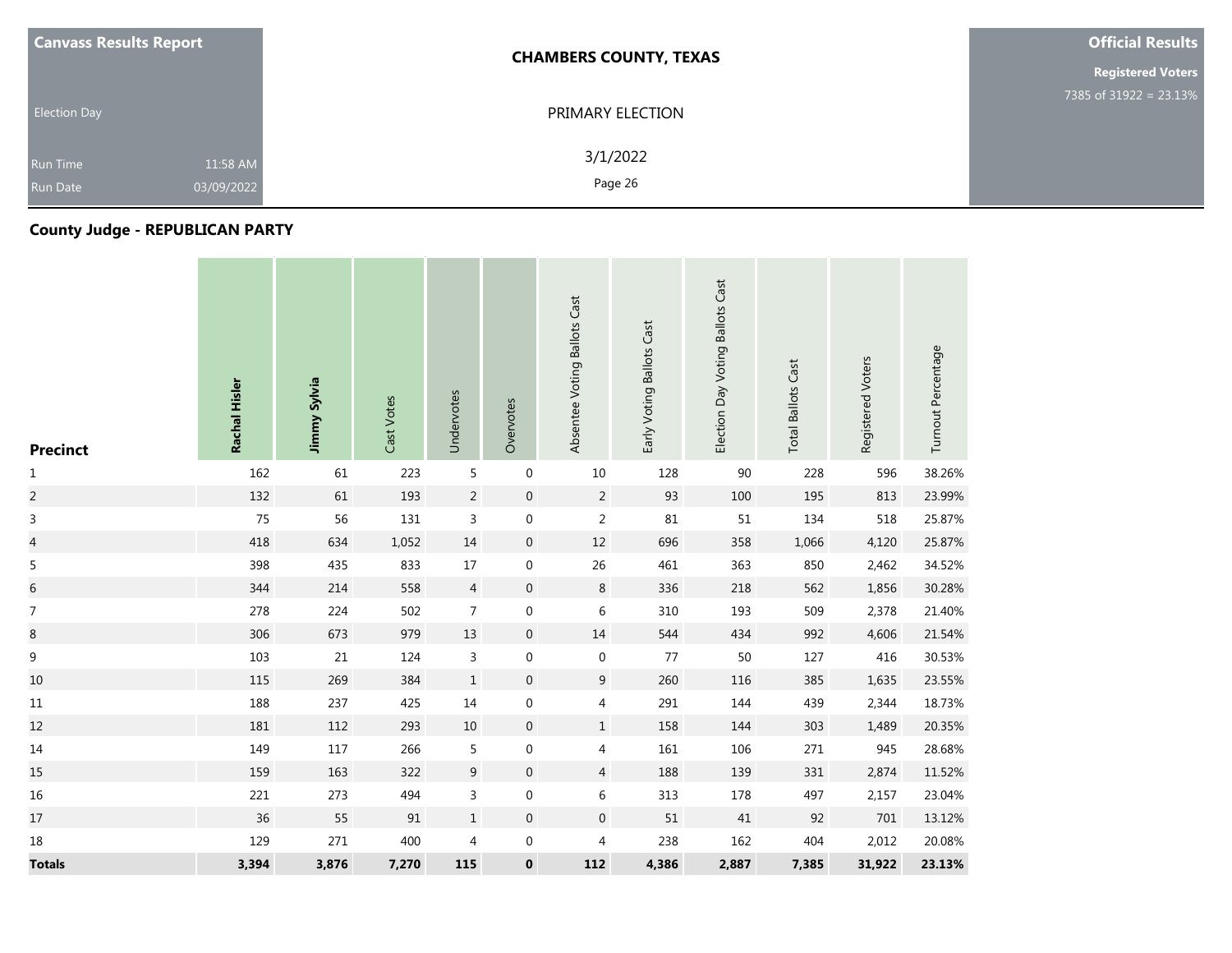**Canvass Results Report**

Election Day

Run Time 11:58 AM

Run Date 03/09/2022

**CHAMBERS COUNTY, TEXAS**

PRIMARY ELECTION

3/1/2022

**Official Results**

**Registered Voters**

7385 of 31922 = 23.13%

## County Judge - REPUBLICAN PARTY

| Precinct | Rachal Hisler | Jimmy Sylvia | Cast Votes | Undervotes | Overvotes | Absentee Voting Ballots Cast | Early Voting Ballots Cast | Election Day Voting Ballots Cast | Total Ballots Cast | Registered Voters | Turnout Percentage |
|---|---|---|---|---|---|---|---|---|---|---|---|
| 1 | 162 | 61 | 223 | 5 | 0 | 10 | 128 | 90 | 228 | 596 | 38.26% |
| 2 | 132 | 61 | 193 | 2 | 0 | 2 | 93 | 100 | 195 | 813 | 23.99% |
| 3 | 75 | 56 | 131 | 3 | 0 | 2 | 81 | 51 | 134 | 518 | 25.87% |
| 4 | 418 | 634 | 1,052 | 14 | 0 | 12 | 696 | 358 | 1,066 | 4,120 | 25.87% |
| 5 | 398 | 435 | 833 | 17 | 0 | 26 | 461 | 363 | 850 | 2,462 | 34.52% |
| 6 | 344 | 214 | 558 | 4 | 0 | 8 | 336 | 218 | 562 | 1,856 | 30.28% |
| 7 | 278 | 224 | 502 | 7 | 0 | 6 | 310 | 193 | 509 | 2,378 | 21.40% |
| 8 | 306 | 673 | 979 | 13 | 0 | 14 | 544 | 434 | 992 | 4,606 | 21.54% |
| 9 | 103 | 21 | 124 | 3 | 0 | 0 | 77 | 50 | 127 | 416 | 30.53% |
| 10 | 115 | 269 | 384 | 1 | 0 | 9 | 260 | 116 | 385 | 1,635 | 23.55% |
| 11 | 188 | 237 | 425 | 14 | 0 | 4 | 291 | 144 | 439 | 2,344 | 18.73% |
| 12 | 181 | 112 | 293 | 10 | 0 | 1 | 158 | 144 | 303 | 1,489 | 20.35% |
| 14 | 149 | 117 | 266 | 5 | 0 | 4 | 161 | 106 | 271 | 945 | 28.68% |
| 15 | 159 | 163 | 322 | 9 | 0 | 4 | 188 | 139 | 331 | 2,874 | 11.52% |
| 16 | 221 | 273 | 494 | 3 | 0 | 6 | 313 | 178 | 497 | 2,157 | 23.04% |
| 17 | 36 | 55 | 91 | 1 | 0 | 0 | 51 | 41 | 92 | 701 | 13.12% |
| 18 | 129 | 271 | 400 | 4 | 0 | 4 | 238 | 162 | 404 | 2,012 | 20.08% |
| **Totals** | **3,394** | **3,876** | **7,270** | **115** | **0** | **112** | **4,386** | **2,887** | **7,385** | **31,922** | **23.13%** |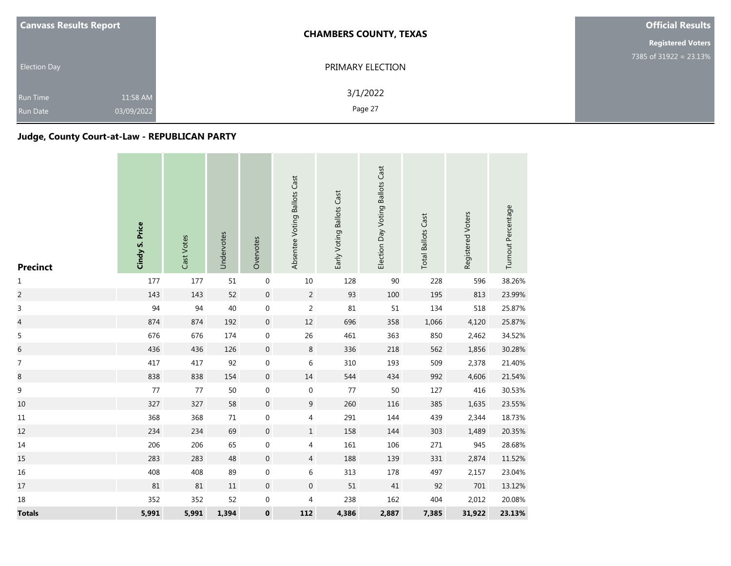| Canvass Results Report | CHAMBERS COUNTY, TEXAS | Official Results |
|---|---|---|
| Election Day | PRIMARY ELECTION | Registered Voters |
| Run Time 11:58 AM | 3/1/2022 | 7385 of 31922 = 23.13% |
| Run Date 03/09/2022 | | |

## Judge, County Court-at-Law - REPUBLICAN PARTY

| Precinct | **Cindy S. Price** | Cast Votes | Undervotes | Overvotes | Absentee Voting Ballots Cast | Early Voting Ballots Cast | Election Day Voting Ballots Cast | Total Ballots Cast | Registered Voters | Turnout Percentage |
|---|---|---|---|---|---|---|---|---|---|---|
| 1 | 177 | 177 | 51 | 0 | 10 | 128 | 90 | 228 | 596 | 38.26% |
| 2 | 143 | 143 | 52 | 0 | 2 | 93 | 100 | 195 | 813 | 23.99% |
| 3 | 94 | 94 | 40 | 0 | 2 | 81 | 51 | 134 | 518 | 25.87% |
| 4 | 874 | 874 | 192 | 0 | 12 | 696 | 358 | 1,066 | 4,120 | 25.87% |
| 5 | 676 | 676 | 174 | 0 | 26 | 461 | 363 | 850 | 2,462 | 34.52% |
| 6 | 436 | 436 | 126 | 0 | 8 | 336 | 218 | 562 | 1,856 | 30.28% |
| 7 | 417 | 417 | 92 | 0 | 6 | 310 | 193 | 509 | 2,378 | 21.40% |
| 8 | 838 | 838 | 154 | 0 | 14 | 544 | 434 | 992 | 4,606 | 21.54% |
| 9 | 77 | 77 | 50 | 0 | 0 | 77 | 50 | 127 | 416 | 30.53% |
| 10 | 327 | 327 | 58 | 0 | 9 | 260 | 116 | 385 | 1,635 | 23.55% |
| 11 | 368 | 368 | 71 | 0 | 4 | 291 | 144 | 439 | 2,344 | 18.73% |
| 12 | 234 | 234 | 69 | 0 | 1 | 158 | 144 | 303 | 1,489 | 20.35% |
| 14 | 206 | 206 | 65 | 0 | 4 | 161 | 106 | 271 | 945 | 28.68% |
| 15 | 283 | 283 | 48 | 0 | 4 | 188 | 139 | 331 | 2,874 | 11.52% |
| 16 | 408 | 408 | 89 | 0 | 6 | 313 | 178 | 497 | 2,157 | 23.04% |
| 17 | 81 | 81 | 11 | 0 | 0 | 51 | 41 | 92 | 701 | 13.12% |
| 18 | 352 | 352 | 52 | 0 | 4 | 238 | 162 | 404 | 2,012 | 20.08% |
| **Totals** | **5,991** | **5,991** | **1,394** | **0** | **112** | **4,386** | **2,887** | **7,385** | **31,922** | **23.13%** |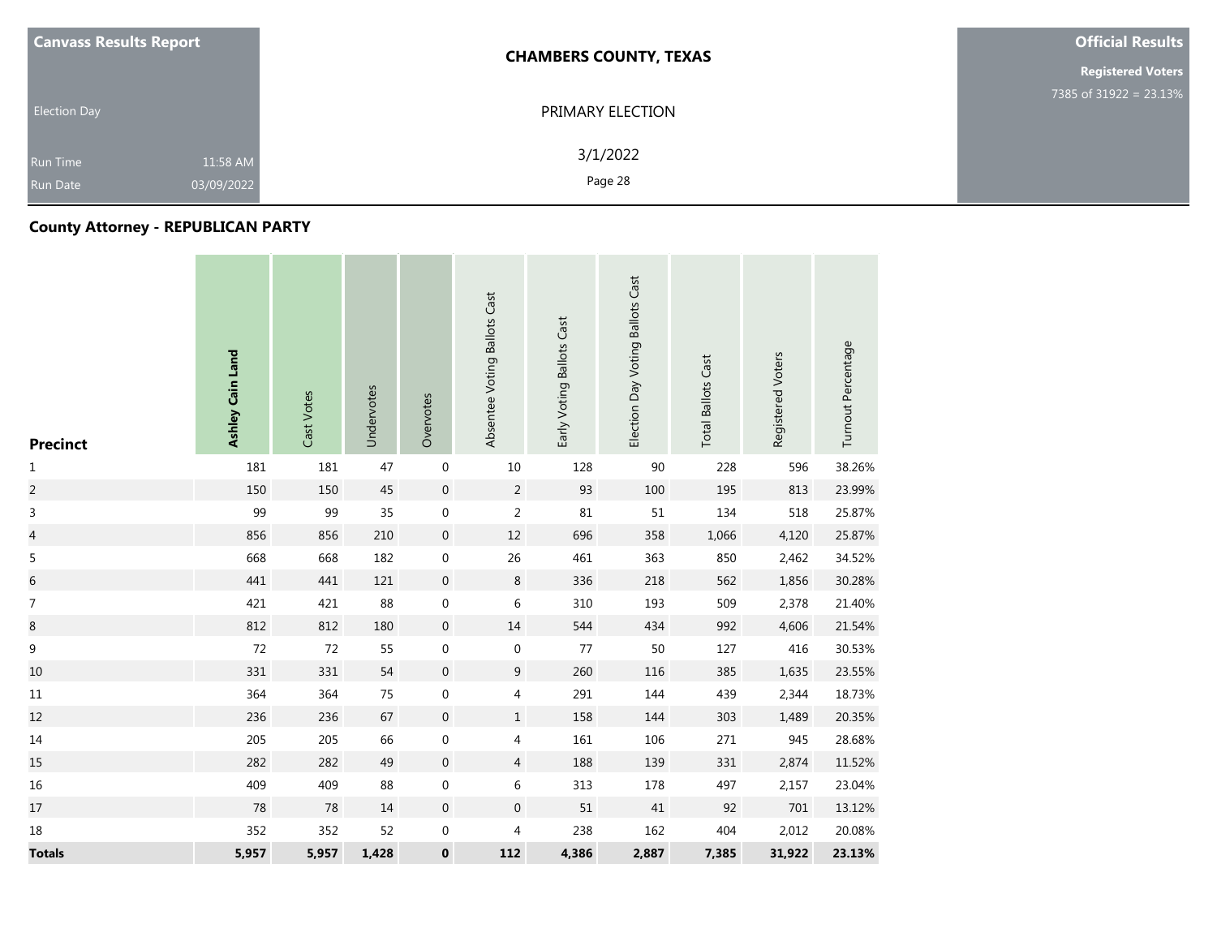**Canvass Results Report**

Election Day

Run Time 11:58 AM
Run Date 03/09/2022

**CHAMBERS COUNTY, TEXAS**

PRIMARY ELECTION

3/1/2022

**Official Results**

**Registered Voters**
7385 of 31922 = 23.13%

## County Attorney - REPUBLICAN PARTY

| Precinct | **Ashley Cain Land** | Cast Votes | Undervotes | Overvotes | Absentee Voting Ballots Cast | Early Voting Ballots Cast | Election Day Voting Ballots Cast | Total Ballots Cast | Registered Voters | Turnout Percentage |
|---|---|---|---|---|---|---|---|---|---|---|
| 1 | 181 | 181 | 47 | 0 | 10 | 128 | 90 | 228 | 596 | 38.26% |
| 2 | 150 | 150 | 45 | 0 | 2 | 93 | 100 | 195 | 813 | 23.99% |
| 3 | 99 | 99 | 35 | 0 | 2 | 81 | 51 | 134 | 518 | 25.87% |
| 4 | 856 | 856 | 210 | 0 | 12 | 696 | 358 | 1,066 | 4,120 | 25.87% |
| 5 | 668 | 668 | 182 | 0 | 26 | 461 | 363 | 850 | 2,462 | 34.52% |
| 6 | 441 | 441 | 121 | 0 | 8 | 336 | 218 | 562 | 1,856 | 30.28% |
| 7 | 421 | 421 | 88 | 0 | 6 | 310 | 193 | 509 | 2,378 | 21.40% |
| 8 | 812 | 812 | 180 | 0 | 14 | 544 | 434 | 992 | 4,606 | 21.54% |
| 9 | 72 | 72 | 55 | 0 | 0 | 77 | 50 | 127 | 416 | 30.53% |
| 10 | 331 | 331 | 54 | 0 | 9 | 260 | 116 | 385 | 1,635 | 23.55% |
| 11 | 364 | 364 | 75 | 0 | 4 | 291 | 144 | 439 | 2,344 | 18.73% |
| 12 | 236 | 236 | 67 | 0 | 1 | 158 | 144 | 303 | 1,489 | 20.35% |
| 14 | 205 | 205 | 66 | 0 | 4 | 161 | 106 | 271 | 945 | 28.68% |
| 15 | 282 | 282 | 49 | 0 | 4 | 188 | 139 | 331 | 2,874 | 11.52% |
| 16 | 409 | 409 | 88 | 0 | 6 | 313 | 178 | 497 | 2,157 | 23.04% |
| 17 | 78 | 78 | 14 | 0 | 0 | 51 | 41 | 92 | 701 | 13.12% |
| 18 | 352 | 352 | 52 | 0 | 4 | 238 | 162 | 404 | 2,012 | 20.08% |
| **Totals** | **5,957** | **5,957** | **1,428** | **0** | **112** | **4,386** | **2,887** | **7,385** | **31,922** | **23.13%** |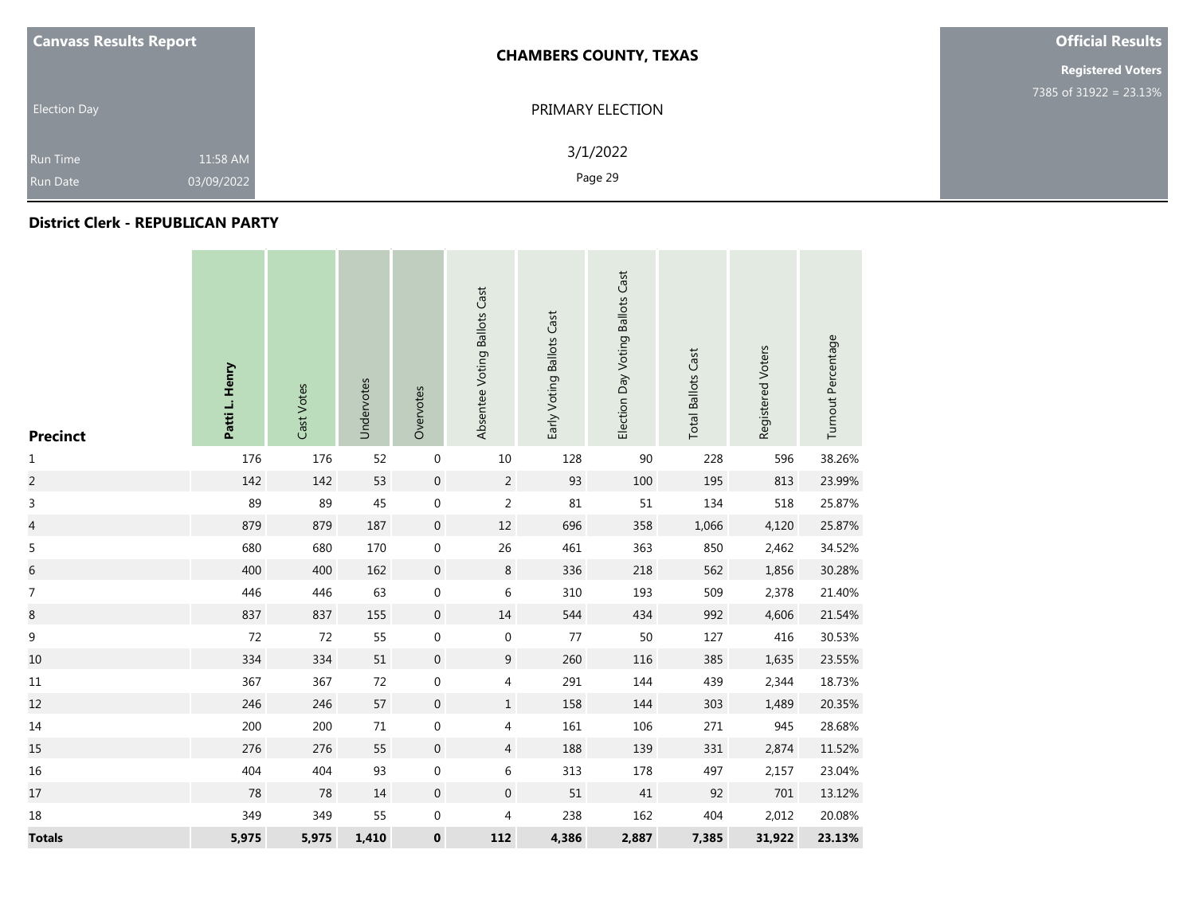**Canvass Results Report**

Election Day

Run Time 11:58 AM
Run Date 03/09/2022

**CHAMBERS COUNTY, TEXAS**

PRIMARY ELECTION

3/1/2022

**Official Results**

**Registered Voters**
7385 of 31922 = 23.13%

## District Clerk - REPUBLICAN PARTY

| Precinct | Patti L. Henry | Cast Votes | Undervotes | Overvotes | Absentee Voting Ballots Cast | Early Voting Ballots Cast | Election Day Voting Ballots Cast | Total Ballots Cast | Registered Voters | Turnout Percentage |
|---|---|---|---|---|---|---|---|---|---|---|
| 1 | 176 | 176 | 52 | 0 | 10 | 128 | 90 | 228 | 596 | 38.26% |
| 2 | 142 | 142 | 53 | 0 | 2 | 93 | 100 | 195 | 813 | 23.99% |
| 3 | 89 | 89 | 45 | 0 | 2 | 81 | 51 | 134 | 518 | 25.87% |
| 4 | 879 | 879 | 187 | 0 | 12 | 696 | 358 | 1,066 | 4,120 | 25.87% |
| 5 | 680 | 680 | 170 | 0 | 26 | 461 | 363 | 850 | 2,462 | 34.52% |
| 6 | 400 | 400 | 162 | 0 | 8 | 336 | 218 | 562 | 1,856 | 30.28% |
| 7 | 446 | 446 | 63 | 0 | 6 | 310 | 193 | 509 | 2,378 | 21.40% |
| 8 | 837 | 837 | 155 | 0 | 14 | 544 | 434 | 992 | 4,606 | 21.54% |
| 9 | 72 | 72 | 55 | 0 | 0 | 77 | 50 | 127 | 416 | 30.53% |
| 10 | 334 | 334 | 51 | 0 | 9 | 260 | 116 | 385 | 1,635 | 23.55% |
| 11 | 367 | 367 | 72 | 0 | 4 | 291 | 144 | 439 | 2,344 | 18.73% |
| 12 | 246 | 246 | 57 | 0 | 1 | 158 | 144 | 303 | 1,489 | 20.35% |
| 14 | 200 | 200 | 71 | 0 | 4 | 161 | 106 | 271 | 945 | 28.68% |
| 15 | 276 | 276 | 55 | 0 | 4 | 188 | 139 | 331 | 2,874 | 11.52% |
| 16 | 404 | 404 | 93 | 0 | 6 | 313 | 178 | 497 | 2,157 | 23.04% |
| 17 | 78 | 78 | 14 | 0 | 0 | 51 | 41 | 92 | 701 | 13.12% |
| 18 | 349 | 349 | 55 | 0 | 4 | 238 | 162 | 404 | 2,012 | 20.08% |
| **Totals** | **5,975** | **5,975** | **1,410** | **0** | **112** | **4,386** | **2,887** | **7,385** | **31,922** | **23.13%** |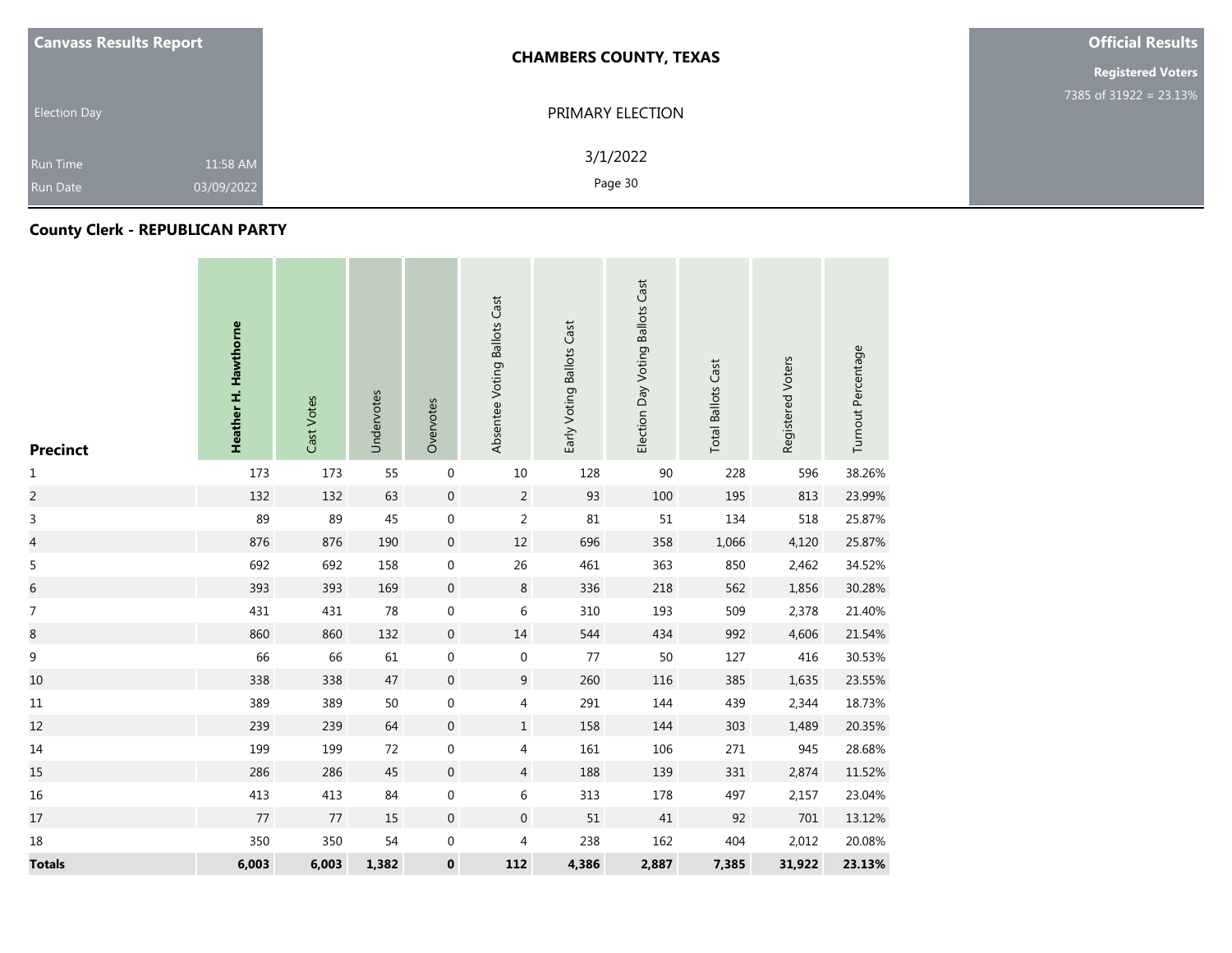**Canvass Results Report**

Election Day

Run Time 11:58 AM
Run Date 03/09/2022

**CHAMBERS COUNTY, TEXAS**

PRIMARY ELECTION

3/1/2022

**Official Results**

**Registered Voters**
7385 of 31922 = 23.13%

## County Clerk - REPUBLICAN PARTY

| Precinct | Heather H. Hawthorne | Cast Votes | Undervotes | Overvotes | Absentee Voting Ballots Cast | Early Voting Ballots Cast | Election Day Voting Ballots Cast | Total Ballots Cast | Registered Voters | Turnout Percentage |
|---|---|---|---|---|---|---|---|---|---|---|
| 1 | 173 | 173 | 55 | 0 | 10 | 128 | 90 | 228 | 596 | 38.26% |
| 2 | 132 | 132 | 63 | 0 | 2 | 93 | 100 | 195 | 813 | 23.99% |
| 3 | 89 | 89 | 45 | 0 | 2 | 81 | 51 | 134 | 518 | 25.87% |
| 4 | 876 | 876 | 190 | 0 | 12 | 696 | 358 | 1,066 | 4,120 | 25.87% |
| 5 | 692 | 692 | 158 | 0 | 26 | 461 | 363 | 850 | 2,462 | 34.52% |
| 6 | 393 | 393 | 169 | 0 | 8 | 336 | 218 | 562 | 1,856 | 30.28% |
| 7 | 431 | 431 | 78 | 0 | 6 | 310 | 193 | 509 | 2,378 | 21.40% |
| 8 | 860 | 860 | 132 | 0 | 14 | 544 | 434 | 992 | 4,606 | 21.54% |
| 9 | 66 | 66 | 61 | 0 | 0 | 77 | 50 | 127 | 416 | 30.53% |
| 10 | 338 | 338 | 47 | 0 | 9 | 260 | 116 | 385 | 1,635 | 23.55% |
| 11 | 389 | 389 | 50 | 0 | 4 | 291 | 144 | 439 | 2,344 | 18.73% |
| 12 | 239 | 239 | 64 | 0 | 1 | 158 | 144 | 303 | 1,489 | 20.35% |
| 14 | 199 | 199 | 72 | 0 | 4 | 161 | 106 | 271 | 945 | 28.68% |
| 15 | 286 | 286 | 45 | 0 | 4 | 188 | 139 | 331 | 2,874 | 11.52% |
| 16 | 413 | 413 | 84 | 0 | 6 | 313 | 178 | 497 | 2,157 | 23.04% |
| 17 | 77 | 77 | 15 | 0 | 0 | 51 | 41 | 92 | 701 | 13.12% |
| 18 | 350 | 350 | 54 | 0 | 4 | 238 | 162 | 404 | 2,012 | 20.08% |
| **Totals** | **6,003** | **6,003** | **1,382** | **0** | **112** | **4,386** | **2,887** | **7,385** | **31,922** | **23.13%** |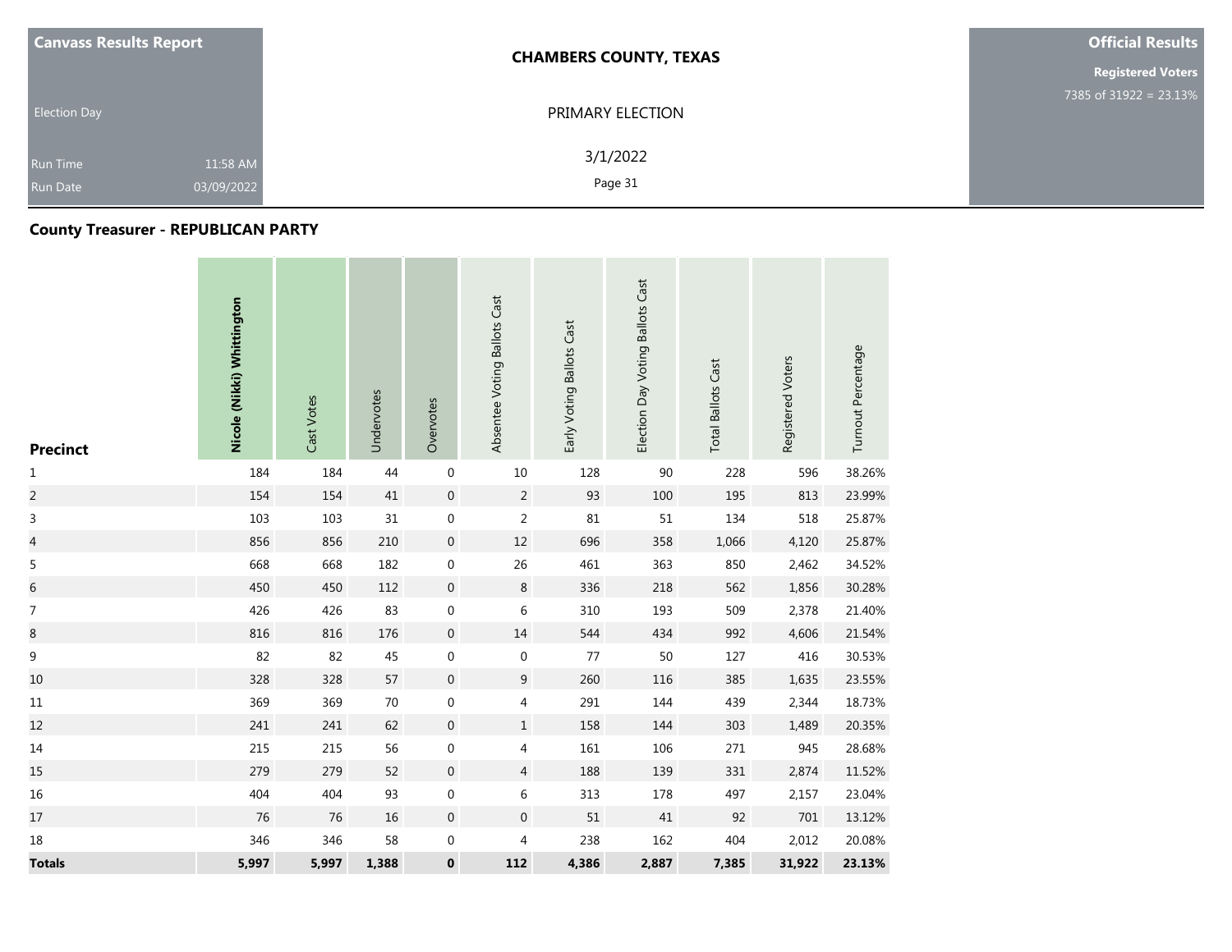Canvass Results Report

Election Day

Run Time 11:58 AM

Run Date 03/09/2022

**CHAMBERS COUNTY, TEXAS**

PRIMARY ELECTION

3/1/2022

**Official Results**

**Registered Voters**

7385 of 31922 = 23.13%

### County Treasurer - REPUBLICAN PARTY

| Precinct | Nicole (Nikki) Whittington | Cast Votes | Undervotes | Overvotes | Absentee Voting Ballots Cast | Early Voting Ballots Cast | Election Day Voting Ballots Cast | Total Ballots Cast | Registered Voters | Turnout Percentage |
|---|---|---|---|---|---|---|---|---|---|---|
| 1 | 184 | 184 | 44 | 0 | 10 | 128 | 90 | 228 | 596 | 38.26% |
| 2 | 154 | 154 | 41 | 0 | 2 | 93 | 100 | 195 | 813 | 23.99% |
| 3 | 103 | 103 | 31 | 0 | 2 | 81 | 51 | 134 | 518 | 25.87% |
| 4 | 856 | 856 | 210 | 0 | 12 | 696 | 358 | 1,066 | 4,120 | 25.87% |
| 5 | 668 | 668 | 182 | 0 | 26 | 461 | 363 | 850 | 2,462 | 34.52% |
| 6 | 450 | 450 | 112 | 0 | 8 | 336 | 218 | 562 | 1,856 | 30.28% |
| 7 | 426 | 426 | 83 | 0 | 6 | 310 | 193 | 509 | 2,378 | 21.40% |
| 8 | 816 | 816 | 176 | 0 | 14 | 544 | 434 | 992 | 4,606 | 21.54% |
| 9 | 82 | 82 | 45 | 0 | 0 | 77 | 50 | 127 | 416 | 30.53% |
| 10 | 328 | 328 | 57 | 0 | 9 | 260 | 116 | 385 | 1,635 | 23.55% |
| 11 | 369 | 369 | 70 | 0 | 4 | 291 | 144 | 439 | 2,344 | 18.73% |
| 12 | 241 | 241 | 62 | 0 | 1 | 158 | 144 | 303 | 1,489 | 20.35% |
| 14 | 215 | 215 | 56 | 0 | 4 | 161 | 106 | 271 | 945 | 28.68% |
| 15 | 279 | 279 | 52 | 0 | 4 | 188 | 139 | 331 | 2,874 | 11.52% |
| 16 | 404 | 404 | 93 | 0 | 6 | 313 | 178 | 497 | 2,157 | 23.04% |
| 17 | 76 | 76 | 16 | 0 | 0 | 51 | 41 | 92 | 701 | 13.12% |
| 18 | 346 | 346 | 58 | 0 | 4 | 238 | 162 | 404 | 2,012 | 20.08% |
| **Totals** | **5,997** | **5,997** | **1,388** | **0** | **112** | **4,386** | **2,887** | **7,385** | **31,922** | **23.13%** |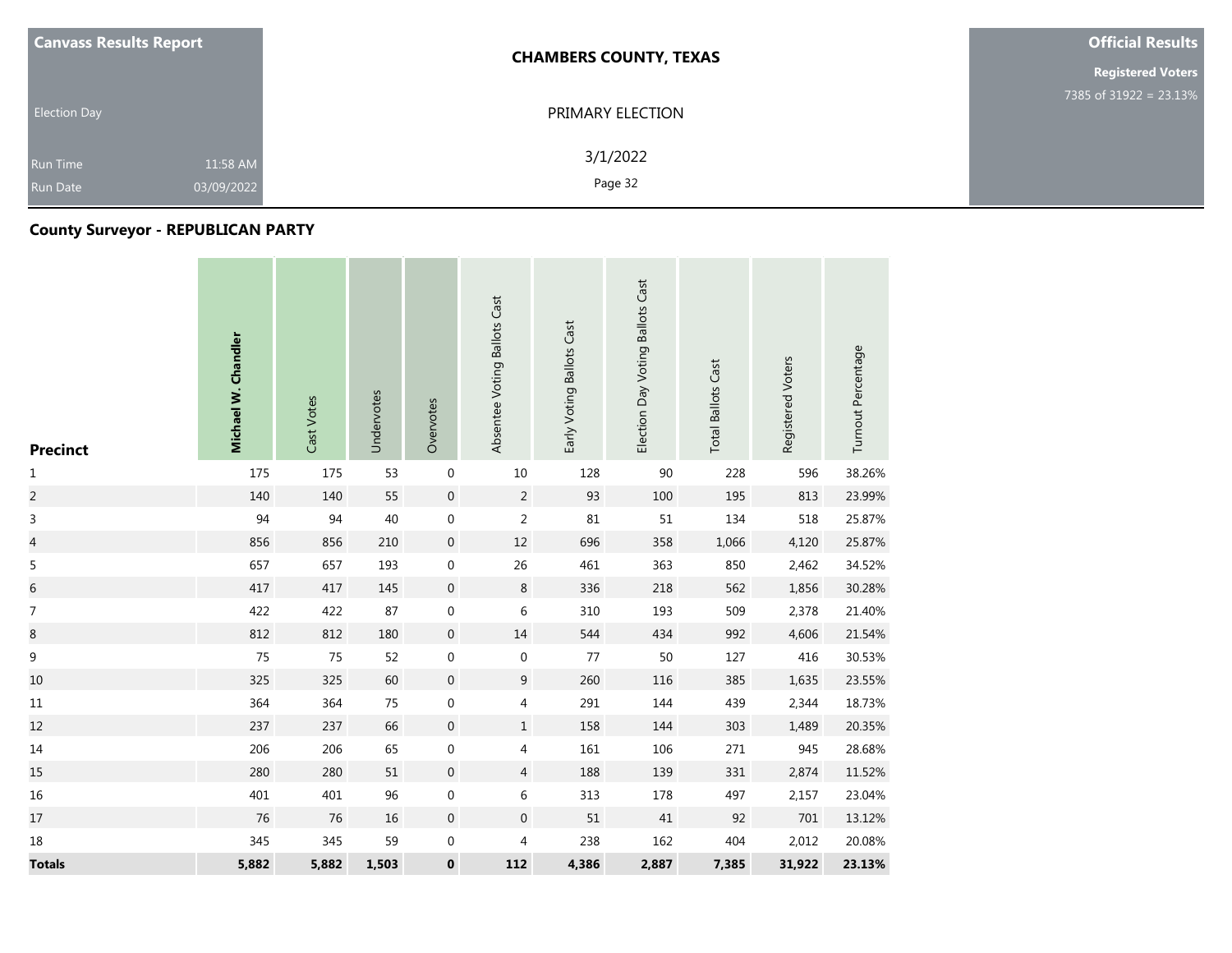| Canvass Results Report | CHAMBERS COUNTY, TEXAS | Official Results |
|---|---|---|
| Election Day | PRIMARY ELECTION | Registered Voters 7385 of 31922 = 23.13% |
| Run Time 11:58 AM | 3/1/2022 | |
| Run Date 03/09/2022 | | |

## County Surveyor - REPUBLICAN PARTY

| Precinct | Michael W. Chandler | Cast Votes | Undervotes | Overvotes | Absentee Voting Ballots Cast | Early Voting Ballots Cast | Election Day Voting Ballots Cast | Total Ballots Cast | Registered Voters | Turnout Percentage |
|---|---|---|---|---|---|---|---|---|---|---|
| 1 | 175 | 175 | 53 | 0 | 10 | 128 | 90 | 228 | 596 | 38.26% |
| 2 | 140 | 140 | 55 | 0 | 2 | 93 | 100 | 195 | 813 | 23.99% |
| 3 | 94 | 94 | 40 | 0 | 2 | 81 | 51 | 134 | 518 | 25.87% |
| 4 | 856 | 856 | 210 | 0 | 12 | 696 | 358 | 1,066 | 4,120 | 25.87% |
| 5 | 657 | 657 | 193 | 0 | 26 | 461 | 363 | 850 | 2,462 | 34.52% |
| 6 | 417 | 417 | 145 | 0 | 8 | 336 | 218 | 562 | 1,856 | 30.28% |
| 7 | 422 | 422 | 87 | 0 | 6 | 310 | 193 | 509 | 2,378 | 21.40% |
| 8 | 812 | 812 | 180 | 0 | 14 | 544 | 434 | 992 | 4,606 | 21.54% |
| 9 | 75 | 75 | 52 | 0 | 0 | 77 | 50 | 127 | 416 | 30.53% |
| 10 | 325 | 325 | 60 | 0 | 9 | 260 | 116 | 385 | 1,635 | 23.55% |
| 11 | 364 | 364 | 75 | 0 | 4 | 291 | 144 | 439 | 2,344 | 18.73% |
| 12 | 237 | 237 | 66 | 0 | 1 | 158 | 144 | 303 | 1,489 | 20.35% |
| 14 | 206 | 206 | 65 | 0 | 4 | 161 | 106 | 271 | 945 | 28.68% |
| 15 | 280 | 280 | 51 | 0 | 4 | 188 | 139 | 331 | 2,874 | 11.52% |
| 16 | 401 | 401 | 96 | 0 | 6 | 313 | 178 | 497 | 2,157 | 23.04% |
| 17 | 76 | 76 | 16 | 0 | 0 | 51 | 41 | 92 | 701 | 13.12% |
| 18 | 345 | 345 | 59 | 0 | 4 | 238 | 162 | 404 | 2,012 | 20.08% |
| **Totals** | **5,882** | **5,882** | **1,503** | **0** | **112** | **4,386** | **2,887** | **7,385** | **31,922** | **23.13%** |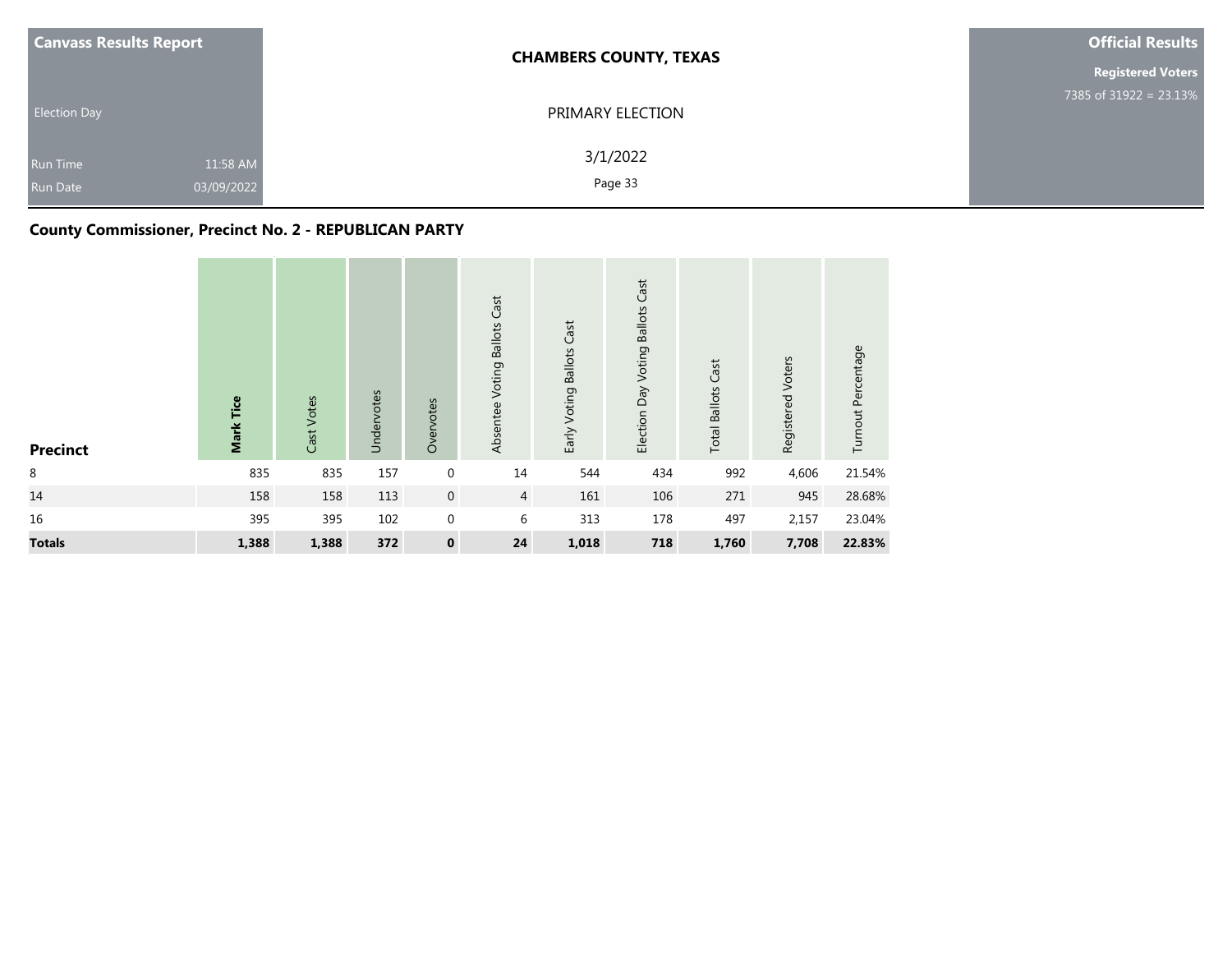| Canvass Results Report | | CHAMBERS COUNTY, TEXAS | Official Results |
|---|---|---|---|
| | | | Registered Voters |
| | | | 7385 of 31922 = 23.13% |
| Election Day | | PRIMARY ELECTION | |
| Run Time | 11:58 AM | 3/1/2022 | |
| Run Date | 03/09/2022 | | |

## County Commissioner, Precinct No. 2 - REPUBLICAN PARTY

| Precinct | **Mark Tice** | Cast Votes | Undervotes | Overvotes | Absentee Voting Ballots Cast | Early Voting Ballots Cast | Election Day Voting Ballots Cast | Total Ballots Cast | Registered Voters | Turnout Percentage |
|---|---|---|---|---|---|---|---|---|---|---|
| 8 | 835 | 835 | 157 | 0 | 14 | 544 | 434 | 992 | 4,606 | 21.54% |
| 14 | 158 | 158 | 113 | 0 | 4 | 161 | 106 | 271 | 945 | 28.68% |
| 16 | 395 | 395 | 102 | 0 | 6 | 313 | 178 | 497 | 2,157 | 23.04% |
| **Totals** | **1,388** | **1,388** | **372** | **0** | **24** | **1,018** | **718** | **1,760** | **7,708** | **22.83%** |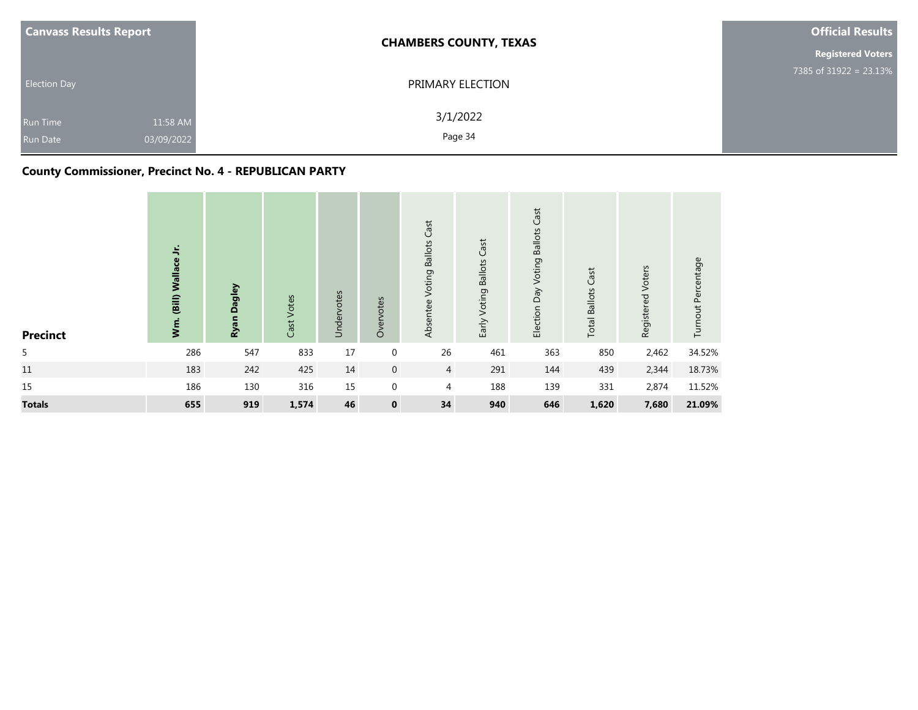| Canvass Results Report | | CHAMBERS COUNTY, TEXAS | Official Results |
|---|---|---|---|
| | | | Registered Voters |
| Election Day | | PRIMARY ELECTION | 7385 of 31922 = 23.13% |
| Run Time | 11:58 AM | 3/1/2022 | |
| Run Date | 03/09/2022 | | |

## County Commissioner, Precinct No. 4 - REPUBLICAN PARTY

| Precinct | **Wm. (Bill) Wallace Jr.** | **Ryan Dagley** | Cast Votes | Undervotes | Overvotes | Absentee Voting Ballots Cast | Early Voting Ballots Cast | Election Day Voting Ballots Cast | Total Ballots Cast | Registered Voters | Turnout Percentage |
|---|---|---|---|---|---|---|---|---|---|---|---|
| 5 | 286 | 547 | 833 | 17 | 0 | 26 | 461 | 363 | 850 | 2,462 | 34.52% |
| 11 | 183 | 242 | 425 | 14 | 0 | 4 | 291 | 144 | 439 | 2,344 | 18.73% |
| 15 | 186 | 130 | 316 | 15 | 0 | 4 | 188 | 139 | 331 | 2,874 | 11.52% |
| **Totals** | **655** | **919** | **1,574** | **46** | **0** | **34** | **940** | **646** | **1,620** | **7,680** | **21.09%** |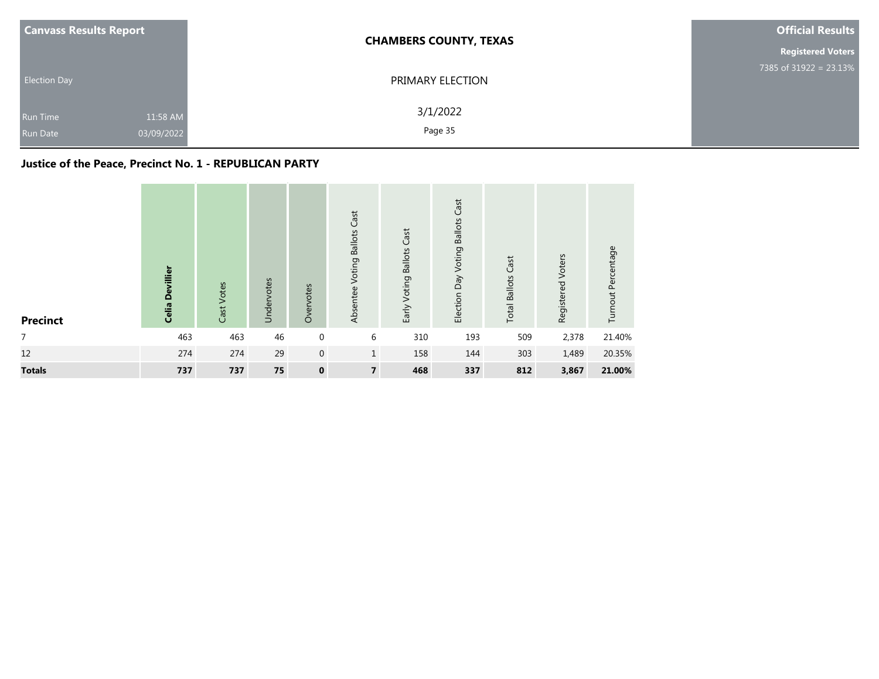**Canvass Results Report**

Election Day

Run Time 11:58 AM
Run Date 03/09/2022

**CHAMBERS COUNTY, TEXAS**

PRIMARY ELECTION

3/1/2022

**Official Results**

**Registered Voters**
7385 of 31922 = 23.13%

### Justice of the Peace, Precinct No. 1 - REPUBLICAN PARTY

| Precinct | Celia Devillier | Cast Votes | Undervotes | Overvotes | Absentee Voting Ballots Cast | Early Voting Ballots Cast | Election Day Voting Ballots Cast | Total Ballots Cast | Registered Voters | Turnout Percentage |
|---|---|---|---|---|---|---|---|---|---|---|
| 7 | 463 | 463 | 46 | 0 | 6 | 310 | 193 | 509 | 2,378 | 21.40% |
| 12 | 274 | 274 | 29 | 0 | 1 | 158 | 144 | 303 | 1,489 | 20.35% |
| **Totals** | **737** | **737** | **75** | **0** | **7** | **468** | **337** | **812** | **3,867** | **21.00%** |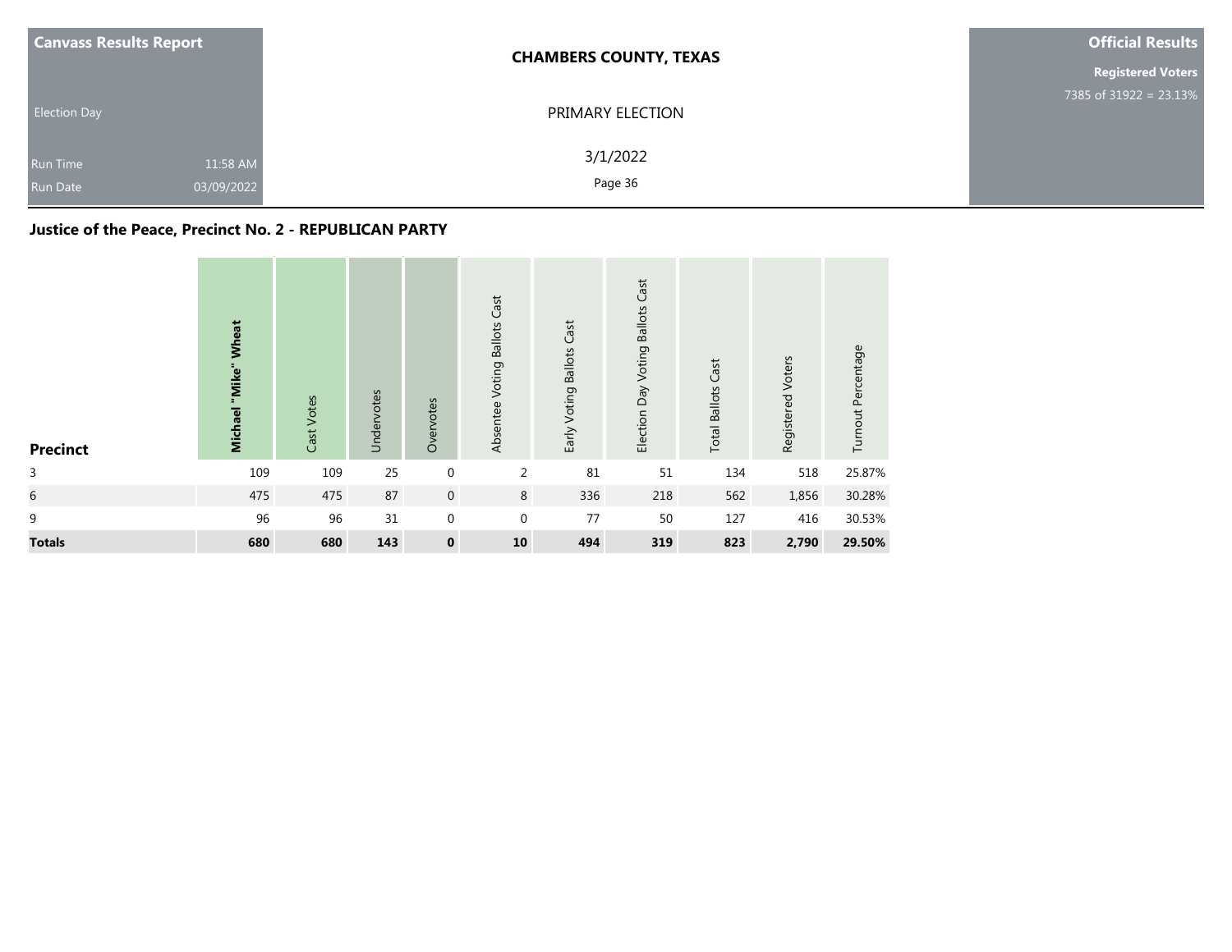| Canvass Results Report | CHAMBERS COUNTY, TEXAS | Official Results |
|---|---|---|
| Election Day | PRIMARY ELECTION | Registered Voters 7385 of 31922 = 23.13% |
| Run Time 11:58 AM | 3/1/2022 | |
| Run Date 03/09/2022 | | |

## Justice of the Peace, Precinct No. 2 - REPUBLICAN PARTY

| Precinct | Michael "Mike" Wheat | Cast Votes | Undervotes | Overvotes | Absentee Voting Ballots Cast | Early Voting Ballots Cast | Election Day Voting Ballots Cast | Total Ballots Cast | Registered Voters | Turnout Percentage |
|---|---|---|---|---|---|---|---|---|---|---|
| 3 | 109 | 109 | 25 | 0 | 2 | 81 | 51 | 134 | 518 | 25.87% |
| 6 | 475 | 475 | 87 | 0 | 8 | 336 | 218 | 562 | 1,856 | 30.28% |
| 9 | 96 | 96 | 31 | 0 | 0 | 77 | 50 | 127 | 416 | 30.53% |
| **Totals** | **680** | **680** | **143** | **0** | **10** | **494** | **319** | **823** | **2,790** | **29.50%** |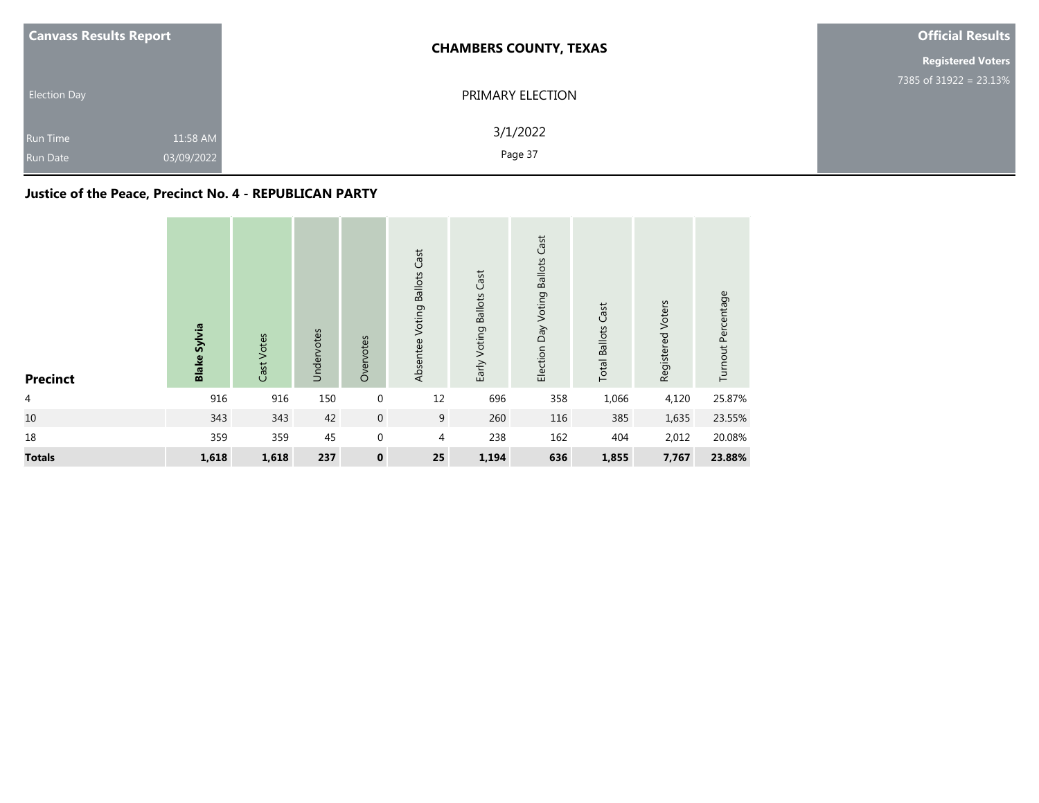Canvass Results Report

Election Day

Run Time 11:58 AM

Run Date 03/09/2022

**CHAMBERS COUNTY, TEXAS**

PRIMARY ELECTION

3/1/2022

**Official Results**

**Registered Voters**

7385 of 31922 = 23.13%

### Justice of the Peace, Precinct No. 4 - REPUBLICAN PARTY

| Precinct | **Blake Sylvia** | Cast Votes | Undervotes | Overvotes | Absentee Voting Ballots Cast | Early Voting Ballots Cast | Election Day Voting Ballots Cast | Total Ballots Cast | Registered Voters | Turnout Percentage |
|---|---|---|---|---|---|---|---|---|---|---|
| 4 | 916 | 916 | 150 | 0 | 12 | 696 | 358 | 1,066 | 4,120 | 25.87% |
| 10 | 343 | 343 | 42 | 0 | 9 | 260 | 116 | 385 | 1,635 | 23.55% |
| 18 | 359 | 359 | 45 | 0 | 4 | 238 | 162 | 404 | 2,012 | 20.08% |
| **Totals** | **1,618** | **1,618** | **237** | **0** | **25** | **1,194** | **636** | **1,855** | **7,767** | **23.88%** |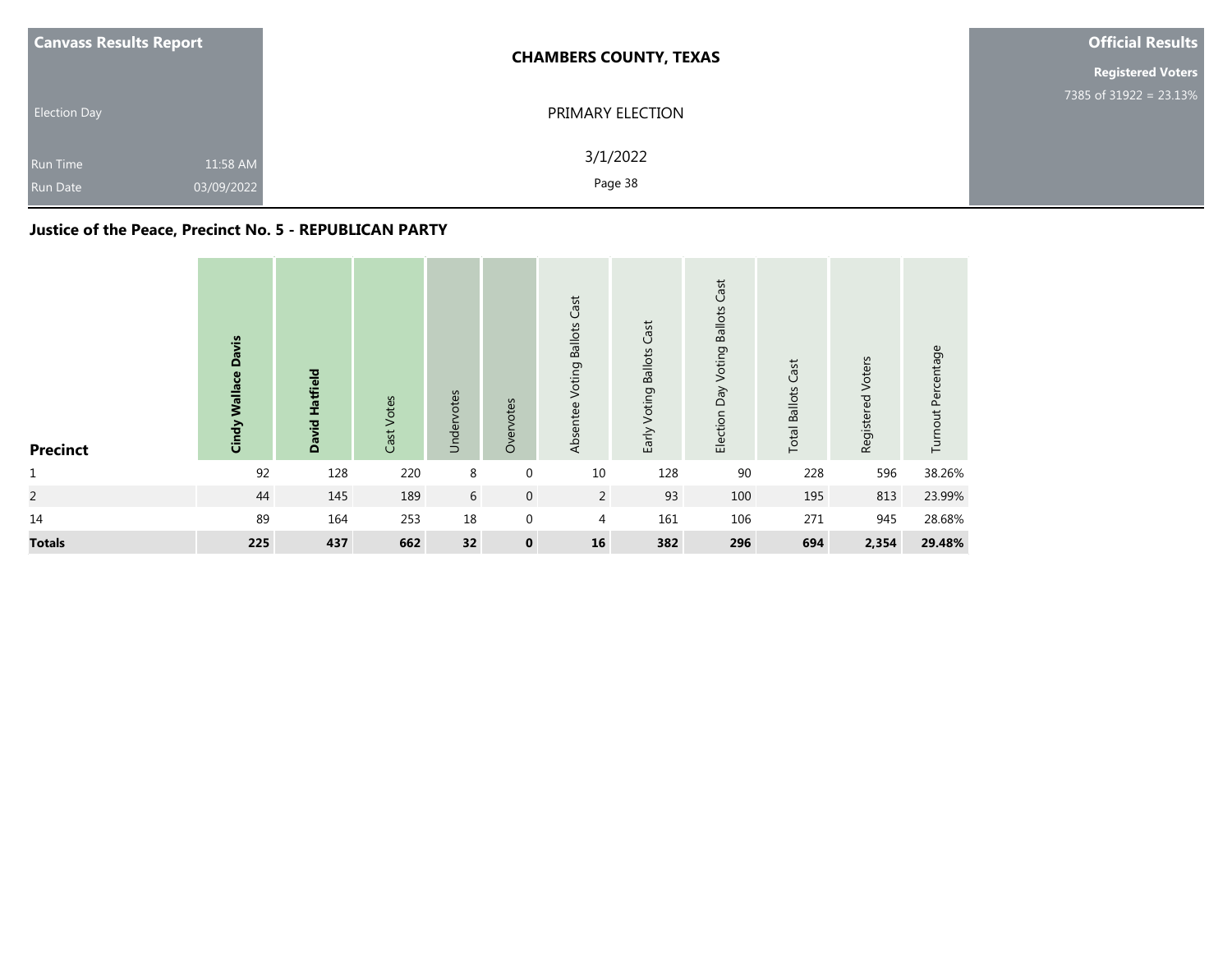**Canvass Results Report**

Election Day

Run Time 11:58 AM
Run Date 03/09/2022

**CHAMBERS COUNTY, TEXAS**

PRIMARY ELECTION

3/1/2022

**Official Results**

**Registered Voters**
7385 of 31922 = 23.13%

## Justice of the Peace, Precinct No. 5 - REPUBLICAN PARTY

| Precinct | **Cindy Wallace Davis** | **David Hatfield** | Cast Votes | Undervotes | Overvotes | Absentee Voting Ballots Cast | Early Voting Ballots Cast | Election Day Voting Ballots Cast | Total Ballots Cast | Registered Voters | Turnout Percentage |
|---|---|---|---|---|---|---|---|---|---|---|---|
| 1 | 92 | 128 | 220 | 8 | 0 | 10 | 128 | 90 | 228 | 596 | 38.26% |
| 2 | 44 | 145 | 189 | 6 | 0 | 2 | 93 | 100 | 195 | 813 | 23.99% |
| 14 | 89 | 164 | 253 | 18 | 0 | 4 | 161 | 106 | 271 | 945 | 28.68% |
| **Totals** | **225** | **437** | **662** | **32** | **0** | **16** | **382** | **296** | **694** | **2,354** | **29.48%** |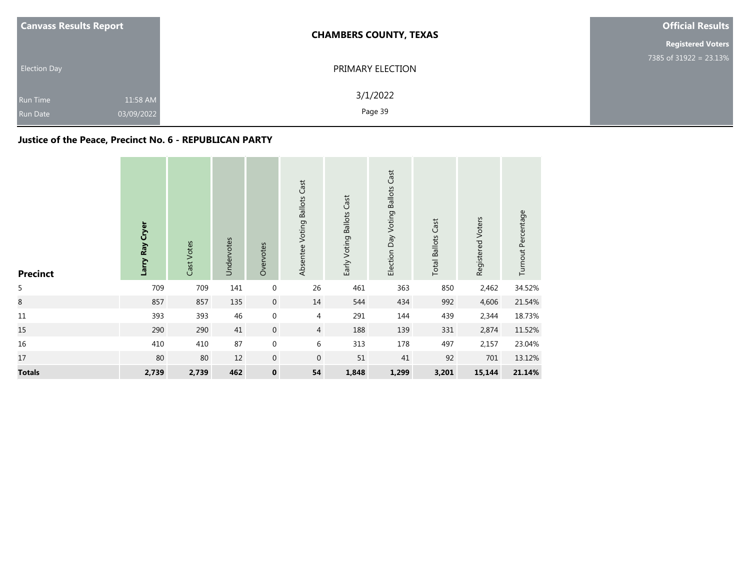**Canvass Results Report**

Election Day

Run Time 11:58 AM

Run Date 03/09/2022

**CHAMBERS COUNTY, TEXAS**

PRIMARY ELECTION

3/1/2022

**Official Results**

**Registered Voters**

7385 of 31922 = 23.13%

## Justice of the Peace, Precinct No. 6 - REPUBLICAN PARTY

| Precinct | Larry Ray Cryer | Cast Votes | Undervotes | Overvotes | Absentee Voting Ballots Cast | Early Voting Ballots Cast | Election Day Voting Ballots Cast | Total Ballots Cast | Registered Voters | Turnout Percentage |
|---|---|---|---|---|---|---|---|---|---|---|
| 5 | 709 | 709 | 141 | 0 | 26 | 461 | 363 | 850 | 2,462 | 34.52% |
| 8 | 857 | 857 | 135 | 0 | 14 | 544 | 434 | 992 | 4,606 | 21.54% |
| 11 | 393 | 393 | 46 | 0 | 4 | 291 | 144 | 439 | 2,344 | 18.73% |
| 15 | 290 | 290 | 41 | 0 | 4 | 188 | 139 | 331 | 2,874 | 11.52% |
| 16 | 410 | 410 | 87 | 0 | 6 | 313 | 178 | 497 | 2,157 | 23.04% |
| 17 | 80 | 80 | 12 | 0 | 0 | 51 | 41 | 92 | 701 | 13.12% |
| **Totals** | **2,739** | **2,739** | **462** | **0** | **54** | **1,848** | **1,299** | **3,201** | **15,144** | **21.14%** |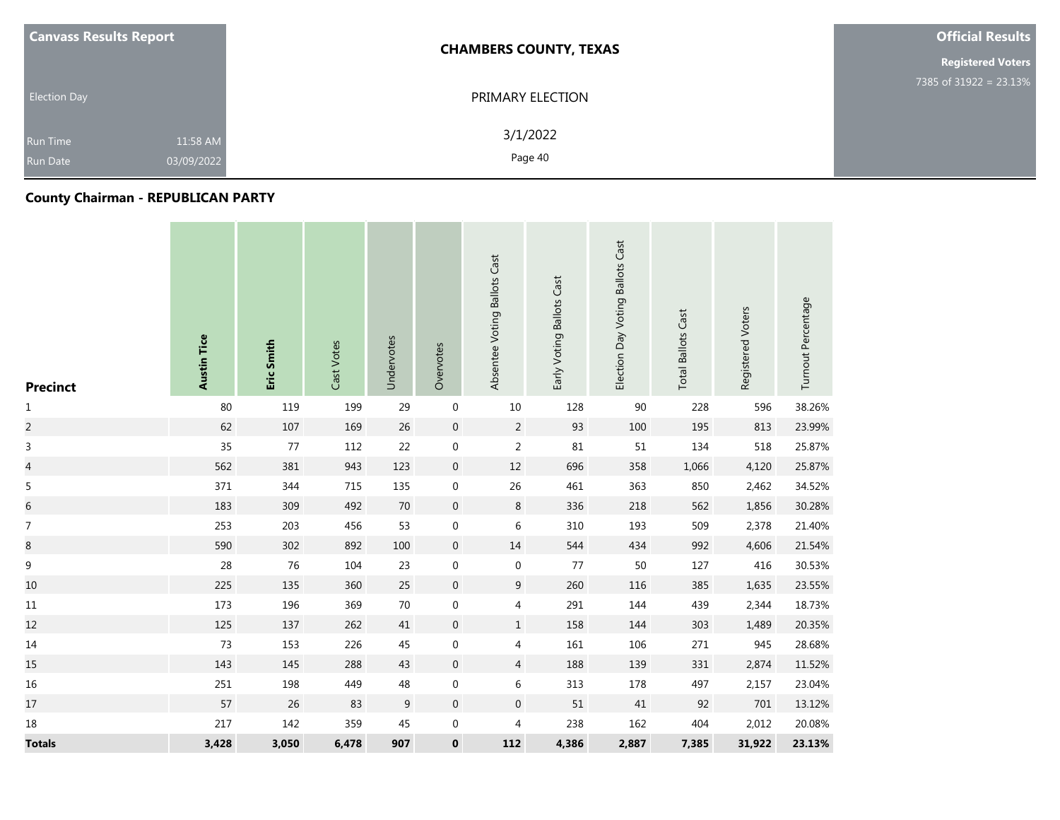**Canvass Results Report**

Election Day

Run Time 11:58 AM
Run Date 03/09/2022

**CHAMBERS COUNTY, TEXAS**

PRIMARY ELECTION

3/1/2022

**Official Results**

**Registered Voters**
7385 of 31922 = 23.13%

## County Chairman - REPUBLICAN PARTY

| Precinct | Austin Tice | Eric Smith | Cast Votes | Undervotes | Overvotes | Absentee Voting Ballots Cast | Early Voting Ballots Cast | Election Day Voting Ballots Cast | Total Ballots Cast | Registered Voters | Turnout Percentage |
|---|---|---|---|---|---|---|---|---|---|---|---|
| 1 | 80 | 119 | 199 | 29 | 0 | 10 | 128 | 90 | 228 | 596 | 38.26% |
| 2 | 62 | 107 | 169 | 26 | 0 | 2 | 93 | 100 | 195 | 813 | 23.99% |
| 3 | 35 | 77 | 112 | 22 | 0 | 2 | 81 | 51 | 134 | 518 | 25.87% |
| 4 | 562 | 381 | 943 | 123 | 0 | 12 | 696 | 358 | 1,066 | 4,120 | 25.87% |
| 5 | 371 | 344 | 715 | 135 | 0 | 26 | 461 | 363 | 850 | 2,462 | 34.52% |
| 6 | 183 | 309 | 492 | 70 | 0 | 8 | 336 | 218 | 562 | 1,856 | 30.28% |
| 7 | 253 | 203 | 456 | 53 | 0 | 6 | 310 | 193 | 509 | 2,378 | 21.40% |
| 8 | 590 | 302 | 892 | 100 | 0 | 14 | 544 | 434 | 992 | 4,606 | 21.54% |
| 9 | 28 | 76 | 104 | 23 | 0 | 0 | 77 | 50 | 127 | 416 | 30.53% |
| 10 | 225 | 135 | 360 | 25 | 0 | 9 | 260 | 116 | 385 | 1,635 | 23.55% |
| 11 | 173 | 196 | 369 | 70 | 0 | 4 | 291 | 144 | 439 | 2,344 | 18.73% |
| 12 | 125 | 137 | 262 | 41 | 0 | 1 | 158 | 144 | 303 | 1,489 | 20.35% |
| 14 | 73 | 153 | 226 | 45 | 0 | 4 | 161 | 106 | 271 | 945 | 28.68% |
| 15 | 143 | 145 | 288 | 43 | 0 | 4 | 188 | 139 | 331 | 2,874 | 11.52% |
| 16 | 251 | 198 | 449 | 48 | 0 | 6 | 313 | 178 | 497 | 2,157 | 23.04% |
| 17 | 57 | 26 | 83 | 9 | 0 | 0 | 51 | 41 | 92 | 701 | 13.12% |
| 18 | 217 | 142 | 359 | 45 | 0 | 4 | 238 | 162 | 404 | 2,012 | 20.08% |
| **Totals** | **3,428** | **3,050** | **6,478** | **907** | **0** | **112** | **4,386** | **2,887** | **7,385** | **31,922** | **23.13%** |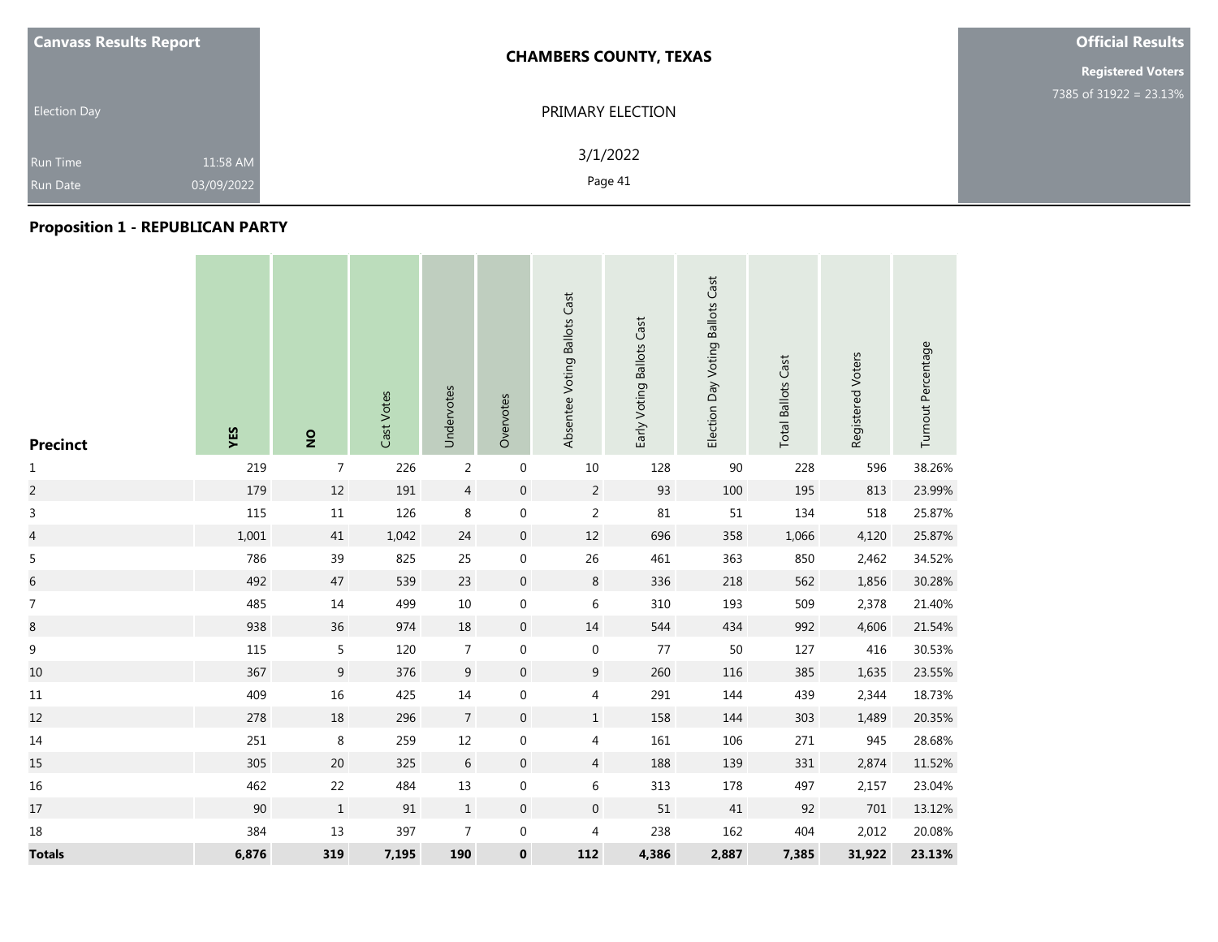**Canvass Results Report**

Election Day

Run Time 11:58 AM

Run Date 03/09/2022

**CHAMBERS COUNTY, TEXAS**

PRIMARY ELECTION

3/1/2022

**Official Results**

**Registered Voters**

7385 of 31922 = 23.13%

## Proposition 1 - REPUBLICAN PARTY

| Precinct | YES | NO | Cast Votes | Undervotes | Overvotes | Absentee Voting Ballots Cast | Early Voting Ballots Cast | Election Day Voting Ballots Cast | Total Ballots Cast | Registered Voters | Turnout Percentage |
|---|---|---|---|---|---|---|---|---|---|---|---|
| 1 | 219 | 7 | 226 | 2 | 0 | 10 | 128 | 90 | 228 | 596 | 38.26% |
| 2 | 179 | 12 | 191 | 4 | 0 | 2 | 93 | 100 | 195 | 813 | 23.99% |
| 3 | 115 | 11 | 126 | 8 | 0 | 2 | 81 | 51 | 134 | 518 | 25.87% |
| 4 | 1,001 | 41 | 1,042 | 24 | 0 | 12 | 696 | 358 | 1,066 | 4,120 | 25.87% |
| 5 | 786 | 39 | 825 | 25 | 0 | 26 | 461 | 363 | 850 | 2,462 | 34.52% |
| 6 | 492 | 47 | 539 | 23 | 0 | 8 | 336 | 218 | 562 | 1,856 | 30.28% |
| 7 | 485 | 14 | 499 | 10 | 0 | 6 | 310 | 193 | 509 | 2,378 | 21.40% |
| 8 | 938 | 36 | 974 | 18 | 0 | 14 | 544 | 434 | 992 | 4,606 | 21.54% |
| 9 | 115 | 5 | 120 | 7 | 0 | 0 | 77 | 50 | 127 | 416 | 30.53% |
| 10 | 367 | 9 | 376 | 9 | 0 | 9 | 260 | 116 | 385 | 1,635 | 23.55% |
| 11 | 409 | 16 | 425 | 14 | 0 | 4 | 291 | 144 | 439 | 2,344 | 18.73% |
| 12 | 278 | 18 | 296 | 7 | 0 | 1 | 158 | 144 | 303 | 1,489 | 20.35% |
| 14 | 251 | 8 | 259 | 12 | 0 | 4 | 161 | 106 | 271 | 945 | 28.68% |
| 15 | 305 | 20 | 325 | 6 | 0 | 4 | 188 | 139 | 331 | 2,874 | 11.52% |
| 16 | 462 | 22 | 484 | 13 | 0 | 6 | 313 | 178 | 497 | 2,157 | 23.04% |
| 17 | 90 | 1 | 91 | 1 | 0 | 0 | 51 | 41 | 92 | 701 | 13.12% |
| 18 | 384 | 13 | 397 | 7 | 0 | 4 | 238 | 162 | 404 | 2,012 | 20.08% |
| **Totals** | **6,876** | **319** | **7,195** | **190** | **0** | **112** | **4,386** | **2,887** | **7,385** | **31,922** | **23.13%** |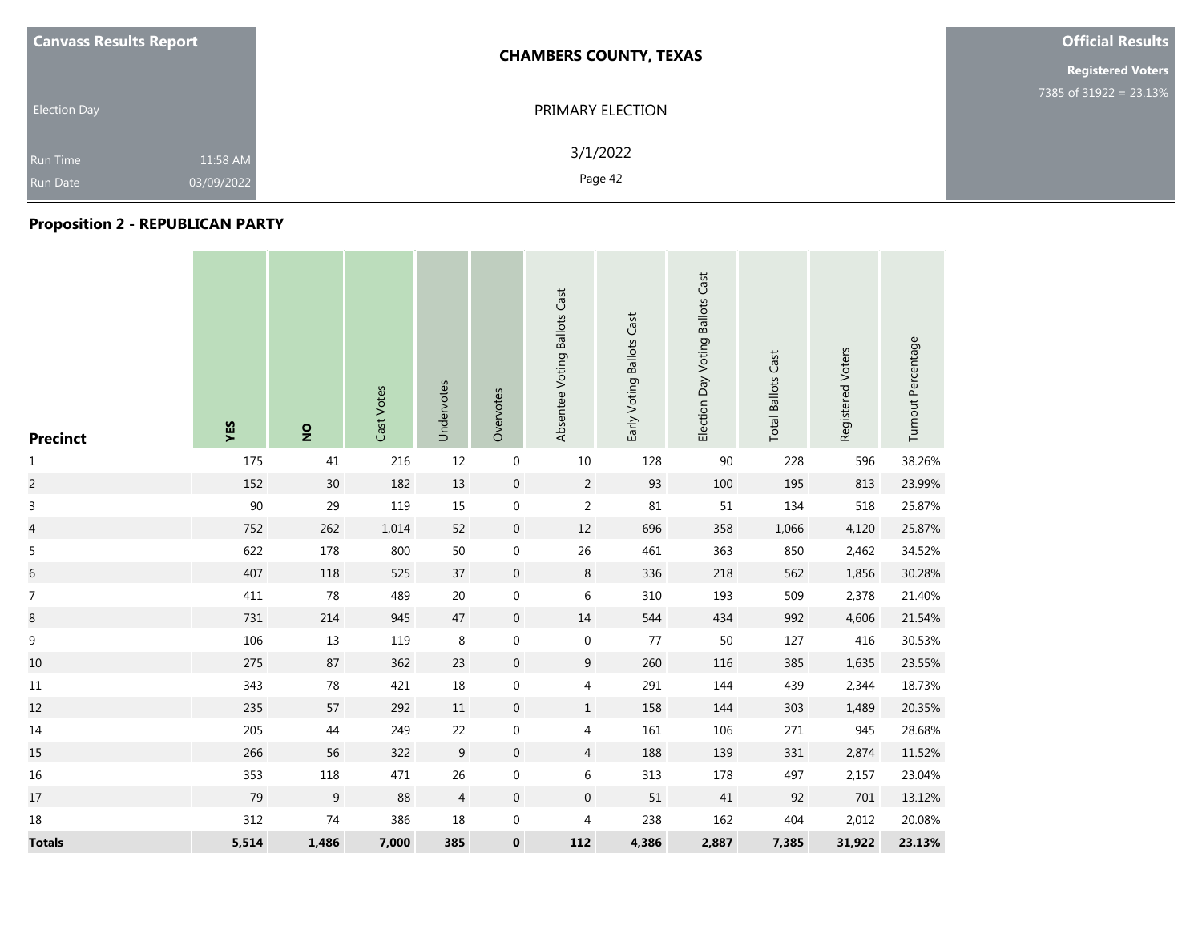**Canvass Results Report**

Election Day

Run Time 11:58 AM
Run Date 03/09/2022

**CHAMBERS COUNTY, TEXAS**

PRIMARY ELECTION

3/1/2022

**Official Results**

**Registered Voters**
7385 of 31922 = 23.13%

## Proposition 2 - REPUBLICAN PARTY

| Precinct | YES | NO | Cast Votes | Undervotes | Overvotes | Absentee Voting Ballots Cast | Early Voting Ballots Cast | Election Day Voting Ballots Cast | Total Ballots Cast | Registered Voters | Turnout Percentage |
|---|---|---|---|---|---|---|---|---|---|---|---|
| 1 | 175 | 41 | 216 | 12 | 0 | 10 | 128 | 90 | 228 | 596 | 38.26% |
| 2 | 152 | 30 | 182 | 13 | 0 | 2 | 93 | 100 | 195 | 813 | 23.99% |
| 3 | 90 | 29 | 119 | 15 | 0 | 2 | 81 | 51 | 134 | 518 | 25.87% |
| 4 | 752 | 262 | 1,014 | 52 | 0 | 12 | 696 | 358 | 1,066 | 4,120 | 25.87% |
| 5 | 622 | 178 | 800 | 50 | 0 | 26 | 461 | 363 | 850 | 2,462 | 34.52% |
| 6 | 407 | 118 | 525 | 37 | 0 | 8 | 336 | 218 | 562 | 1,856 | 30.28% |
| 7 | 411 | 78 | 489 | 20 | 0 | 6 | 310 | 193 | 509 | 2,378 | 21.40% |
| 8 | 731 | 214 | 945 | 47 | 0 | 14 | 544 | 434 | 992 | 4,606 | 21.54% |
| 9 | 106 | 13 | 119 | 8 | 0 | 0 | 77 | 50 | 127 | 416 | 30.53% |
| 10 | 275 | 87 | 362 | 23 | 0 | 9 | 260 | 116 | 385 | 1,635 | 23.55% |
| 11 | 343 | 78 | 421 | 18 | 0 | 4 | 291 | 144 | 439 | 2,344 | 18.73% |
| 12 | 235 | 57 | 292 | 11 | 0 | 1 | 158 | 144 | 303 | 1,489 | 20.35% |
| 14 | 205 | 44 | 249 | 22 | 0 | 4 | 161 | 106 | 271 | 945 | 28.68% |
| 15 | 266 | 56 | 322 | 9 | 0 | 4 | 188 | 139 | 331 | 2,874 | 11.52% |
| 16 | 353 | 118 | 471 | 26 | 0 | 6 | 313 | 178 | 497 | 2,157 | 23.04% |
| 17 | 79 | 9 | 88 | 4 | 0 | 0 | 51 | 41 | 92 | 701 | 13.12% |
| 18 | 312 | 74 | 386 | 18 | 0 | 4 | 238 | 162 | 404 | 2,012 | 20.08% |
| **Totals** | **5,514** | **1,486** | **7,000** | **385** | **0** | **112** | **4,386** | **2,887** | **7,385** | **31,922** | **23.13%** |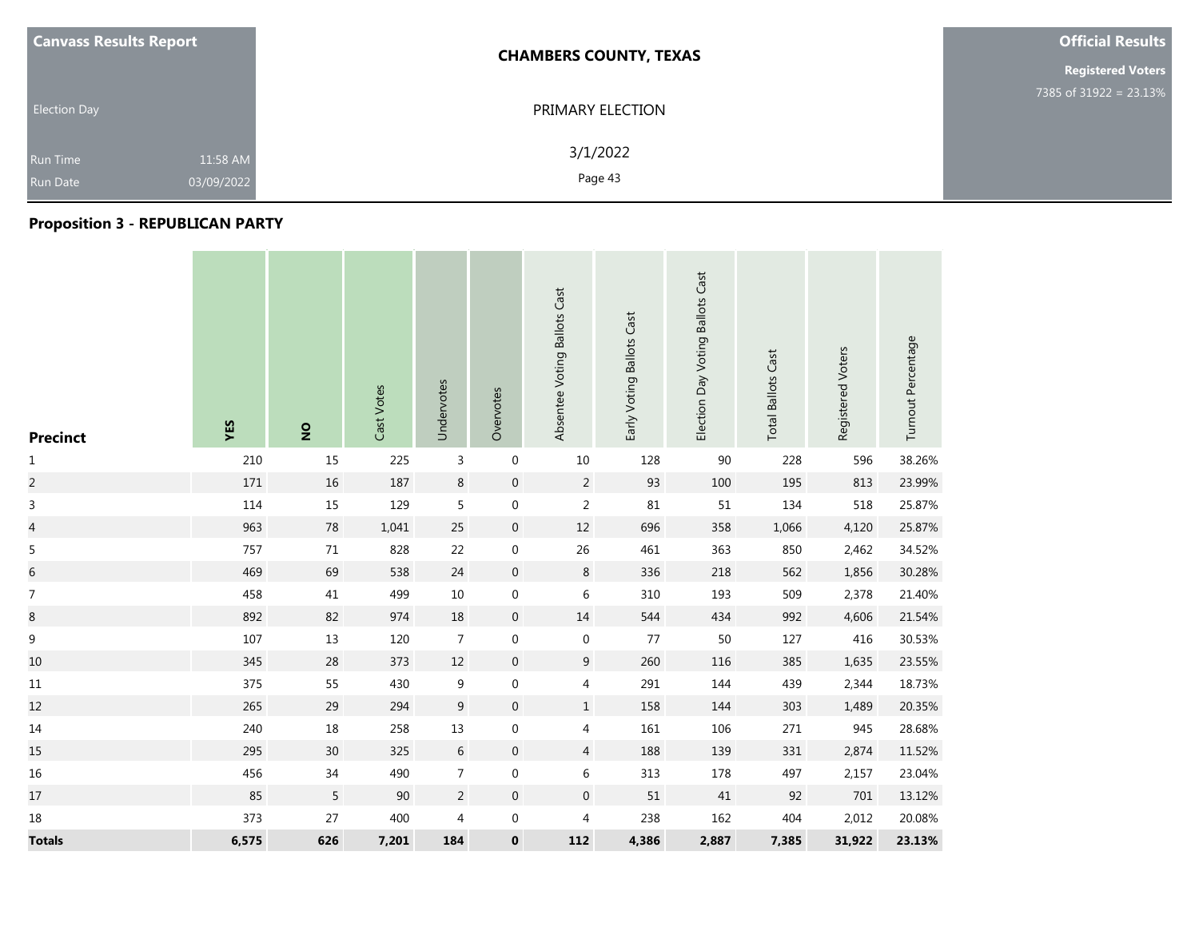**Canvass Results Report**

Election Day

Run Time 11:58 AM
Run Date 03/09/2022

**CHAMBERS COUNTY, TEXAS**

PRIMARY ELECTION

3/1/2022

**Official Results**

**Registered Voters**
7385 of 31922 = 23.13%

## Proposition 3 - REPUBLICAN PARTY

| Precinct | YES | NO | Cast Votes | Undervotes | Overvotes | Absentee Voting Ballots Cast | Early Voting Ballots Cast | Election Day Voting Ballots Cast | Total Ballots Cast | Registered Voters | Turnout Percentage |
|---|---|---|---|---|---|---|---|---|---|---|---|
| 1 | 210 | 15 | 225 | 3 | 0 | 10 | 128 | 90 | 228 | 596 | 38.26% |
| 2 | 171 | 16 | 187 | 8 | 0 | 2 | 93 | 100 | 195 | 813 | 23.99% |
| 3 | 114 | 15 | 129 | 5 | 0 | 2 | 81 | 51 | 134 | 518 | 25.87% |
| 4 | 963 | 78 | 1,041 | 25 | 0 | 12 | 696 | 358 | 1,066 | 4,120 | 25.87% |
| 5 | 757 | 71 | 828 | 22 | 0 | 26 | 461 | 363 | 850 | 2,462 | 34.52% |
| 6 | 469 | 69 | 538 | 24 | 0 | 8 | 336 | 218 | 562 | 1,856 | 30.28% |
| 7 | 458 | 41 | 499 | 10 | 0 | 6 | 310 | 193 | 509 | 2,378 | 21.40% |
| 8 | 892 | 82 | 974 | 18 | 0 | 14 | 544 | 434 | 992 | 4,606 | 21.54% |
| 9 | 107 | 13 | 120 | 7 | 0 | 0 | 77 | 50 | 127 | 416 | 30.53% |
| 10 | 345 | 28 | 373 | 12 | 0 | 9 | 260 | 116 | 385 | 1,635 | 23.55% |
| 11 | 375 | 55 | 430 | 9 | 0 | 4 | 291 | 144 | 439 | 2,344 | 18.73% |
| 12 | 265 | 29 | 294 | 9 | 0 | 1 | 158 | 144 | 303 | 1,489 | 20.35% |
| 14 | 240 | 18 | 258 | 13 | 0 | 4 | 161 | 106 | 271 | 945 | 28.68% |
| 15 | 295 | 30 | 325 | 6 | 0 | 4 | 188 | 139 | 331 | 2,874 | 11.52% |
| 16 | 456 | 34 | 490 | 7 | 0 | 6 | 313 | 178 | 497 | 2,157 | 23.04% |
| 17 | 85 | 5 | 90 | 2 | 0 | 0 | 51 | 41 | 92 | 701 | 13.12% |
| 18 | 373 | 27 | 400 | 4 | 0 | 4 | 238 | 162 | 404 | 2,012 | 20.08% |
| **Totals** | **6,575** | **626** | **7,201** | **184** | **0** | **112** | **4,386** | **2,887** | **7,385** | **31,922** | **23.13%** |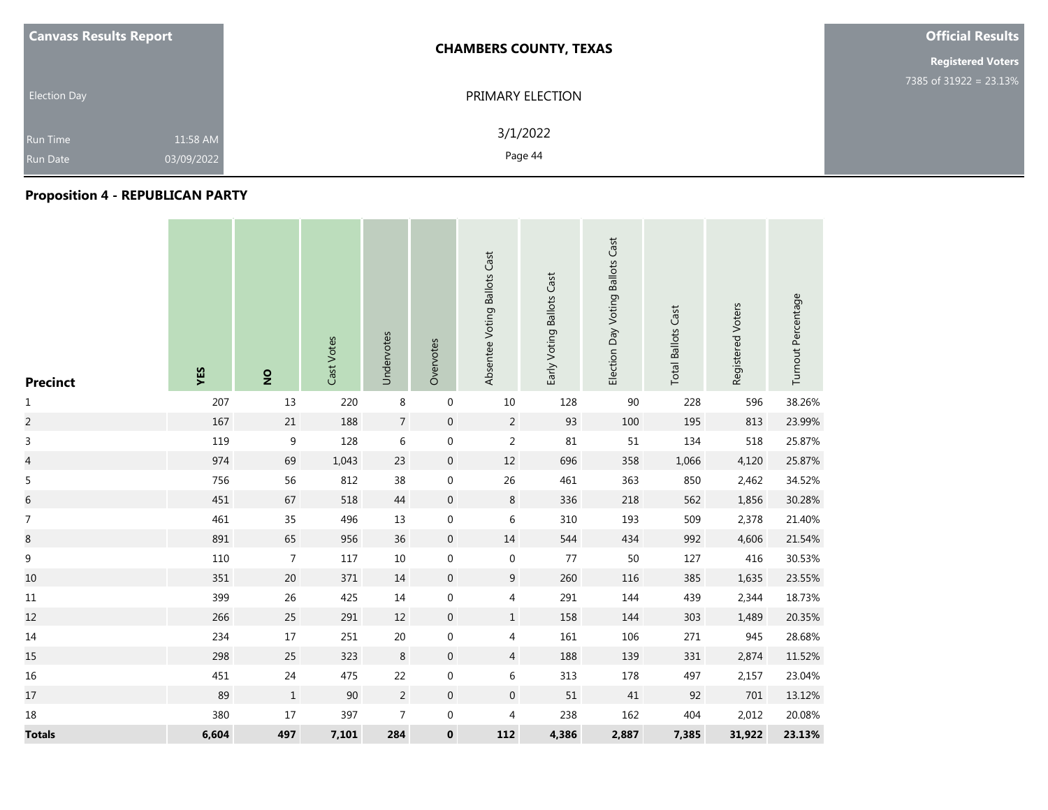**Canvass Results Report**

Election Day

Run Time 11:58 AM
Run Date 03/09/2022

**CHAMBERS COUNTY, TEXAS**

PRIMARY ELECTION

3/1/2022

**Official Results**

**Registered Voters**
7385 of 31922 = 23.13%

## Proposition 4 - REPUBLICAN PARTY

| Precinct | YES | NO | Cast Votes | Undervotes | Overvotes | Absentee Voting Ballots Cast | Early Voting Ballots Cast | Election Day Voting Ballots Cast | Total Ballots Cast | Registered Voters | Turnout Percentage |
|---|---|---|---|---|---|---|---|---|---|---|---|
| 1 | 207 | 13 | 220 | 8 | 0 | 10 | 128 | 90 | 228 | 596 | 38.26% |
| 2 | 167 | 21 | 188 | 7 | 0 | 2 | 93 | 100 | 195 | 813 | 23.99% |
| 3 | 119 | 9 | 128 | 6 | 0 | 2 | 81 | 51 | 134 | 518 | 25.87% |
| 4 | 974 | 69 | 1,043 | 23 | 0 | 12 | 696 | 358 | 1,066 | 4,120 | 25.87% |
| 5 | 756 | 56 | 812 | 38 | 0 | 26 | 461 | 363 | 850 | 2,462 | 34.52% |
| 6 | 451 | 67 | 518 | 44 | 0 | 8 | 336 | 218 | 562 | 1,856 | 30.28% |
| 7 | 461 | 35 | 496 | 13 | 0 | 6 | 310 | 193 | 509 | 2,378 | 21.40% |
| 8 | 891 | 65 | 956 | 36 | 0 | 14 | 544 | 434 | 992 | 4,606 | 21.54% |
| 9 | 110 | 7 | 117 | 10 | 0 | 0 | 77 | 50 | 127 | 416 | 30.53% |
| 10 | 351 | 20 | 371 | 14 | 0 | 9 | 260 | 116 | 385 | 1,635 | 23.55% |
| 11 | 399 | 26 | 425 | 14 | 0 | 4 | 291 | 144 | 439 | 2,344 | 18.73% |
| 12 | 266 | 25 | 291 | 12 | 0 | 1 | 158 | 144 | 303 | 1,489 | 20.35% |
| 14 | 234 | 17 | 251 | 20 | 0 | 4 | 161 | 106 | 271 | 945 | 28.68% |
| 15 | 298 | 25 | 323 | 8 | 0 | 4 | 188 | 139 | 331 | 2,874 | 11.52% |
| 16 | 451 | 24 | 475 | 22 | 0 | 6 | 313 | 178 | 497 | 2,157 | 23.04% |
| 17 | 89 | 1 | 90 | 2 | 0 | 0 | 51 | 41 | 92 | 701 | 13.12% |
| 18 | 380 | 17 | 397 | 7 | 0 | 4 | 238 | 162 | 404 | 2,012 | 20.08% |
| **Totals** | **6,604** | **497** | **7,101** | **284** | **0** | **112** | **4,386** | **2,887** | **7,385** | **31,922** | **23.13%** |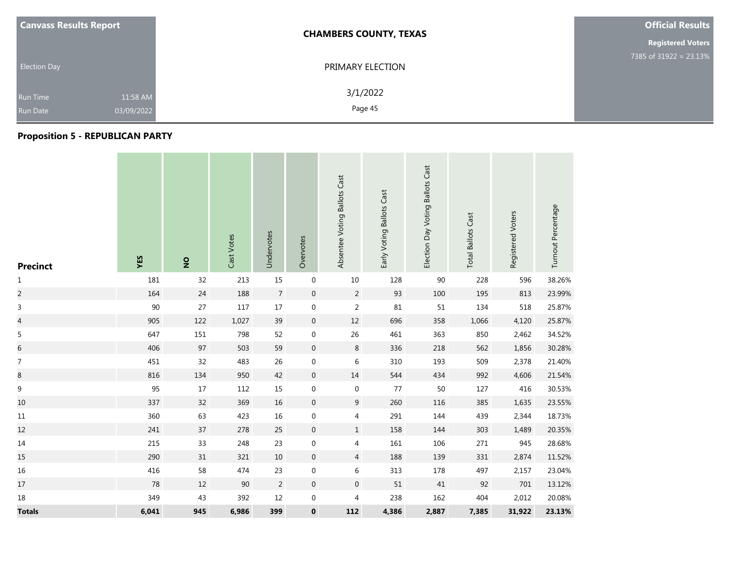**Canvass Results Report**

Election Day

Run Time 11:58 AM

Run Date 03/09/2022

**CHAMBERS COUNTY, TEXAS**

PRIMARY ELECTION

3/1/2022

**Official Results**

**Registered Voters**

7385 of 31922 = 23.13%

## Proposition 5 - REPUBLICAN PARTY

| Precinct | YES | NO | Cast Votes | Undervotes | Overvotes | Absentee Voting Ballots Cast | Early Voting Ballots Cast | Election Day Voting Ballots Cast | Total Ballots Cast | Registered Voters | Turnout Percentage |
|---|---|---|---|---|---|---|---|---|---|---|---|
| 1 | 181 | 32 | 213 | 15 | 0 | 10 | 128 | 90 | 228 | 596 | 38.26% |
| 2 | 164 | 24 | 188 | 7 | 0 | 2 | 93 | 100 | 195 | 813 | 23.99% |
| 3 | 90 | 27 | 117 | 17 | 0 | 2 | 81 | 51 | 134 | 518 | 25.87% |
| 4 | 905 | 122 | 1,027 | 39 | 0 | 12 | 696 | 358 | 1,066 | 4,120 | 25.87% |
| 5 | 647 | 151 | 798 | 52 | 0 | 26 | 461 | 363 | 850 | 2,462 | 34.52% |
| 6 | 406 | 97 | 503 | 59 | 0 | 8 | 336 | 218 | 562 | 1,856 | 30.28% |
| 7 | 451 | 32 | 483 | 26 | 0 | 6 | 310 | 193 | 509 | 2,378 | 21.40% |
| 8 | 816 | 134 | 950 | 42 | 0 | 14 | 544 | 434 | 992 | 4,606 | 21.54% |
| 9 | 95 | 17 | 112 | 15 | 0 | 0 | 77 | 50 | 127 | 416 | 30.53% |
| 10 | 337 | 32 | 369 | 16 | 0 | 9 | 260 | 116 | 385 | 1,635 | 23.55% |
| 11 | 360 | 63 | 423 | 16 | 0 | 4 | 291 | 144 | 439 | 2,344 | 18.73% |
| 12 | 241 | 37 | 278 | 25 | 0 | 1 | 158 | 144 | 303 | 1,489 | 20.35% |
| 14 | 215 | 33 | 248 | 23 | 0 | 4 | 161 | 106 | 271 | 945 | 28.68% |
| 15 | 290 | 31 | 321 | 10 | 0 | 4 | 188 | 139 | 331 | 2,874 | 11.52% |
| 16 | 416 | 58 | 474 | 23 | 0 | 6 | 313 | 178 | 497 | 2,157 | 23.04% |
| 17 | 78 | 12 | 90 | 2 | 0 | 0 | 51 | 41 | 92 | 701 | 13.12% |
| 18 | 349 | 43 | 392 | 12 | 0 | 4 | 238 | 162 | 404 | 2,012 | 20.08% |
| **Totals** | **6,041** | **945** | **6,986** | **399** | **0** | **112** | **4,386** | **2,887** | **7,385** | **31,922** | **23.13%** |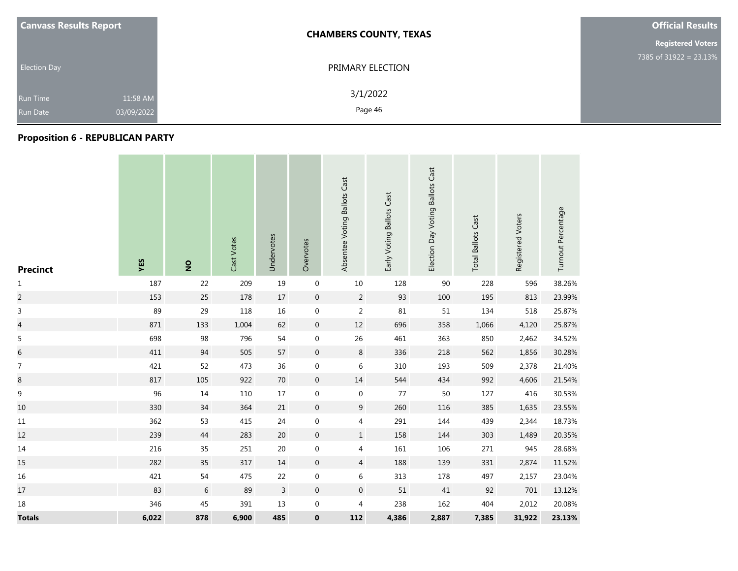**Canvass Results Report**

Election Day

Run Time 11:58 AM

Run Date 03/09/2022

**CHAMBERS COUNTY, TEXAS**

PRIMARY ELECTION

3/1/2022

**Official Results**

**Registered Voters**

7385 of 31922 = 23.13%

## Proposition 6 - REPUBLICAN PARTY

| Precinct | YES | NO | Cast Votes | Undervotes | Overvotes | Absentee Voting Ballots Cast | Early Voting Ballots Cast | Election Day Voting Ballots Cast | Total Ballots Cast | Registered Voters | Turnout Percentage |
|---|---|---|---|---|---|---|---|---|---|---|---|
| 1 | 187 | 22 | 209 | 19 | 0 | 10 | 128 | 90 | 228 | 596 | 38.26% |
| 2 | 153 | 25 | 178 | 17 | 0 | 2 | 93 | 100 | 195 | 813 | 23.99% |
| 3 | 89 | 29 | 118 | 16 | 0 | 2 | 81 | 51 | 134 | 518 | 25.87% |
| 4 | 871 | 133 | 1,004 | 62 | 0 | 12 | 696 | 358 | 1,066 | 4,120 | 25.87% |
| 5 | 698 | 98 | 796 | 54 | 0 | 26 | 461 | 363 | 850 | 2,462 | 34.52% |
| 6 | 411 | 94 | 505 | 57 | 0 | 8 | 336 | 218 | 562 | 1,856 | 30.28% |
| 7 | 421 | 52 | 473 | 36 | 0 | 6 | 310 | 193 | 509 | 2,378 | 21.40% |
| 8 | 817 | 105 | 922 | 70 | 0 | 14 | 544 | 434 | 992 | 4,606 | 21.54% |
| 9 | 96 | 14 | 110 | 17 | 0 | 0 | 77 | 50 | 127 | 416 | 30.53% |
| 10 | 330 | 34 | 364 | 21 | 0 | 9 | 260 | 116 | 385 | 1,635 | 23.55% |
| 11 | 362 | 53 | 415 | 24 | 0 | 4 | 291 | 144 | 439 | 2,344 | 18.73% |
| 12 | 239 | 44 | 283 | 20 | 0 | 1 | 158 | 144 | 303 | 1,489 | 20.35% |
| 14 | 216 | 35 | 251 | 20 | 0 | 4 | 161 | 106 | 271 | 945 | 28.68% |
| 15 | 282 | 35 | 317 | 14 | 0 | 4 | 188 | 139 | 331 | 2,874 | 11.52% |
| 16 | 421 | 54 | 475 | 22 | 0 | 6 | 313 | 178 | 497 | 2,157 | 23.04% |
| 17 | 83 | 6 | 89 | 3 | 0 | 0 | 51 | 41 | 92 | 701 | 13.12% |
| 18 | 346 | 45 | 391 | 13 | 0 | 4 | 238 | 162 | 404 | 2,012 | 20.08% |
| **Totals** | **6,022** | **878** | **6,900** | **485** | **0** | **112** | **4,386** | **2,887** | **7,385** | **31,922** | **23.13%** |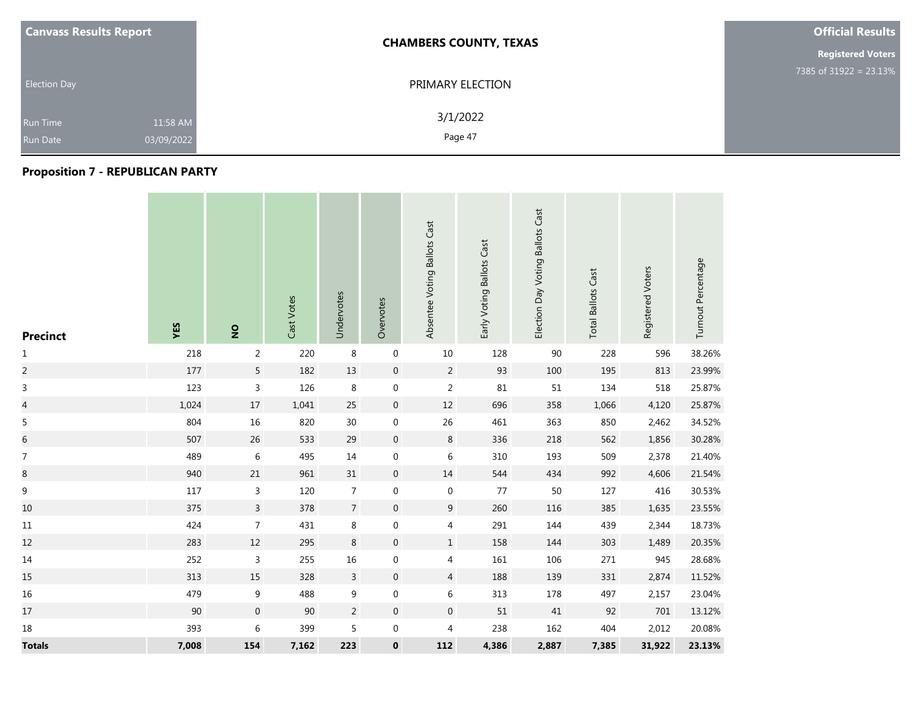**Canvass Results Report**

Election Day

Run Time 11:58 AM
Run Date 03/09/2022

**CHAMBERS COUNTY, TEXAS**

PRIMARY ELECTION

3/1/2022

**Official Results**

**Registered Voters**
7385 of 31922 = 23.13%

## Proposition 7 - REPUBLICAN PARTY

| Precinct | YES | NO | Cast Votes | Undervotes | Overvotes | Absentee Voting Ballots Cast | Early Voting Ballots Cast | Election Day Voting Ballots Cast | Total Ballots Cast | Registered Voters | Turnout Percentage |
|---|---|---|---|---|---|---|---|---|---|---|---|
| 1 | 218 | 2 | 220 | 8 | 0 | 10 | 128 | 90 | 228 | 596 | 38.26% |
| 2 | 177 | 5 | 182 | 13 | 0 | 2 | 93 | 100 | 195 | 813 | 23.99% |
| 3 | 123 | 3 | 126 | 8 | 0 | 2 | 81 | 51 | 134 | 518 | 25.87% |
| 4 | 1,024 | 17 | 1,041 | 25 | 0 | 12 | 696 | 358 | 1,066 | 4,120 | 25.87% |
| 5 | 804 | 16 | 820 | 30 | 0 | 26 | 461 | 363 | 850 | 2,462 | 34.52% |
| 6 | 507 | 26 | 533 | 29 | 0 | 8 | 336 | 218 | 562 | 1,856 | 30.28% |
| 7 | 489 | 6 | 495 | 14 | 0 | 6 | 310 | 193 | 509 | 2,378 | 21.40% |
| 8 | 940 | 21 | 961 | 31 | 0 | 14 | 544 | 434 | 992 | 4,606 | 21.54% |
| 9 | 117 | 3 | 120 | 7 | 0 | 0 | 77 | 50 | 127 | 416 | 30.53% |
| 10 | 375 | 3 | 378 | 7 | 0 | 9 | 260 | 116 | 385 | 1,635 | 23.55% |
| 11 | 424 | 7 | 431 | 8 | 0 | 4 | 291 | 144 | 439 | 2,344 | 18.73% |
| 12 | 283 | 12 | 295 | 8 | 0 | 1 | 158 | 144 | 303 | 1,489 | 20.35% |
| 14 | 252 | 3 | 255 | 16 | 0 | 4 | 161 | 106 | 271 | 945 | 28.68% |
| 15 | 313 | 15 | 328 | 3 | 0 | 4 | 188 | 139 | 331 | 2,874 | 11.52% |
| 16 | 479 | 9 | 488 | 9 | 0 | 6 | 313 | 178 | 497 | 2,157 | 23.04% |
| 17 | 90 | 0 | 90 | 2 | 0 | 0 | 51 | 41 | 92 | 701 | 13.12% |
| 18 | 393 | 6 | 399 | 5 | 0 | 4 | 238 | 162 | 404 | 2,012 | 20.08% |
| **Totals** | **7,008** | **154** | **7,162** | **223** | **0** | **112** | **4,386** | **2,887** | **7,385** | **31,922** | **23.13%** |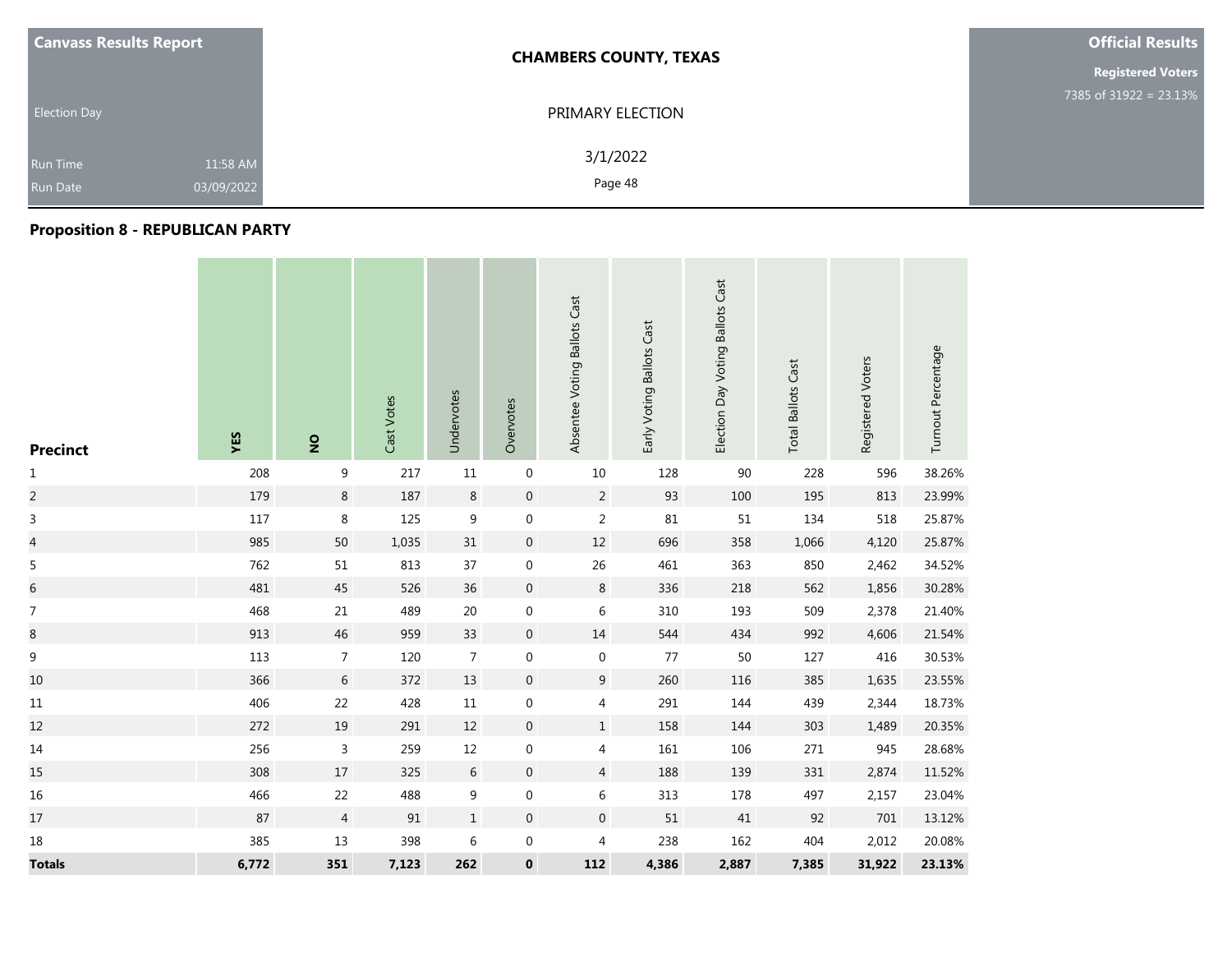**Canvass Results Report**

Election Day

Run Time 11:58 AM

Run Date 03/09/2022

**CHAMBERS COUNTY, TEXAS**

PRIMARY ELECTION

3/1/2022

**Official Results**

**Registered Voters**

7385 of 31922 = 23.13%

## Proposition 8 - REPUBLICAN PARTY

| Precinct | YES | NO | Cast Votes | Undervotes | Overvotes | Absentee Voting Ballots Cast | Early Voting Ballots Cast | Election Day Voting Ballots Cast | Total Ballots Cast | Registered Voters | Turnout Percentage |
|---|---|---|---|---|---|---|---|---|---|---|---|
| 1 | 208 | 9 | 217 | 11 | 0 | 10 | 128 | 90 | 228 | 596 | 38.26% |
| 2 | 179 | 8 | 187 | 8 | 0 | 2 | 93 | 100 | 195 | 813 | 23.99% |
| 3 | 117 | 8 | 125 | 9 | 0 | 2 | 81 | 51 | 134 | 518 | 25.87% |
| 4 | 985 | 50 | 1,035 | 31 | 0 | 12 | 696 | 358 | 1,066 | 4,120 | 25.87% |
| 5 | 762 | 51 | 813 | 37 | 0 | 26 | 461 | 363 | 850 | 2,462 | 34.52% |
| 6 | 481 | 45 | 526 | 36 | 0 | 8 | 336 | 218 | 562 | 1,856 | 30.28% |
| 7 | 468 | 21 | 489 | 20 | 0 | 6 | 310 | 193 | 509 | 2,378 | 21.40% |
| 8 | 913 | 46 | 959 | 33 | 0 | 14 | 544 | 434 | 992 | 4,606 | 21.54% |
| 9 | 113 | 7 | 120 | 7 | 0 | 0 | 77 | 50 | 127 | 416 | 30.53% |
| 10 | 366 | 6 | 372 | 13 | 0 | 9 | 260 | 116 | 385 | 1,635 | 23.55% |
| 11 | 406 | 22 | 428 | 11 | 0 | 4 | 291 | 144 | 439 | 2,344 | 18.73% |
| 12 | 272 | 19 | 291 | 12 | 0 | 1 | 158 | 144 | 303 | 1,489 | 20.35% |
| 14 | 256 | 3 | 259 | 12 | 0 | 4 | 161 | 106 | 271 | 945 | 28.68% |
| 15 | 308 | 17 | 325 | 6 | 0 | 4 | 188 | 139 | 331 | 2,874 | 11.52% |
| 16 | 466 | 22 | 488 | 9 | 0 | 6 | 313 | 178 | 497 | 2,157 | 23.04% |
| 17 | 87 | 4 | 91 | 1 | 0 | 0 | 51 | 41 | 92 | 701 | 13.12% |
| 18 | 385 | 13 | 398 | 6 | 0 | 4 | 238 | 162 | 404 | 2,012 | 20.08% |
| **Totals** | **6,772** | **351** | **7,123** | **262** | **0** | **112** | **4,386** | **2,887** | **7,385** | **31,922** | **23.13%** |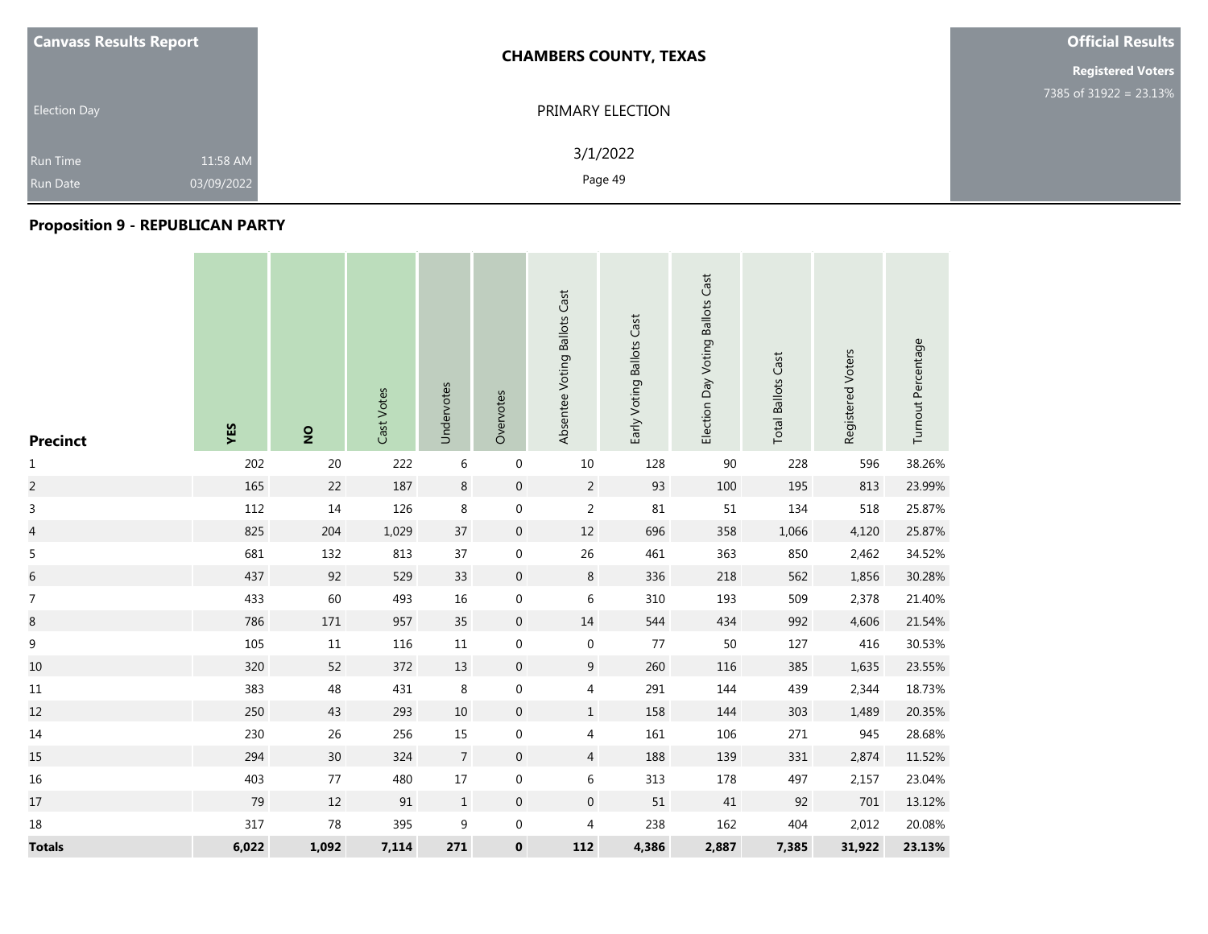**Canvass Results Report**

Election Day

Run Time 11:58 AM
Run Date 03/09/2022

**CHAMBERS COUNTY, TEXAS**

PRIMARY ELECTION

3/1/2022

**Official Results**

**Registered Voters**
7385 of 31922 = 23.13%

## Proposition 9 - REPUBLICAN PARTY

| Precinct | YES | NO | Cast Votes | Undervotes | Overvotes | Absentee Voting Ballots Cast | Early Voting Ballots Cast | Election Day Voting Ballots Cast | Total Ballots Cast | Registered Voters | Turnout Percentage |
|---|---|---|---|---|---|---|---|---|---|---|---|
| 1 | 202 | 20 | 222 | 6 | 0 | 10 | 128 | 90 | 228 | 596 | 38.26% |
| 2 | 165 | 22 | 187 | 8 | 0 | 2 | 93 | 100 | 195 | 813 | 23.99% |
| 3 | 112 | 14 | 126 | 8 | 0 | 2 | 81 | 51 | 134 | 518 | 25.87% |
| 4 | 825 | 204 | 1,029 | 37 | 0 | 12 | 696 | 358 | 1,066 | 4,120 | 25.87% |
| 5 | 681 | 132 | 813 | 37 | 0 | 26 | 461 | 363 | 850 | 2,462 | 34.52% |
| 6 | 437 | 92 | 529 | 33 | 0 | 8 | 336 | 218 | 562 | 1,856 | 30.28% |
| 7 | 433 | 60 | 493 | 16 | 0 | 6 | 310 | 193 | 509 | 2,378 | 21.40% |
| 8 | 786 | 171 | 957 | 35 | 0 | 14 | 544 | 434 | 992 | 4,606 | 21.54% |
| 9 | 105 | 11 | 116 | 11 | 0 | 0 | 77 | 50 | 127 | 416 | 30.53% |
| 10 | 320 | 52 | 372 | 13 | 0 | 9 | 260 | 116 | 385 | 1,635 | 23.55% |
| 11 | 383 | 48 | 431 | 8 | 0 | 4 | 291 | 144 | 439 | 2,344 | 18.73% |
| 12 | 250 | 43 | 293 | 10 | 0 | 1 | 158 | 144 | 303 | 1,489 | 20.35% |
| 14 | 230 | 26 | 256 | 15 | 0 | 4 | 161 | 106 | 271 | 945 | 28.68% |
| 15 | 294 | 30 | 324 | 7 | 0 | 4 | 188 | 139 | 331 | 2,874 | 11.52% |
| 16 | 403 | 77 | 480 | 17 | 0 | 6 | 313 | 178 | 497 | 2,157 | 23.04% |
| 17 | 79 | 12 | 91 | 1 | 0 | 0 | 51 | 41 | 92 | 701 | 13.12% |
| 18 | 317 | 78 | 395 | 9 | 0 | 4 | 238 | 162 | 404 | 2,012 | 20.08% |
| **Totals** | **6,022** | **1,092** | **7,114** | **271** | **0** | **112** | **4,386** | **2,887** | **7,385** | **31,922** | **23.13%** |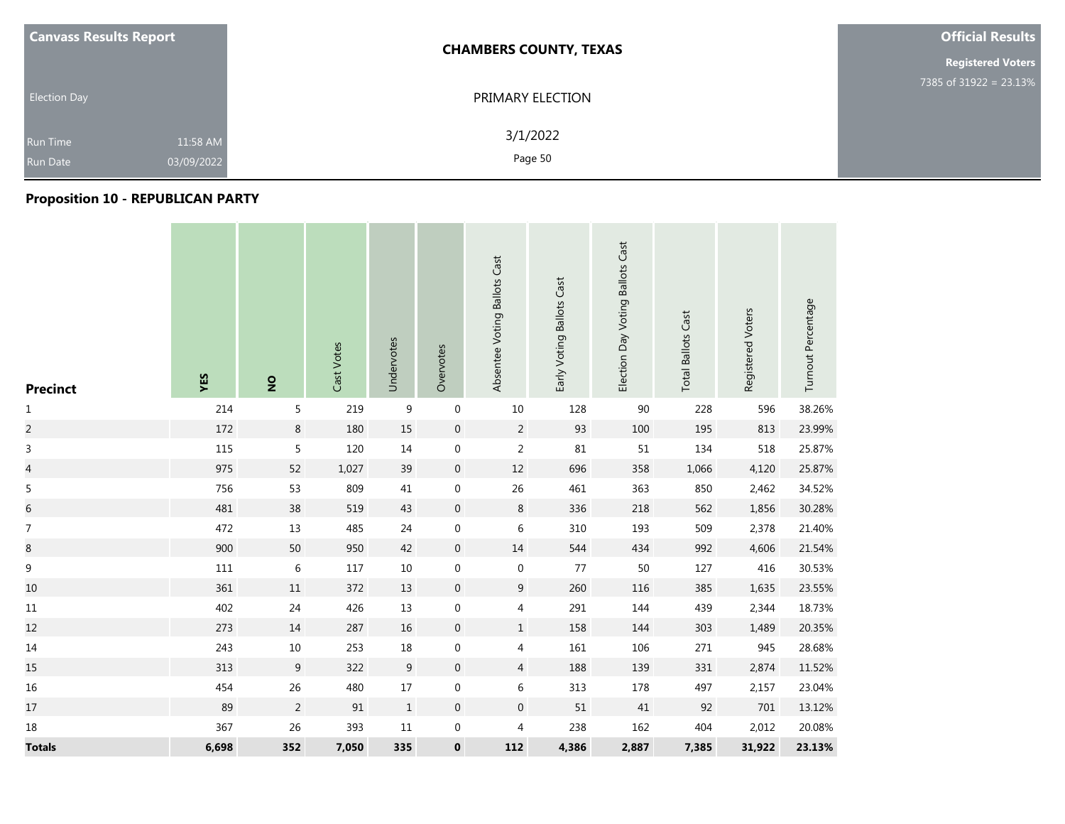**Canvass Results Report**

Election Day

Run Time 11:58 AM

Run Date 03/09/2022

**CHAMBERS COUNTY, TEXAS**

PRIMARY ELECTION

3/1/2022

**Official Results**

**Registered Voters**

7385 of 31922 = 23.13%

## Proposition 10 - REPUBLICAN PARTY

| Precinct | YES | NO | Cast Votes | Undervotes | Overvotes | Absentee Voting Ballots Cast | Early Voting Ballots Cast | Election Day Voting Ballots Cast | Total Ballots Cast | Registered Voters | Turnout Percentage |
|---|---|---|---|---|---|---|---|---|---|---|---|
| 1 | 214 | 5 | 219 | 9 | 0 | 10 | 128 | 90 | 228 | 596 | 38.26% |
| 2 | 172 | 8 | 180 | 15 | 0 | 2 | 93 | 100 | 195 | 813 | 23.99% |
| 3 | 115 | 5 | 120 | 14 | 0 | 2 | 81 | 51 | 134 | 518 | 25.87% |
| 4 | 975 | 52 | 1,027 | 39 | 0 | 12 | 696 | 358 | 1,066 | 4,120 | 25.87% |
| 5 | 756 | 53 | 809 | 41 | 0 | 26 | 461 | 363 | 850 | 2,462 | 34.52% |
| 6 | 481 | 38 | 519 | 43 | 0 | 8 | 336 | 218 | 562 | 1,856 | 30.28% |
| 7 | 472 | 13 | 485 | 24 | 0 | 6 | 310 | 193 | 509 | 2,378 | 21.40% |
| 8 | 900 | 50 | 950 | 42 | 0 | 14 | 544 | 434 | 992 | 4,606 | 21.54% |
| 9 | 111 | 6 | 117 | 10 | 0 | 0 | 77 | 50 | 127 | 416 | 30.53% |
| 10 | 361 | 11 | 372 | 13 | 0 | 9 | 260 | 116 | 385 | 1,635 | 23.55% |
| 11 | 402 | 24 | 426 | 13 | 0 | 4 | 291 | 144 | 439 | 2,344 | 18.73% |
| 12 | 273 | 14 | 287 | 16 | 0 | 1 | 158 | 144 | 303 | 1,489 | 20.35% |
| 14 | 243 | 10 | 253 | 18 | 0 | 4 | 161 | 106 | 271 | 945 | 28.68% |
| 15 | 313 | 9 | 322 | 9 | 0 | 4 | 188 | 139 | 331 | 2,874 | 11.52% |
| 16 | 454 | 26 | 480 | 17 | 0 | 6 | 313 | 178 | 497 | 2,157 | 23.04% |
| 17 | 89 | 2 | 91 | 1 | 0 | 0 | 51 | 41 | 92 | 701 | 13.12% |
| 18 | 367 | 26 | 393 | 11 | 0 | 4 | 238 | 162 | 404 | 2,012 | 20.08% |
| **Totals** | **6,698** | **352** | **7,050** | **335** | **0** | **112** | **4,386** | **2,887** | **7,385** | **31,922** | **23.13%** |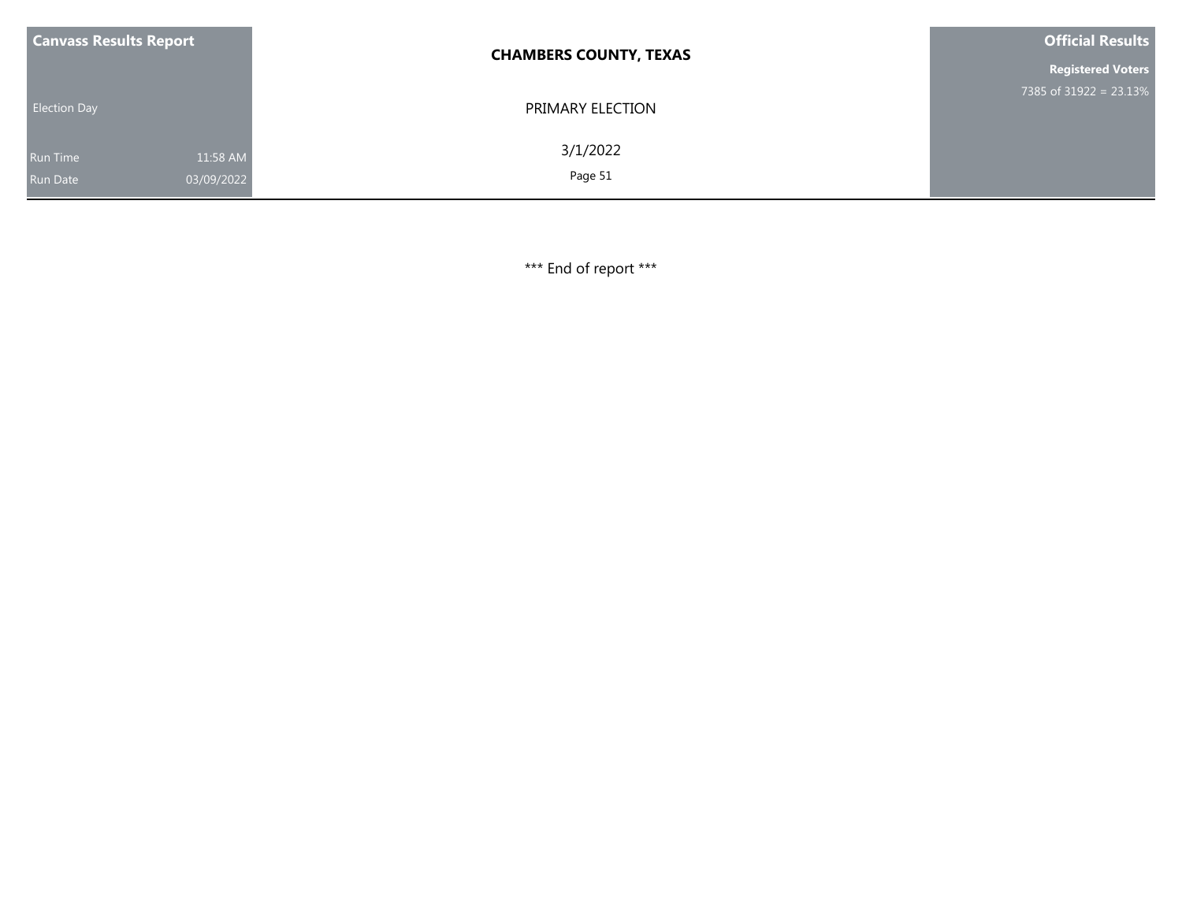*** End of report ***